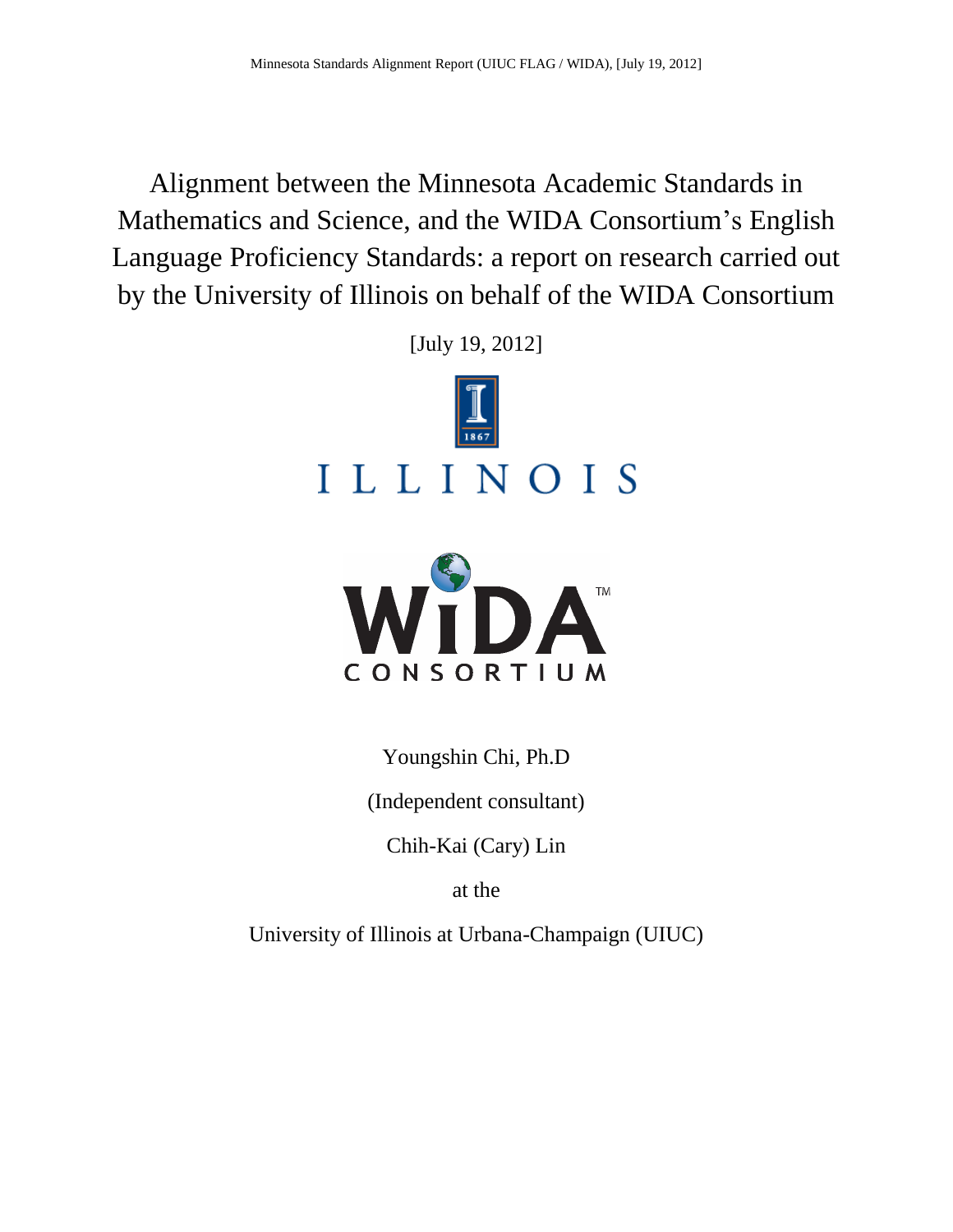# Alignment between the Minnesota Academic Standards in Mathematics and Science, and the WIDA Consortium's English Language Proficiency Standards: a report on research carried out by the University of Illinois on behalf of the WIDA Consortium

[July 19, 2012]

Youngshin Chi, Ph.D

(Independent consultant)

Chih-Kai (Cary) Lin

at the

University of Illinois at Urbana-Champaign (UIUC)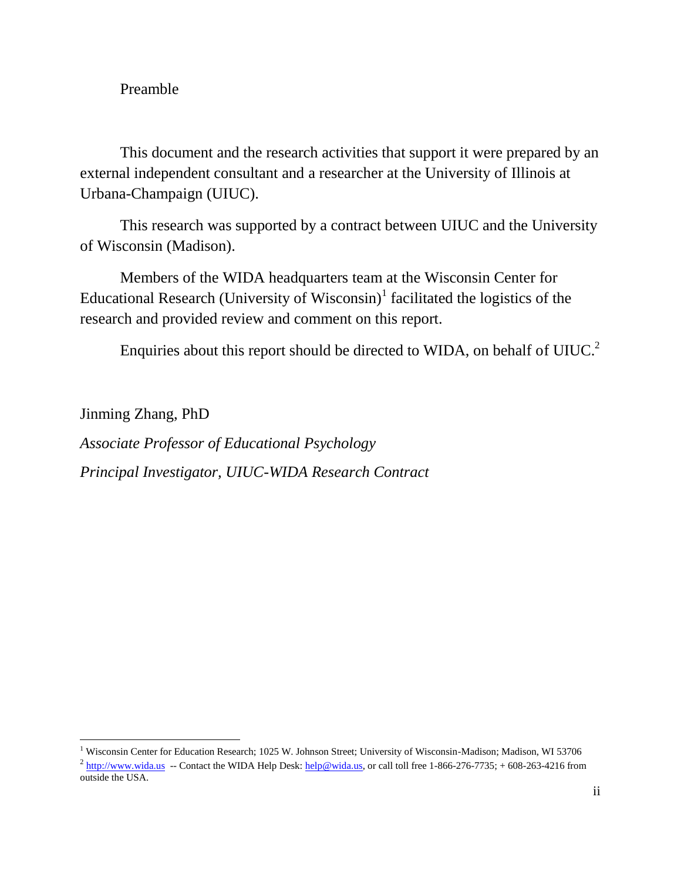Preamble

This document and the research activities that support it were prepared by an external independent consultant and a researcher at the University of Illinois at Urbana-Champaign (UIUC).

This research was supported by a contract between UIUC and the University of Wisconsin (Madison).

Members of the WIDA headquarters team at the Wisconsin Center for Educational Research (University of Wisconsin)[1] facilitated the logistics of the research and provided review and comment on this report.

Enquiries about this report should be directed to WIDA, on behalf of UIUC.[2]

Jinming Zhang, PhD

*Associate Professor of Educational Psychology*

*Principal Investigator, UIUC-WIDA Research Contract*

---

[1] Wisconsin Center for Education Research; 1025 W. Johnson Street; University of Wisconsin-Madison; Madison, WI 53706

[2] http://www.wida.us -- Contact the WIDA Help Desk: help@wida.us, or call toll free 1-866-276-7735; + 608-263-4216 from outside the USA.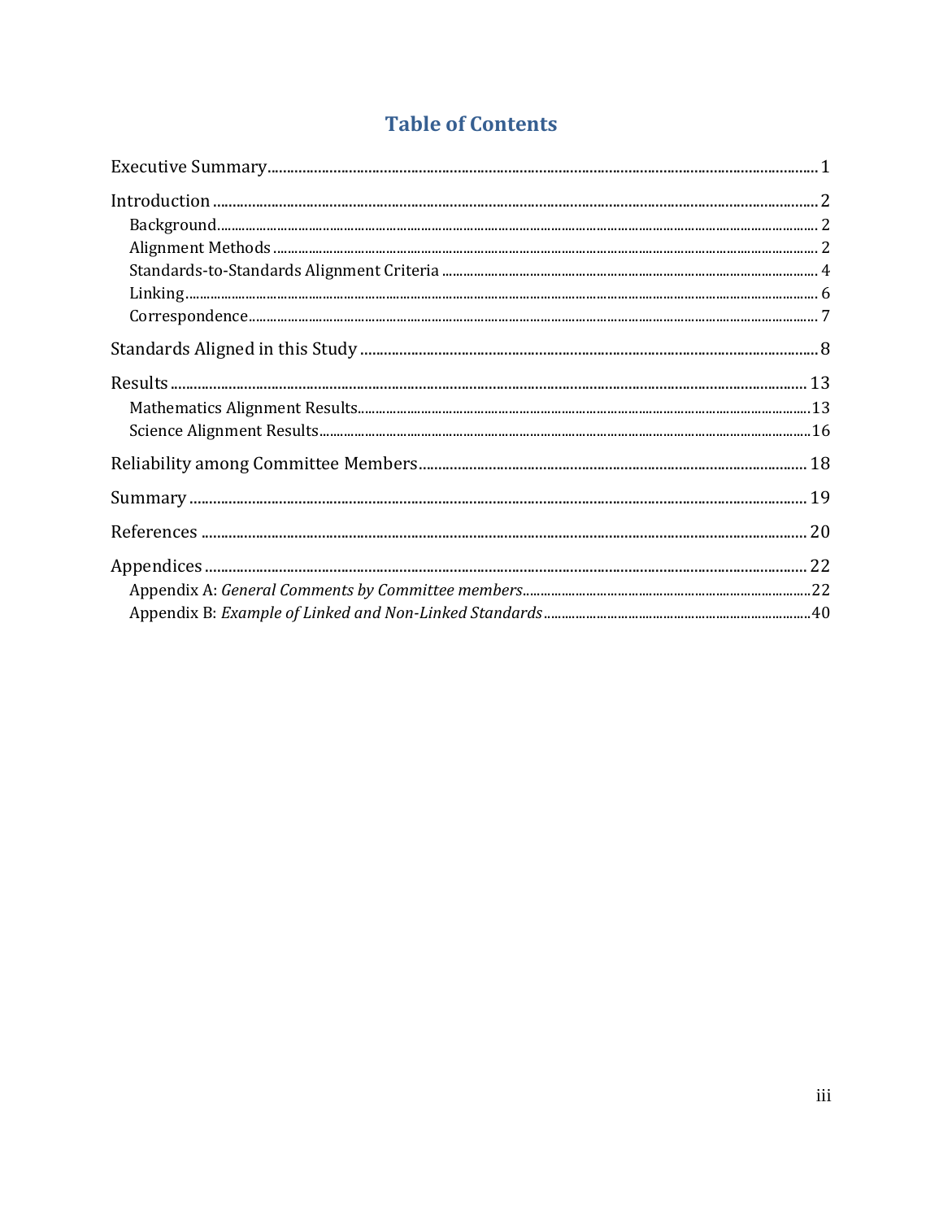# Table of Contents

Executive Summary ... 1

Introduction ... 2

- Background ... 2
- Alignment Methods ... 2
- Standards-to-Standards Alignment Criteria ... 4
- Linking ... 6
- Correspondence ... 7

Standards Aligned in this Study ... 8

Results ... 13

- Mathematics Alignment Results ... 13
- Science Alignment Results ... 16

Reliability among Committee Members ... 18

Summary ... 19

References ... 20

Appendices ... 22

- Appendix A: *General Comments by Committee members* ... 22
- Appendix B: *Example of Linked and Non-Linked Standards* ... 40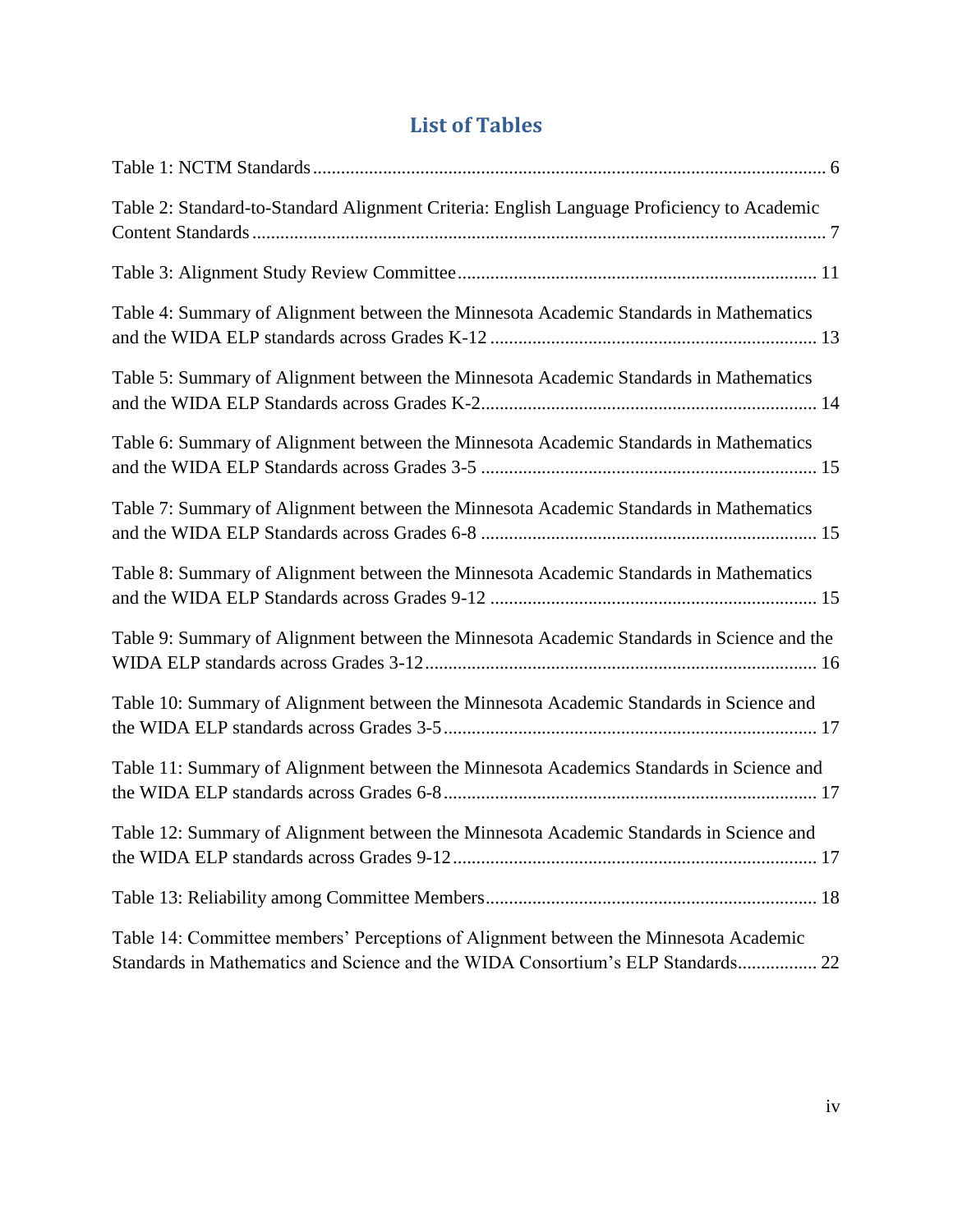# List of Tables

Table 1: NCTM Standards ........................................................................................................ 6

Table 2: Standard-to-Standard Alignment Criteria: English Language Proficiency to Academic Content Standards ........................................................................................................ 7

Table 3: Alignment Study Review Committee ........................................................................ 11

Table 4: Summary of Alignment between the Minnesota Academic Standards in Mathematics and the WIDA ELP standards across Grades K-12 ........................................................ 13

Table 5: Summary of Alignment between the Minnesota Academic Standards in Mathematics and the WIDA ELP Standards across Grades K-2 ........................................................ 14

Table 6: Summary of Alignment between the Minnesota Academic Standards in Mathematics and the WIDA ELP Standards across Grades 3-5 ........................................................ 15

Table 7: Summary of Alignment between the Minnesota Academic Standards in Mathematics and the WIDA ELP Standards across Grades 6-8 ........................................................ 15

Table 8: Summary of Alignment between the Minnesota Academic Standards in Mathematics and the WIDA ELP Standards across Grades 9-12 ........................................................ 15

Table 9: Summary of Alignment between the Minnesota Academic Standards in Science and the WIDA ELP standards across Grades 3-12 ........................................................ 16

Table 10: Summary of Alignment between the Minnesota Academic Standards in Science and the WIDA ELP standards across Grades 3-5 ........................................................ 17

Table 11: Summary of Alignment between the Minnesota Academics Standards in Science and the WIDA ELP standards across Grades 6-8 ........................................................ 17

Table 12: Summary of Alignment between the Minnesota Academic Standards in Science and the WIDA ELP standards across Grades 9-12 ........................................................ 17

Table 13: Reliability among Committee Members ........................................................ 18

Table 14: Committee members' Perceptions of Alignment between the Minnesota Academic Standards in Mathematics and Science and the WIDA Consortium's ELP Standards................. 22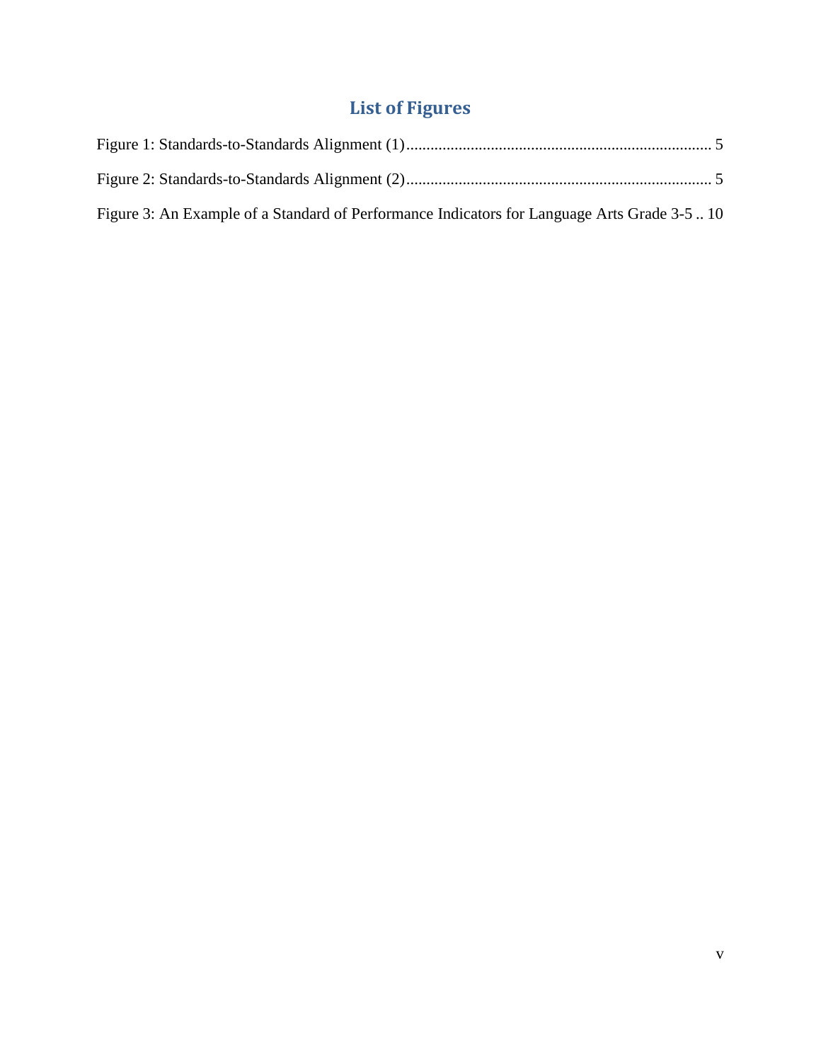# List of Figures

Figure 1: Standards-to-Standards Alignment (1)............................................................................ 5

Figure 2: Standards-to-Standards Alignment (2)............................................................................ 5

Figure 3: An Example of a Standard of Performance Indicators for Language Arts Grade 3-5 .. 10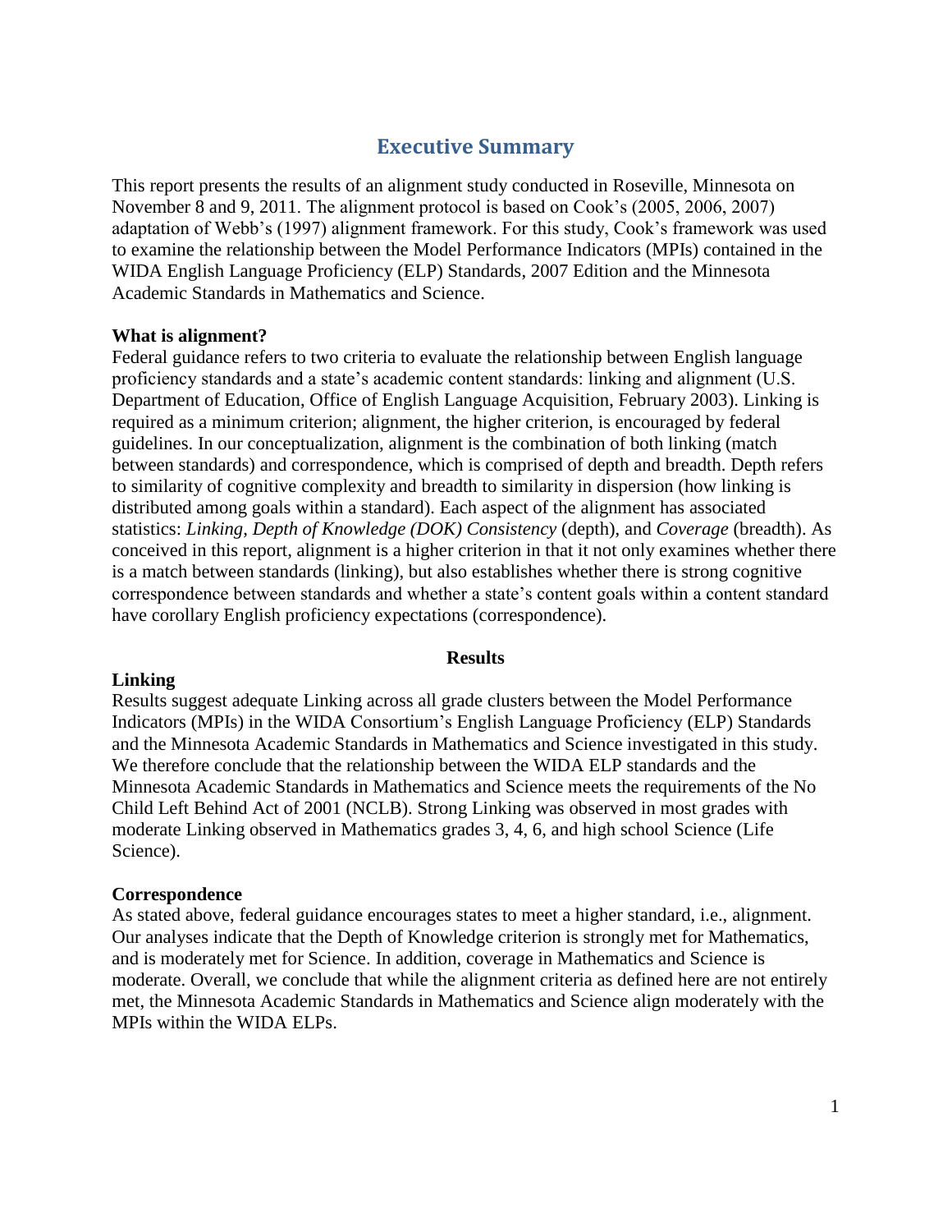# Executive Summary

This report presents the results of an alignment study conducted in Roseville, Minnesota on November 8 and 9, 2011. The alignment protocol is based on Cook's (2005, 2006, 2007) adaptation of Webb's (1997) alignment framework. For this study, Cook's framework was used to examine the relationship between the Model Performance Indicators (MPIs) contained in the WIDA English Language Proficiency (ELP) Standards, 2007 Edition and the Minnesota Academic Standards in Mathematics and Science.

**What is alignment?**

Federal guidance refers to two criteria to evaluate the relationship between English language proficiency standards and a state's academic content standards: linking and alignment (U.S. Department of Education, Office of English Language Acquisition, February 2003). Linking is required as a minimum criterion; alignment, the higher criterion, is encouraged by federal guidelines. In our conceptualization, alignment is the combination of both linking (match between standards) and correspondence, which is comprised of depth and breadth. Depth refers to similarity of cognitive complexity and breadth to similarity in dispersion (how linking is distributed among goals within a standard). Each aspect of the alignment has associated statistics: *Linking*, *Depth of Knowledge (DOK) Consistency* (depth), and *Coverage* (breadth). As conceived in this report, alignment is a higher criterion in that it not only examines whether there is a match between standards (linking), but also establishes whether there is strong cognitive correspondence between standards and whether a state's content goals within a content standard have corollary English proficiency expectations (correspondence).

## Results

**Linking**

Results suggest adequate Linking across all grade clusters between the Model Performance Indicators (MPIs) in the WIDA Consortium's English Language Proficiency (ELP) Standards and the Minnesota Academic Standards in Mathematics and Science investigated in this study. We therefore conclude that the relationship between the WIDA ELP standards and the Minnesota Academic Standards in Mathematics and Science meets the requirements of the No Child Left Behind Act of 2001 (NCLB). Strong Linking was observed in most grades with moderate Linking observed in Mathematics grades 3, 4, 6, and high school Science (Life Science).

**Correspondence**

As stated above, federal guidance encourages states to meet a higher standard, i.e., alignment. Our analyses indicate that the Depth of Knowledge criterion is strongly met for Mathematics, and is moderately met for Science. In addition, coverage in Mathematics and Science is moderate. Overall, we conclude that while the alignment criteria as defined here are not entirely met, the Minnesota Academic Standards in Mathematics and Science align moderately with the MPIs within the WIDA ELPs.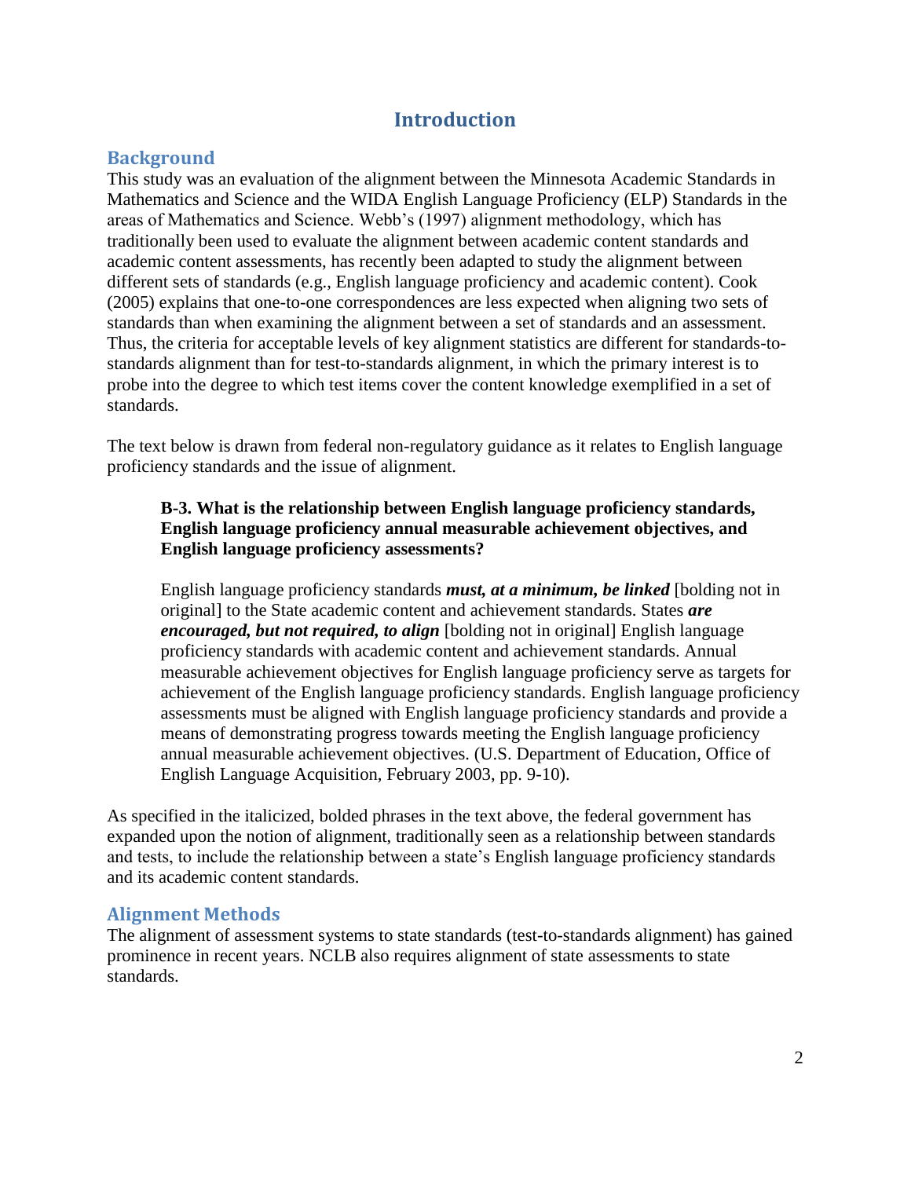# Introduction

## Background

This study was an evaluation of the alignment between the Minnesota Academic Standards in Mathematics and Science and the WIDA English Language Proficiency (ELP) Standards in the areas of Mathematics and Science. Webb's (1997) alignment methodology, which has traditionally been used to evaluate the alignment between academic content standards and academic content assessments, has recently been adapted to study the alignment between different sets of standards (e.g., English language proficiency and academic content). Cook (2005) explains that one-to-one correspondences are less expected when aligning two sets of standards than when examining the alignment between a set of standards and an assessment. Thus, the criteria for acceptable levels of key alignment statistics are different for standards-to-standards alignment than for test-to-standards alignment, in which the primary interest is to probe into the degree to which test items cover the content knowledge exemplified in a set of standards.

The text below is drawn from federal non-regulatory guidance as it relates to English language proficiency standards and the issue of alignment.

> **B-3. What is the relationship between English language proficiency standards, English language proficiency annual measurable achievement objectives, and English language proficiency assessments?**
>
> English language proficiency standards ***must, at a minimum, be linked*** [bolding not in original] to the State academic content and achievement standards. States ***are encouraged, but not required, to align*** [bolding not in original] English language proficiency standards with academic content and achievement standards. Annual measurable achievement objectives for English language proficiency serve as targets for achievement of the English language proficiency standards. English language proficiency assessments must be aligned with English language proficiency standards and provide a means of demonstrating progress towards meeting the English language proficiency annual measurable achievement objectives. (U.S. Department of Education, Office of English Language Acquisition, February 2003, pp. 9-10).

As specified in the italicized, bolded phrases in the text above, the federal government has expanded upon the notion of alignment, traditionally seen as a relationship between standards and tests, to include the relationship between a state's English language proficiency standards and its academic content standards.

## Alignment Methods

The alignment of assessment systems to state standards (test-to-standards alignment) has gained prominence in recent years. NCLB also requires alignment of state assessments to state standards.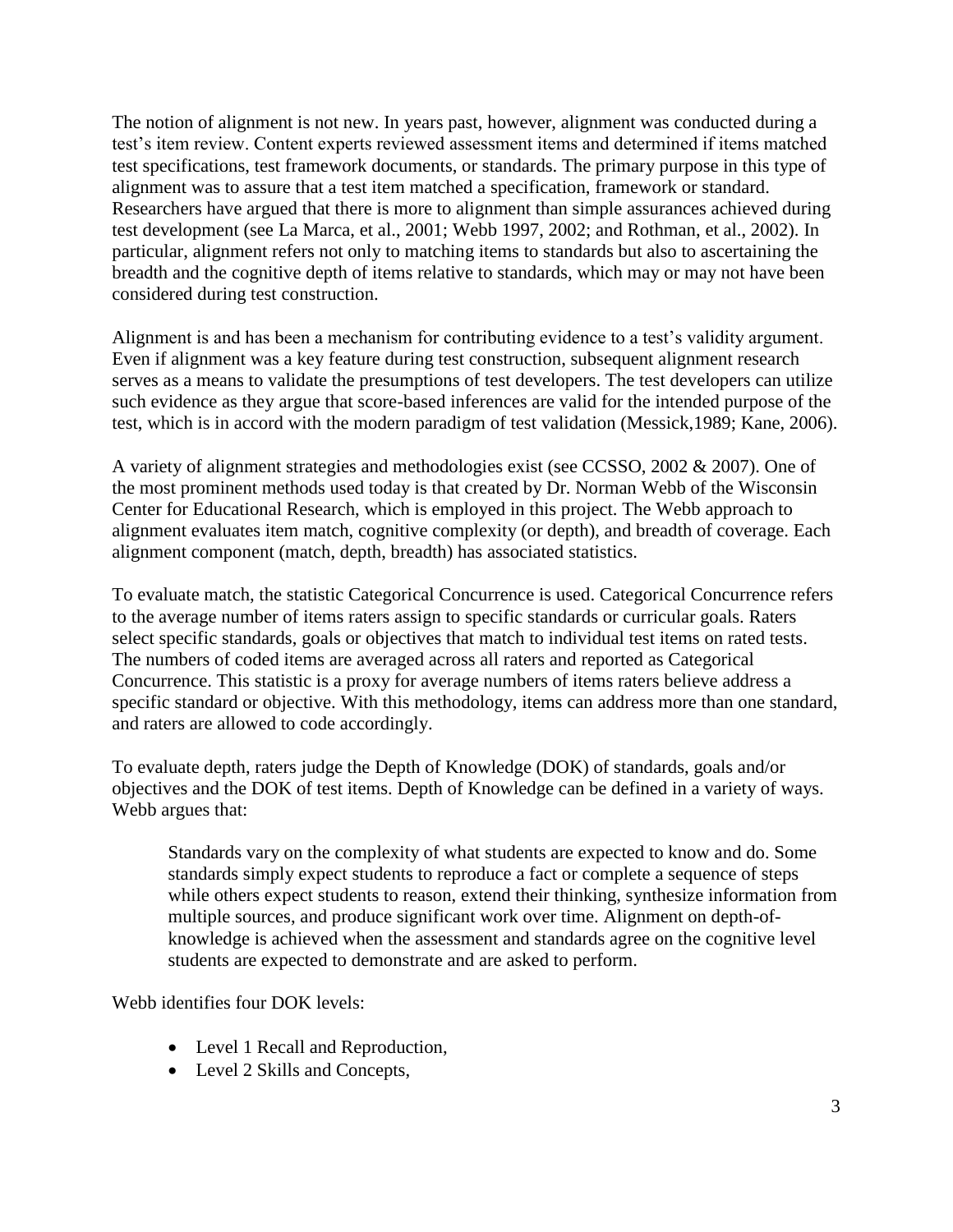The notion of alignment is not new. In years past, however, alignment was conducted during a test's item review. Content experts reviewed assessment items and determined if items matched test specifications, test framework documents, or standards. The primary purpose in this type of alignment was to assure that a test item matched a specification, framework or standard. Researchers have argued that there is more to alignment than simple assurances achieved during test development (see La Marca, et al., 2001; Webb 1997, 2002; and Rothman, et al., 2002). In particular, alignment refers not only to matching items to standards but also to ascertaining the breadth and the cognitive depth of items relative to standards, which may or may not have been considered during test construction.

Alignment is and has been a mechanism for contributing evidence to a test's validity argument. Even if alignment was a key feature during test construction, subsequent alignment research serves as a means to validate the presumptions of test developers. The test developers can utilize such evidence as they argue that score-based inferences are valid for the intended purpose of the test, which is in accord with the modern paradigm of test validation (Messick,1989; Kane, 2006).

A variety of alignment strategies and methodologies exist (see CCSSO, 2002 & 2007). One of the most prominent methods used today is that created by Dr. Norman Webb of the Wisconsin Center for Educational Research, which is employed in this project. The Webb approach to alignment evaluates item match, cognitive complexity (or depth), and breadth of coverage. Each alignment component (match, depth, breadth) has associated statistics.

To evaluate match, the statistic Categorical Concurrence is used. Categorical Concurrence refers to the average number of items raters assign to specific standards or curricular goals. Raters select specific standards, goals or objectives that match to individual test items on rated tests. The numbers of coded items are averaged across all raters and reported as Categorical Concurrence. This statistic is a proxy for average numbers of items raters believe address a specific standard or objective. With this methodology, items can address more than one standard, and raters are allowed to code accordingly.

To evaluate depth, raters judge the Depth of Knowledge (DOK) of standards, goals and/or objectives and the DOK of test items. Depth of Knowledge can be defined in a variety of ways. Webb argues that:

> Standards vary on the complexity of what students are expected to know and do. Some standards simply expect students to reproduce a fact or complete a sequence of steps while others expect students to reason, extend their thinking, synthesize information from multiple sources, and produce significant work over time. Alignment on depth-of-knowledge is achieved when the assessment and standards agree on the cognitive level students are expected to demonstrate and are asked to perform.

Webb identifies four DOK levels:

- Level 1 Recall and Reproduction,
- Level 2 Skills and Concepts,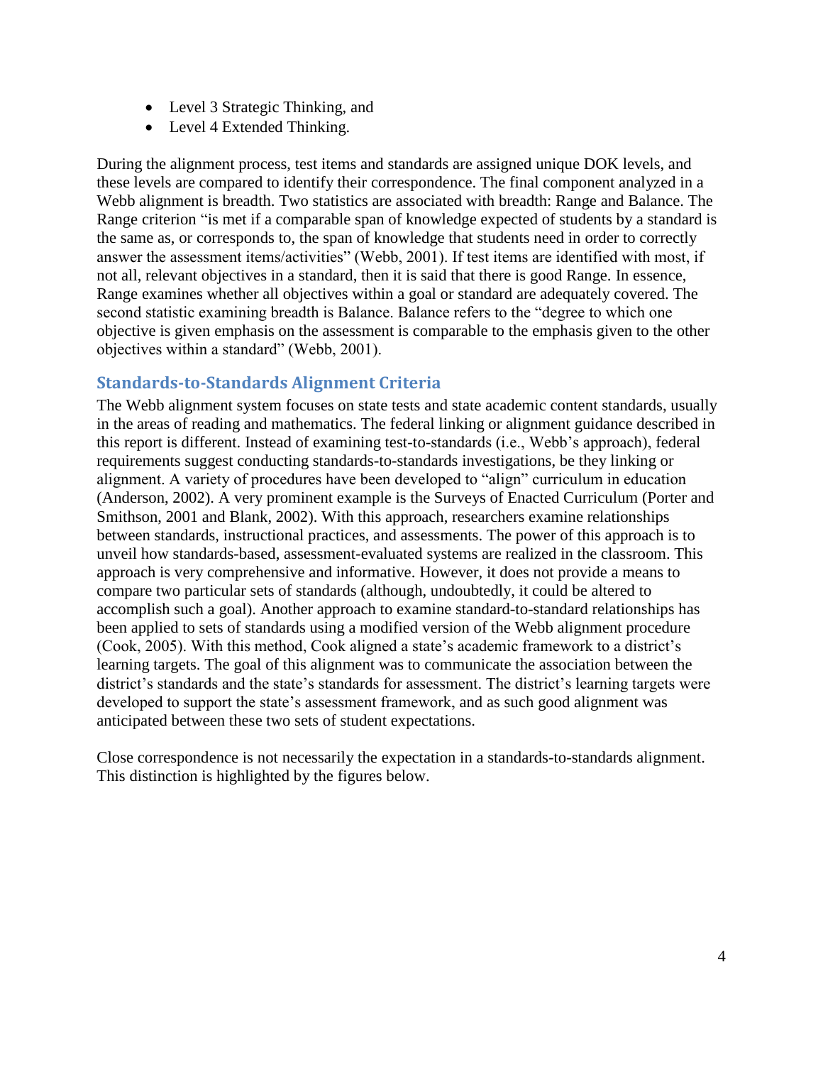- Level 3 Strategic Thinking, and
- Level 4 Extended Thinking.

During the alignment process, test items and standards are assigned unique DOK levels, and these levels are compared to identify their correspondence. The final component analyzed in a Webb alignment is breadth. Two statistics are associated with breadth: Range and Balance. The Range criterion "is met if a comparable span of knowledge expected of students by a standard is the same as, or corresponds to, the span of knowledge that students need in order to correctly answer the assessment items/activities" (Webb, 2001). If test items are identified with most, if not all, relevant objectives in a standard, then it is said that there is good Range. In essence, Range examines whether all objectives within a goal or standard are adequately covered. The second statistic examining breadth is Balance. Balance refers to the "degree to which one objective is given emphasis on the assessment is comparable to the emphasis given to the other objectives within a standard" (Webb, 2001).

### Standards-to-Standards Alignment Criteria

The Webb alignment system focuses on state tests and state academic content standards, usually in the areas of reading and mathematics. The federal linking or alignment guidance described in this report is different. Instead of examining test-to-standards (i.e., Webb's approach), federal requirements suggest conducting standards-to-standards investigations, be they linking or alignment. A variety of procedures have been developed to "align" curriculum in education (Anderson, 2002). A very prominent example is the Surveys of Enacted Curriculum (Porter and Smithson, 2001 and Blank, 2002). With this approach, researchers examine relationships between standards, instructional practices, and assessments. The power of this approach is to unveil how standards-based, assessment-evaluated systems are realized in the classroom. This approach is very comprehensive and informative. However, it does not provide a means to compare two particular sets of standards (although, undoubtedly, it could be altered to accomplish such a goal). Another approach to examine standard-to-standard relationships has been applied to sets of standards using a modified version of the Webb alignment procedure (Cook, 2005). With this method, Cook aligned a state's academic framework to a district's learning targets. The goal of this alignment was to communicate the association between the district's standards and the state's standards for assessment. The district's learning targets were developed to support the state's assessment framework, and as such good alignment was anticipated between these two sets of student expectations.

Close correspondence is not necessarily the expectation in a standards-to-standards alignment. This distinction is highlighted by the figures below.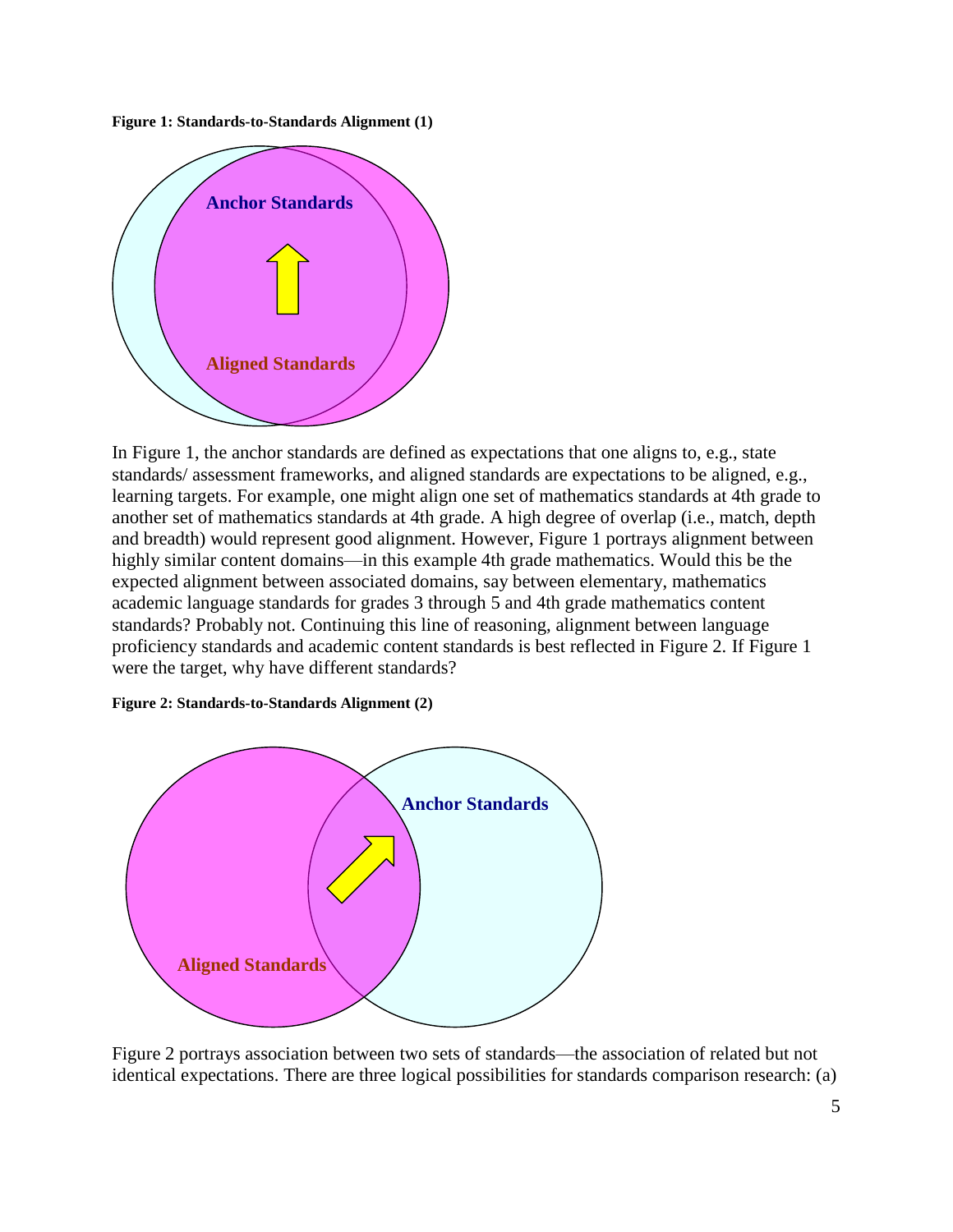**Figure 1: Standards-to-Standards Alignment (1)**

Anchor Standards

Aligned Standards

In Figure 1, the anchor standards are defined as expectations that one aligns to, e.g., state standards/ assessment frameworks, and aligned standards are expectations to be aligned, e.g., learning targets. For example, one might align one set of mathematics standards at 4th grade to another set of mathematics standards at 4th grade. A high degree of overlap (i.e., match, depth and breadth) would represent good alignment. However, Figure 1 portrays alignment between highly similar content domains—in this example 4th grade mathematics. Would this be the expected alignment between associated domains, say between elementary, mathematics academic language standards for grades 3 through 5 and 4th grade mathematics content standards? Probably not. Continuing this line of reasoning, alignment between language proficiency standards and academic content standards is best reflected in Figure 2. If Figure 1 were the target, why have different standards?

**Figure 2: Standards-to-Standards Alignment (2)**

Anchor Standards

Aligned Standards

Figure 2 portrays association between two sets of standards—the association of related but not identical expectations. There are three logical possibilities for standards comparison research: (a)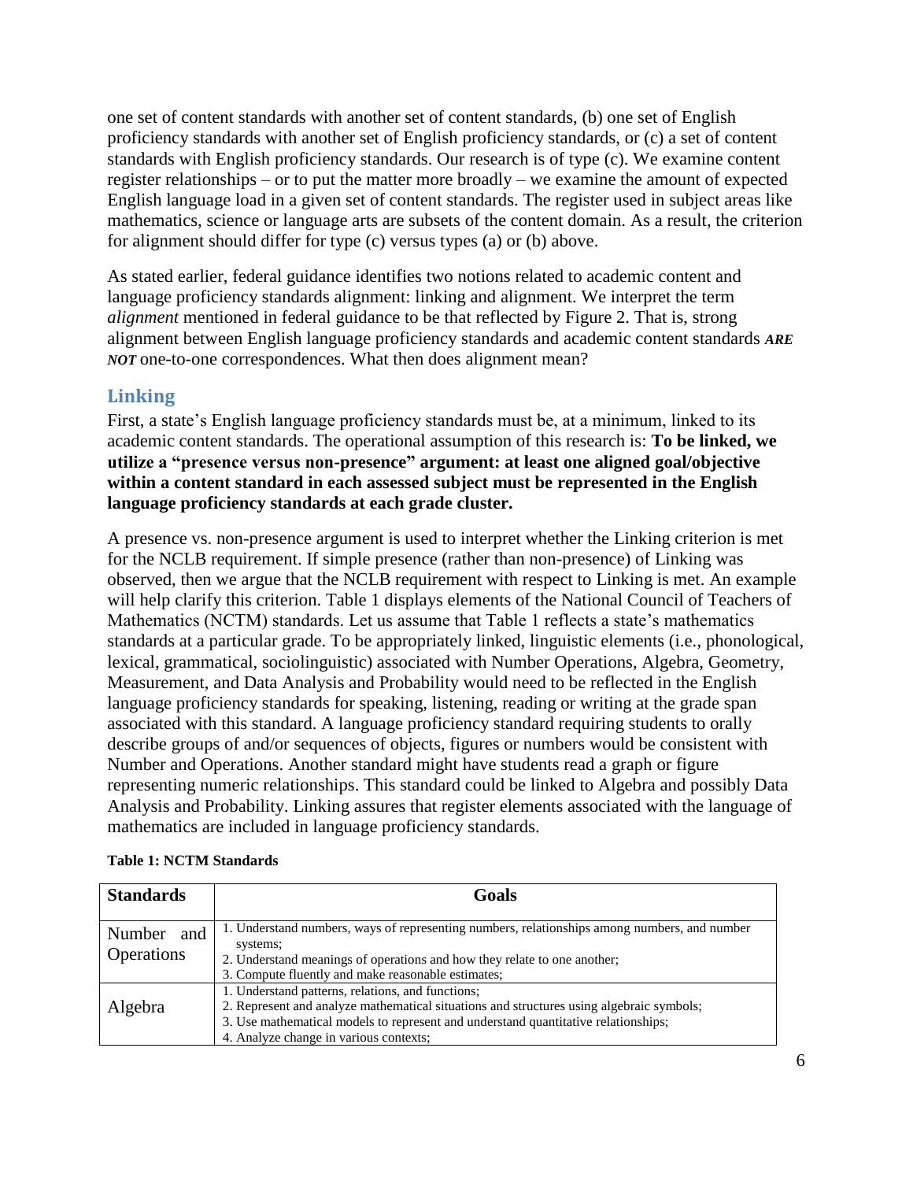one set of content standards with another set of content standards, (b) one set of English proficiency standards with another set of English proficiency standards, or (c) a set of content standards with English proficiency standards. Our research is of type (c). We examine content register relationships – or to put the matter more broadly – we examine the amount of expected English language load in a given set of content standards. The register used in subject areas like mathematics, science or language arts are subsets of the content domain. As a result, the criterion for alignment should differ for type (c) versus types (a) or (b) above.

As stated earlier, federal guidance identifies two notions related to academic content and language proficiency standards alignment: linking and alignment. We interpret the term *alignment* mentioned in federal guidance to be that reflected by Figure 2. That is, strong alignment between English language proficiency standards and academic content standards ***ARE NOT*** one-to-one correspondences. What then does alignment mean?

## Linking

First, a state's English language proficiency standards must be, at a minimum, linked to its academic content standards. The operational assumption of this research is: **To be linked, we utilize a "presence versus non-presence" argument: at least one aligned goal/objective within a content standard in each assessed subject must be represented in the English language proficiency standards at each grade cluster.**

A presence vs. non-presence argument is used to interpret whether the Linking criterion is met for the NCLB requirement. If simple presence (rather than non-presence) of Linking was observed, then we argue that the NCLB requirement with respect to Linking is met. An example will help clarify this criterion. Table 1 displays elements of the National Council of Teachers of Mathematics (NCTM) standards. Let us assume that Table 1 reflects a state's mathematics standards at a particular grade. To be appropriately linked, linguistic elements (i.e., phonological, lexical, grammatical, sociolinguistic) associated with Number Operations, Algebra, Geometry, Measurement, and Data Analysis and Probability would need to be reflected in the English language proficiency standards for speaking, listening, reading or writing at the grade span associated with this standard. A language proficiency standard requiring students to orally describe groups of and/or sequences of objects, figures or numbers would be consistent with Number and Operations. Another standard might have students read a graph or figure representing numeric relationships. This standard could be linked to Algebra and possibly Data Analysis and Probability. Linking assures that register elements associated with the language of mathematics are included in language proficiency standards.

**Table 1: NCTM Standards**

| Standards | Goals |
|---|---|
| Number and Operations | 1. Understand numbers, ways of representing numbers, relationships among numbers, and number systems;<br>2. Understand meanings of operations and how they relate to one another;<br>3. Compute fluently and make reasonable estimates; |
| Algebra | 1. Understand patterns, relations, and functions;<br>2. Represent and analyze mathematical situations and structures using algebraic symbols;<br>3. Use mathematical models to represent and understand quantitative relationships;<br>4. Analyze change in various contexts; |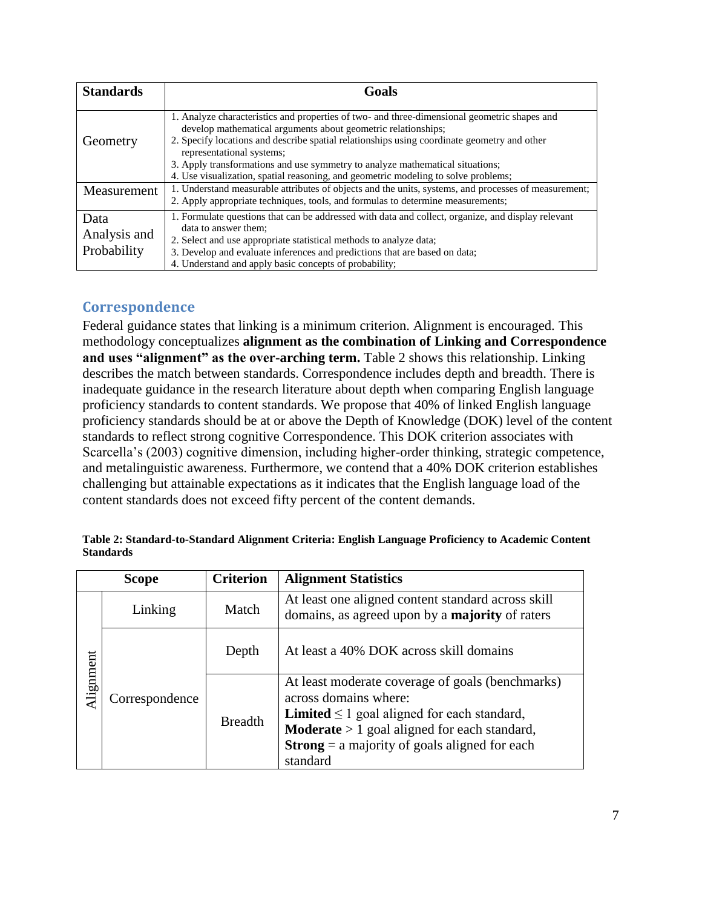| Standards | Goals |
|---|---|
| Geometry | 1. Analyze characteristics and properties of two- and three-dimensional geometric shapes and develop mathematical arguments about geometric relationships;<br>2. Specify locations and describe spatial relationships using coordinate geometry and other representational systems;<br>3. Apply transformations and use symmetry to analyze mathematical situations;<br>4. Use visualization, spatial reasoning, and geometric modeling to solve problems; |
| Measurement | 1. Understand measurable attributes of objects and the units, systems, and processes of measurement;<br>2. Apply appropriate techniques, tools, and formulas to determine measurements; |
| Data Analysis and Probability | 1. Formulate questions that can be addressed with data and collect, organize, and display relevant data to answer them;<br>2. Select and use appropriate statistical methods to analyze data;<br>3. Develop and evaluate inferences and predictions that are based on data;<br>4. Understand and apply basic concepts of probability; |

## Correspondence

Federal guidance states that linking is a minimum criterion. Alignment is encouraged. This methodology conceptualizes **alignment as the combination of Linking and Correspondence and uses "alignment" as the over-arching term.** Table 2 shows this relationship. Linking describes the match between standards. Correspondence includes depth and breadth. There is inadequate guidance in the research literature about depth when comparing English language proficiency standards to content standards. We propose that 40% of linked English language proficiency standards should be at or above the Depth of Knowledge (DOK) level of the content standards to reflect strong cognitive Correspondence. This DOK criterion associates with Scarcella's (2003) cognitive dimension, including higher-order thinking, strategic competence, and metalinguistic awareness. Furthermore, we contend that a 40% DOK criterion establishes challenging but attainable expectations as it indicates that the English language load of the content standards does not exceed fifty percent of the content demands.

**Table 2: Standard-to-Standard Alignment Criteria: English Language Proficiency to Academic Content Standards**

| Scope | | Criterion | Alignment Statistics |
|---|---|---|---|
| Alignment | Linking | Match | At least one aligned content standard across skill domains, as agreed upon by a **majority** of raters |
| | Correspondence | Depth | At least a 40% DOK across skill domains |
| | | Breadth | At least moderate coverage of goals (benchmarks) across domains where:<br>**Limited** ≤ 1 goal aligned for each standard,<br>**Moderate** > 1 goal aligned for each standard,<br>**Strong** = a majority of goals aligned for each standard |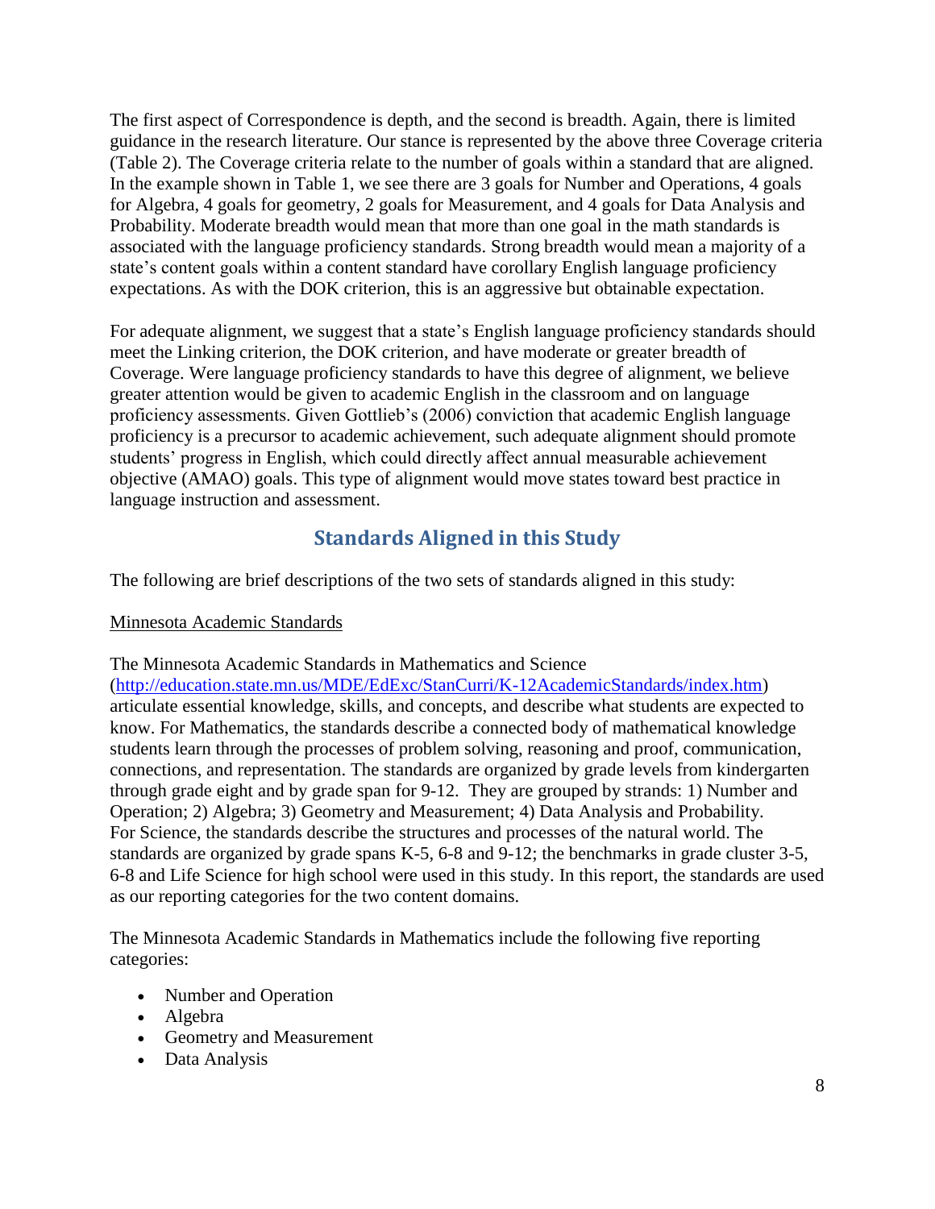The first aspect of Correspondence is depth, and the second is breadth. Again, there is limited guidance in the research literature. Our stance is represented by the above three Coverage criteria (Table 2). The Coverage criteria relate to the number of goals within a standard that are aligned. In the example shown in Table 1, we see there are 3 goals for Number and Operations, 4 goals for Algebra, 4 goals for geometry, 2 goals for Measurement, and 4 goals for Data Analysis and Probability. Moderate breadth would mean that more than one goal in the math standards is associated with the language proficiency standards. Strong breadth would mean a majority of a state's content goals within a content standard have corollary English language proficiency expectations. As with the DOK criterion, this is an aggressive but obtainable expectation.

For adequate alignment, we suggest that a state's English language proficiency standards should meet the Linking criterion, the DOK criterion, and have moderate or greater breadth of Coverage. Were language proficiency standards to have this degree of alignment, we believe greater attention would be given to academic English in the classroom and on language proficiency assessments. Given Gottlieb's (2006) conviction that academic English language proficiency is a precursor to academic achievement, such adequate alignment should promote students' progress in English, which could directly affect annual measurable achievement objective (AMAO) goals. This type of alignment would move states toward best practice in language instruction and assessment.

## Standards Aligned in this Study

The following are brief descriptions of the two sets of standards aligned in this study:

Minnesota Academic Standards

The Minnesota Academic Standards in Mathematics and Science (http://education.state.mn.us/MDE/EdExc/StanCurri/K-12AcademicStandards/index.htm) articulate essential knowledge, skills, and concepts, and describe what students are expected to know. For Mathematics, the standards describe a connected body of mathematical knowledge students learn through the processes of problem solving, reasoning and proof, communication, connections, and representation. The standards are organized by grade levels from kindergarten through grade eight and by grade span for 9-12. They are grouped by strands: 1) Number and Operation; 2) Algebra; 3) Geometry and Measurement; 4) Data Analysis and Probability. For Science, the standards describe the structures and processes of the natural world. The standards are organized by grade spans K-5, 6-8 and 9-12; the benchmarks in grade cluster 3-5, 6-8 and Life Science for high school were used in this study. In this report, the standards are used as our reporting categories for the two content domains.

The Minnesota Academic Standards in Mathematics include the following five reporting categories:

- Number and Operation
- Algebra
- Geometry and Measurement
- Data Analysis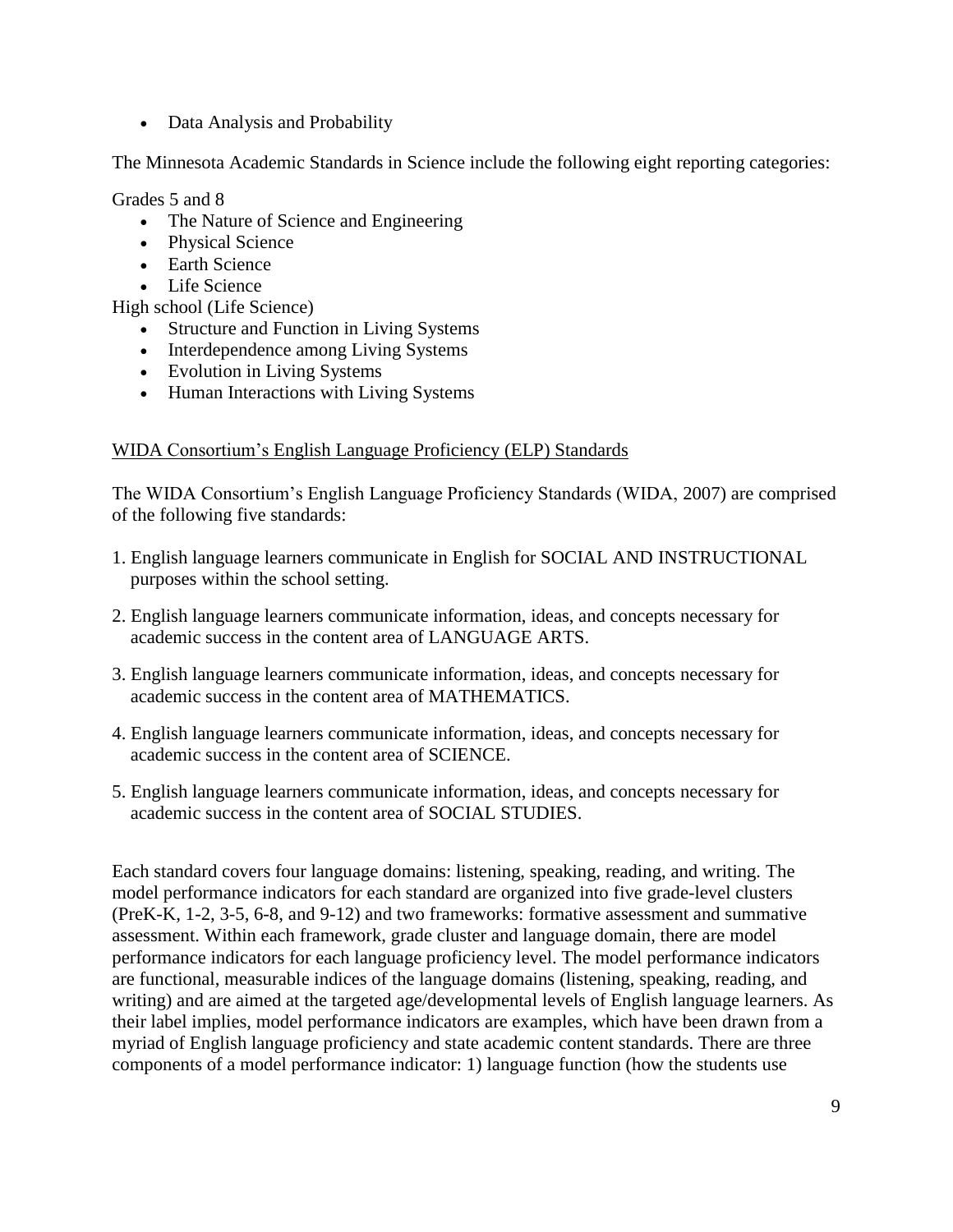- Data Analysis and Probability

The Minnesota Academic Standards in Science include the following eight reporting categories:

Grades 5 and 8

- The Nature of Science and Engineering
- Physical Science
- Earth Science
- Life Science

High school (Life Science)

- Structure and Function in Living Systems
- Interdependence among Living Systems
- Evolution in Living Systems
- Human Interactions with Living Systems

WIDA Consortium's English Language Proficiency (ELP) Standards

The WIDA Consortium's English Language Proficiency Standards (WIDA, 2007) are comprised of the following five standards:

1. English language learners communicate in English for SOCIAL AND INSTRUCTIONAL purposes within the school setting.
2. English language learners communicate information, ideas, and concepts necessary for academic success in the content area of LANGUAGE ARTS.
3. English language learners communicate information, ideas, and concepts necessary for academic success in the content area of MATHEMATICS.
4. English language learners communicate information, ideas, and concepts necessary for academic success in the content area of SCIENCE.
5. English language learners communicate information, ideas, and concepts necessary for academic success in the content area of SOCIAL STUDIES.

Each standard covers four language domains: listening, speaking, reading, and writing. The model performance indicators for each standard are organized into five grade-level clusters (PreK-K, 1-2, 3-5, 6-8, and 9-12) and two frameworks: formative assessment and summative assessment. Within each framework, grade cluster and language domain, there are model performance indicators for each language proficiency level. The model performance indicators are functional, measurable indices of the language domains (listening, speaking, reading, and writing) and are aimed at the targeted age/developmental levels of English language learners. As their label implies, model performance indicators are examples, which have been drawn from a myriad of English language proficiency and state academic content standards. There are three components of a model performance indicator: 1) language function (how the students use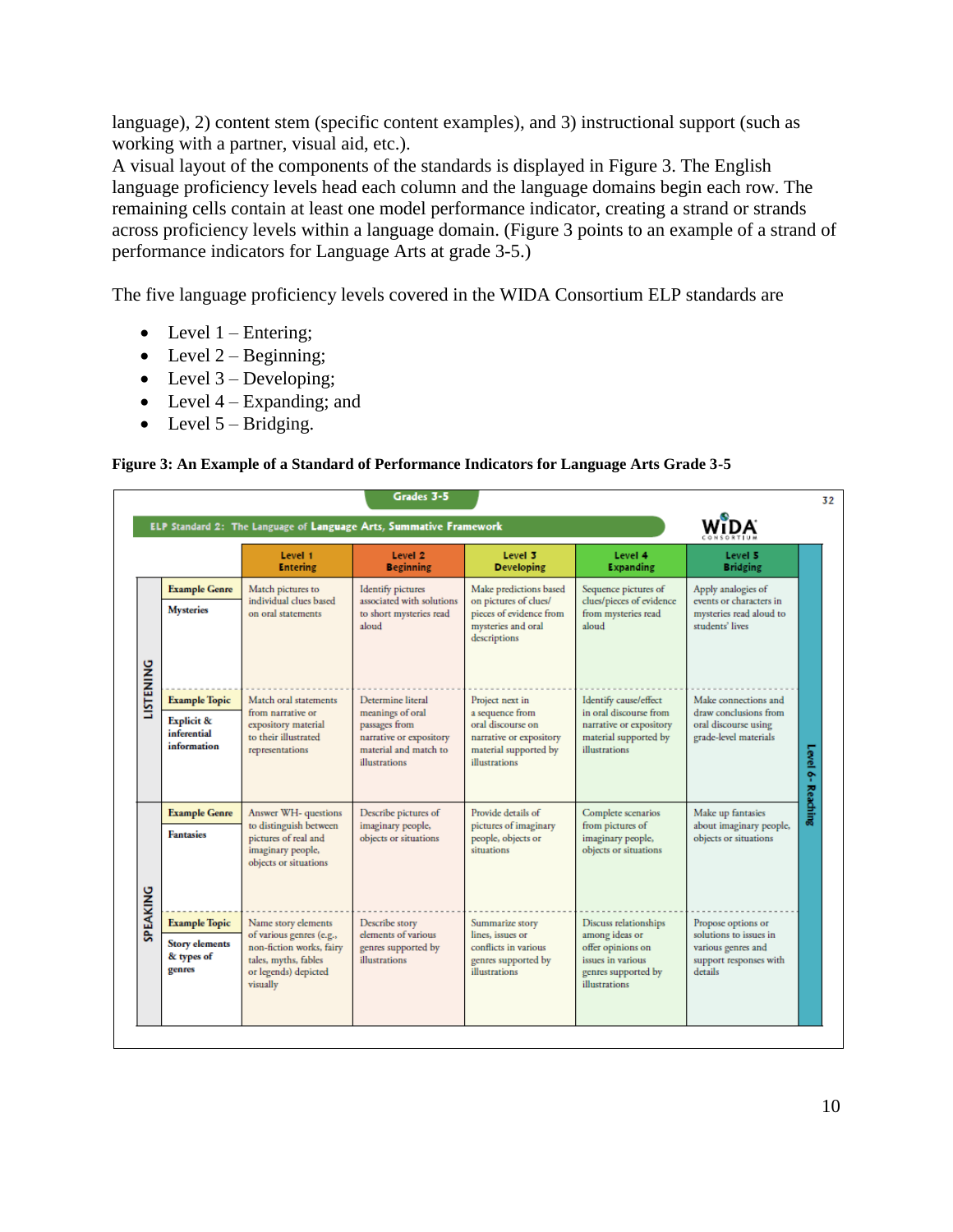language), 2) content stem (specific content examples), and 3) instructional support (such as working with a partner, visual aid, etc.).
A visual layout of the components of the standards is displayed in Figure 3. The English language proficiency levels head each column and the language domains begin each row. The remaining cells contain at least one model performance indicator, creating a strand or strands across proficiency levels within a language domain. (Figure 3 points to an example of a strand of performance indicators for Language Arts at grade 3-5.)

The five language proficiency levels covered in the WIDA Consortium ELP standards are

- Level 1 – Entering;
- Level 2 – Beginning;
- Level 3 – Developing;
- Level 4 – Expanding; and
- Level 5 – Bridging.

**Figure 3: An Example of a Standard of Performance Indicators for Language Arts Grade 3-5**

Grades 3-5

ELP Standard 2: The Language of Language Arts, Summative Framework

WIDA CONSORTIUM

| Domain | Example | Level 1 Entering | Level 2 Beginning | Level 3 Developing | Level 4 Expanding | Level 5 Bridging |
|---|---|---|---|---|---|---|
| LISTENING | **Example Genre** Mysteries | Match pictures to individual clues based on oral statements | Identify pictures associated with solutions to short mysteries read aloud | Make predictions based on pictures of clues/ pieces of evidence from mysteries and oral descriptions | Sequence pictures of clues/pieces of evidence from mysteries read aloud | Apply analogies of events or characters in mysteries read aloud to students' lives |
| LISTENING | **Example Topic** Explicit & inferential information | Match oral statements from narrative or expository material to their illustrated representations | Determine literal meanings of oral passages from narrative or expository material and match to illustrations | Project next in a sequence from oral discourse on narrative or expository material supported by illustrations | Identify cause/effect in oral discourse from narrative or expository material supported by illustrations | Make connections and draw conclusions from oral discourse using grade-level materials |
| SPEAKING | **Example Genre** Fantasies | Answer WH- questions to distinguish between pictures of real and imaginary people, objects or situations | Describe pictures of imaginary people, objects or situations | Provide details of pictures of imaginary people, objects or situations | Complete scenarios from pictures of imaginary people, objects or situations | Make up fantasies about imaginary people, objects or situations |
| SPEAKING | **Example Topic** Story elements & types of genres | Name story elements of various genres (e.g., non-fiction works, fairy tales, myths, fables or legends) depicted visually | Describe story elements of various genres supported by illustrations | Summarize story lines, issues or conflicts in various genres supported by illustrations | Discuss relationships among ideas or offer opinions on issues in various genres supported by illustrations | Propose options or solutions to issues in various genres and support responses with details |

Level 6 - Reaching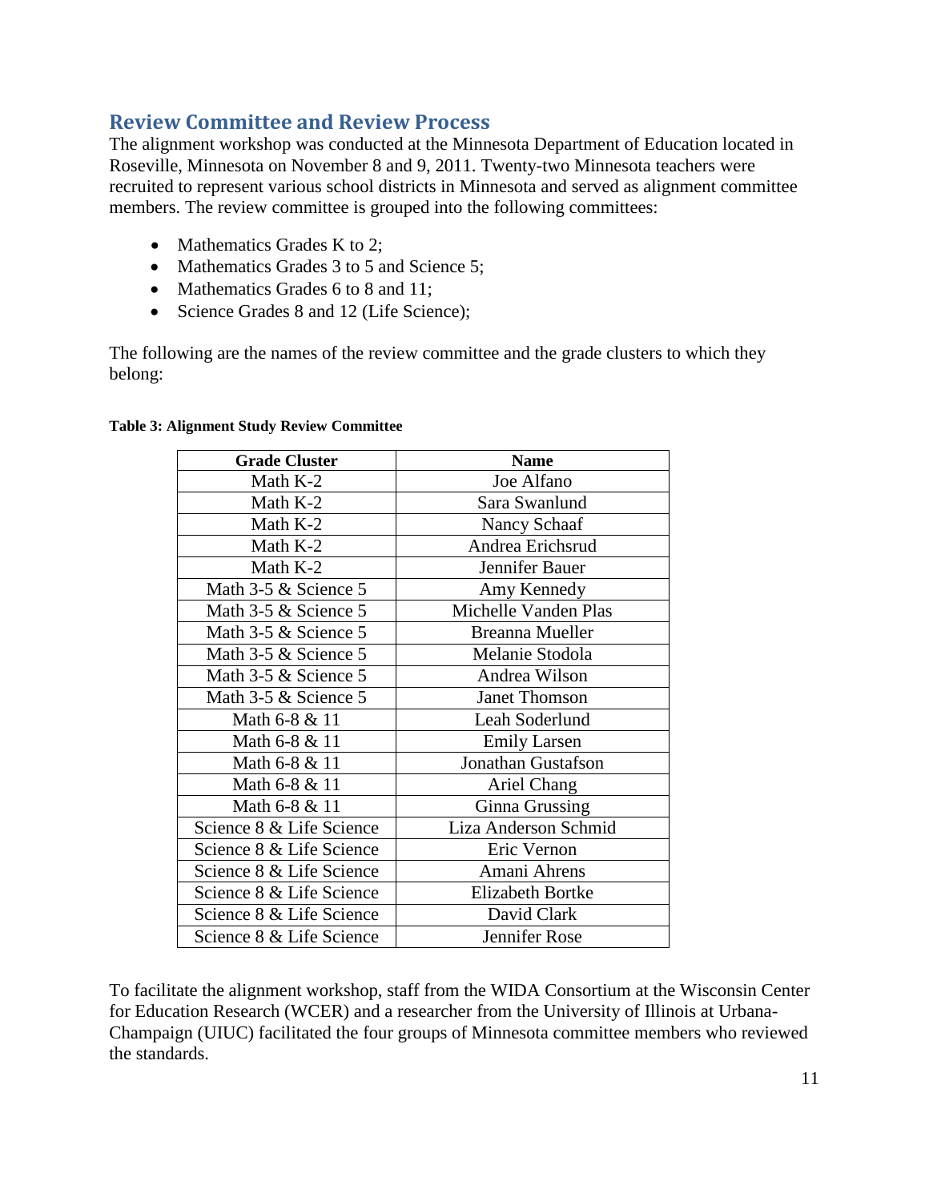## Review Committee and Review Process

The alignment workshop was conducted at the Minnesota Department of Education located in Roseville, Minnesota on November 8 and 9, 2011. Twenty-two Minnesota teachers were recruited to represent various school districts in Minnesota and served as alignment committee members. The review committee is grouped into the following committees:

- Mathematics Grades K to 2;
- Mathematics Grades 3 to 5 and Science 5;
- Mathematics Grades 6 to 8 and 11;
- Science Grades 8 and 12 (Life Science);

The following are the names of the review committee and the grade clusters to which they belong:

**Table 3: Alignment Study Review Committee**

| Grade Cluster | Name |
|---|---|
| Math K-2 | Joe Alfano |
| Math K-2 | Sara Swanlund |
| Math K-2 | Nancy Schaaf |
| Math K-2 | Andrea Erichsrud |
| Math K-2 | Jennifer Bauer |
| Math 3-5 & Science 5 | Amy Kennedy |
| Math 3-5 & Science 5 | Michelle Vanden Plas |
| Math 3-5 & Science 5 | Breanna Mueller |
| Math 3-5 & Science 5 | Melanie Stodola |
| Math 3-5 & Science 5 | Andrea Wilson |
| Math 3-5 & Science 5 | Janet Thomson |
| Math 6-8 & 11 | Leah Soderlund |
| Math 6-8 & 11 | Emily Larsen |
| Math 6-8 & 11 | Jonathan Gustafson |
| Math 6-8 & 11 | Ariel Chang |
| Math 6-8 & 11 | Ginna Grussing |
| Science 8 & Life Science | Liza Anderson Schmid |
| Science 8 & Life Science | Eric Vernon |
| Science 8 & Life Science | Amani Ahrens |
| Science 8 & Life Science | Elizabeth Bortke |
| Science 8 & Life Science | David Clark |
| Science 8 & Life Science | Jennifer Rose |

To facilitate the alignment workshop, staff from the WIDA Consortium at the Wisconsin Center for Education Research (WCER) and a researcher from the University of Illinois at Urbana-Champaign (UIUC) facilitated the four groups of Minnesota committee members who reviewed the standards.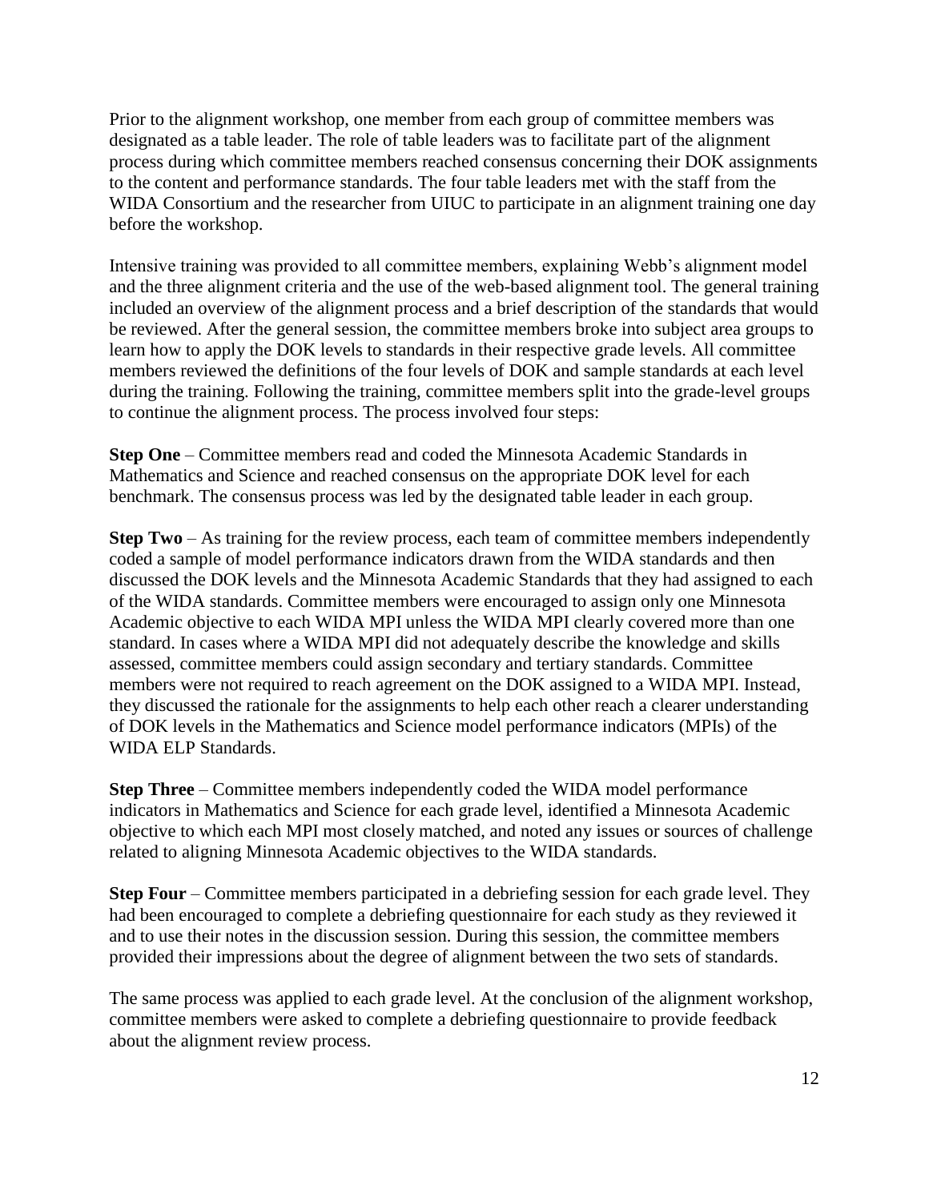Prior to the alignment workshop, one member from each group of committee members was designated as a table leader. The role of table leaders was to facilitate part of the alignment process during which committee members reached consensus concerning their DOK assignments to the content and performance standards. The four table leaders met with the staff from the WIDA Consortium and the researcher from UIUC to participate in an alignment training one day before the workshop.

Intensive training was provided to all committee members, explaining Webb's alignment model and the three alignment criteria and the use of the web-based alignment tool. The general training included an overview of the alignment process and a brief description of the standards that would be reviewed. After the general session, the committee members broke into subject area groups to learn how to apply the DOK levels to standards in their respective grade levels. All committee members reviewed the definitions of the four levels of DOK and sample standards at each level during the training. Following the training, committee members split into the grade-level groups to continue the alignment process. The process involved four steps:

**Step One** – Committee members read and coded the Minnesota Academic Standards in Mathematics and Science and reached consensus on the appropriate DOK level for each benchmark. The consensus process was led by the designated table leader in each group.

**Step Two** – As training for the review process, each team of committee members independently coded a sample of model performance indicators drawn from the WIDA standards and then discussed the DOK levels and the Minnesota Academic Standards that they had assigned to each of the WIDA standards. Committee members were encouraged to assign only one Minnesota Academic objective to each WIDA MPI unless the WIDA MPI clearly covered more than one standard. In cases where a WIDA MPI did not adequately describe the knowledge and skills assessed, committee members could assign secondary and tertiary standards. Committee members were not required to reach agreement on the DOK assigned to a WIDA MPI. Instead, they discussed the rationale for the assignments to help each other reach a clearer understanding of DOK levels in the Mathematics and Science model performance indicators (MPIs) of the WIDA ELP Standards.

**Step Three** – Committee members independently coded the WIDA model performance indicators in Mathematics and Science for each grade level, identified a Minnesota Academic objective to which each MPI most closely matched, and noted any issues or sources of challenge related to aligning Minnesota Academic objectives to the WIDA standards.

**Step Four** – Committee members participated in a debriefing session for each grade level. They had been encouraged to complete a debriefing questionnaire for each study as they reviewed it and to use their notes in the discussion session. During this session, the committee members provided their impressions about the degree of alignment between the two sets of standards.

The same process was applied to each grade level. At the conclusion of the alignment workshop, committee members were asked to complete a debriefing questionnaire to provide feedback about the alignment review process.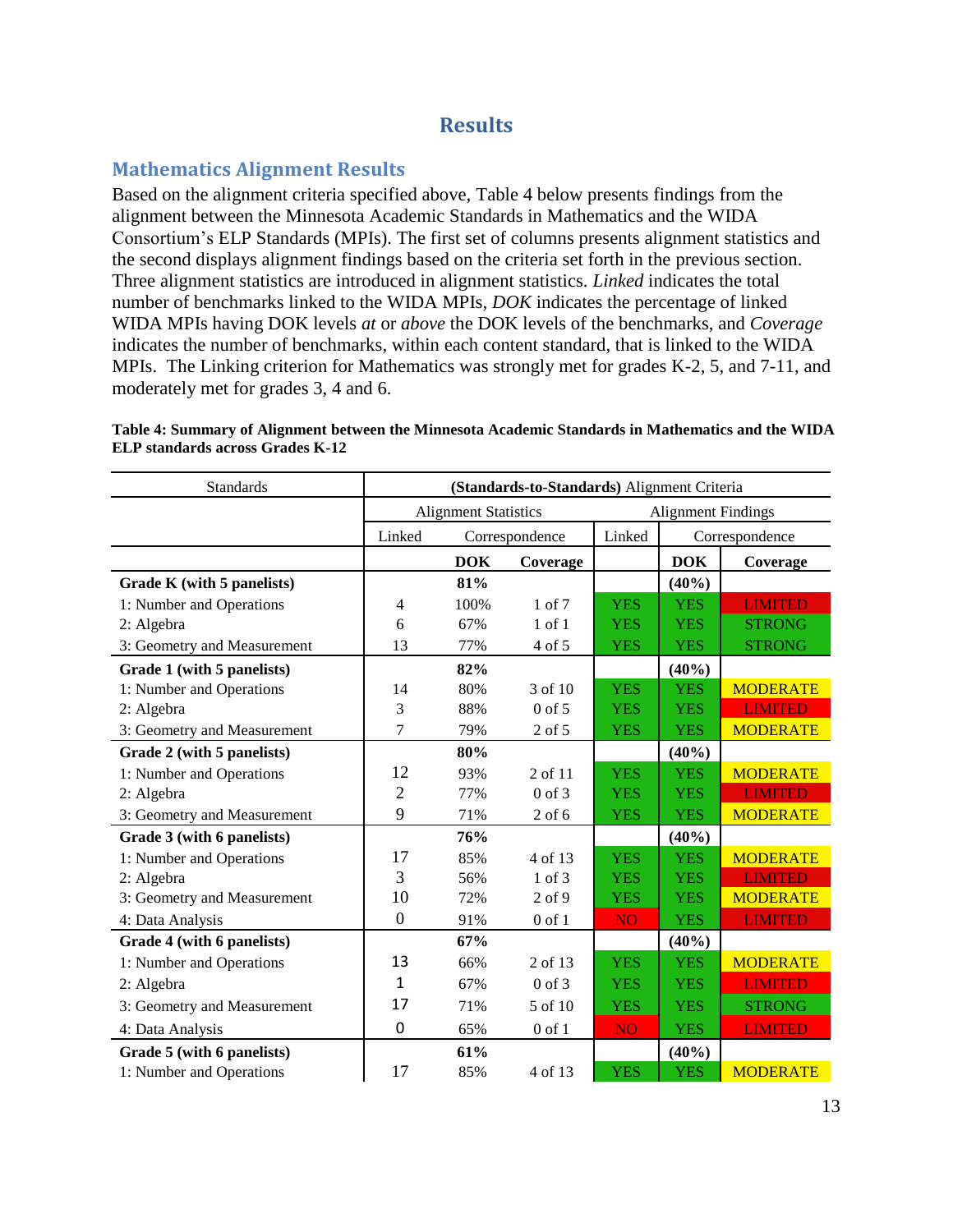# Results

## Mathematics Alignment Results

Based on the alignment criteria specified above, Table 4 below presents findings from the alignment between the Minnesota Academic Standards in Mathematics and the WIDA Consortium's ELP Standards (MPIs). The first set of columns presents alignment statistics and the second displays alignment findings based on the criteria set forth in the previous section. Three alignment statistics are introduced in alignment statistics. *Linked* indicates the total number of benchmarks linked to the WIDA MPIs, *DOK* indicates the percentage of linked WIDA MPIs having DOK levels *at* or *above* the DOK levels of the benchmarks, and *Coverage* indicates the number of benchmarks, within each content standard, that is linked to the WIDA MPIs. The Linking criterion for Mathematics was strongly met for grades K-2, 5, and 7-11, and moderately met for grades 3, 4 and 6.

**Table 4: Summary of Alignment between the Minnesota Academic Standards in Mathematics and the WIDA ELP standards across Grades K-12**

| Standards | (Standards-to-Standards) Alignment Criteria | | | | | |
|---|---|---|---|---|---|---|
| | Alignment Statistics | | | Alignment Findings | | |
| | Linked | Correspondence | | Linked | Correspondence | |
| | | **DOK** | **Coverage** | | **DOK** | **Coverage** |
| **Grade K (with 5 panelists)** | | **81%** | | | **(40%)** | |
| 1: Number and Operations | 4 | 100% | 1 of 7 | YES | YES | LIMITED |
| 2: Algebra | 6 | 67% | 1 of 1 | YES | YES | STRONG |
| 3: Geometry and Measurement | 13 | 77% | 4 of 5 | YES | YES | STRONG |
| **Grade 1 (with 5 panelists)** | | **82%** | | | **(40%)** | |
| 1: Number and Operations | 14 | 80% | 3 of 10 | YES | YES | MODERATE |
| 2: Algebra | 3 | 88% | 0 of 5 | YES | YES | LIMITED |
| 3: Geometry and Measurement | 7 | 79% | 2 of 5 | YES | YES | MODERATE |
| **Grade 2 (with 5 panelists)** | | **80%** | | | **(40%)** | |
| 1: Number and Operations | 12 | 93% | 2 of 11 | YES | YES | MODERATE |
| 2: Algebra | 2 | 77% | 0 of 3 | YES | YES | LIMITED |
| 3: Geometry and Measurement | 9 | 71% | 2 of 6 | YES | YES | MODERATE |
| **Grade 3 (with 6 panelists)** | | **76%** | | | **(40%)** | |
| 1: Number and Operations | 17 | 85% | 4 of 13 | YES | YES | MODERATE |
| 2: Algebra | 3 | 56% | 1 of 3 | YES | YES | LIMITED |
| 3: Geometry and Measurement | 10 | 72% | 2 of 9 | YES | YES | MODERATE |
| 4: Data Analysis | 0 | 91% | 0 of 1 | NO | YES | LIMITED |
| **Grade 4 (with 6 panelists)** | | **67%** | | | **(40%)** | |
| 1: Number and Operations | 13 | 66% | 2 of 13 | YES | YES | MODERATE |
| 2: Algebra | 1 | 67% | 0 of 3 | YES | YES | LIMITED |
| 3: Geometry and Measurement | 17 | 71% | 5 of 10 | YES | YES | STRONG |
| 4: Data Analysis | 0 | 65% | 0 of 1 | NO | YES | LIMITED |
| **Grade 5 (with 6 panelists)** | | **61%** | | | **(40%)** | |
| 1: Number and Operations | 17 | 85% | 4 of 13 | YES | YES | MODERATE |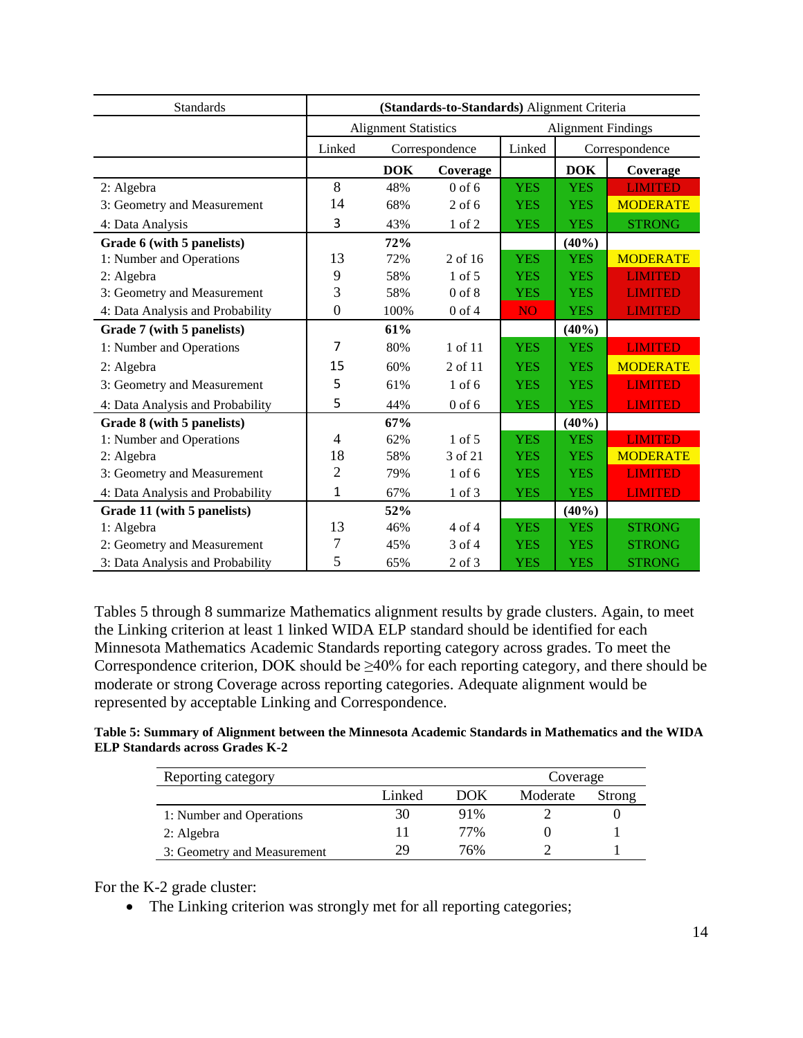| Standards | (Standards-to-Standards) Alignment Criteria | | | | | |
|---|---|---|---|---|---|---|
| | Alignment Statistics | | | Alignment Findings | | |
| | Linked | Correspondence | | Linked | Correspondence | |
| | | **DOK** | **Coverage** | | **DOK** | **Coverage** |
| 2: Algebra | 8 | 48% | 0 of 6 | YES | YES | LIMITED |
| 3: Geometry and Measurement | 14 | 68% | 2 of 6 | YES | YES | MODERATE |
| 4: Data Analysis | 3 | 43% | 1 of 2 | YES | YES | STRONG |
| **Grade 6 (with 5 panelists)** | | **72%** | | | **(40%)** | |
| 1: Number and Operations | 13 | 72% | 2 of 16 | YES | YES | MODERATE |
| 2: Algebra | 9 | 58% | 1 of 5 | YES | YES | LIMITED |
| 3: Geometry and Measurement | 3 | 58% | 0 of 8 | YES | YES | LIMITED |
| 4: Data Analysis and Probability | 0 | 100% | 0 of 4 | NO | YES | LIMITED |
| **Grade 7 (with 5 panelists)** | | **61%** | | | **(40%)** | |
| 1: Number and Operations | 7 | 80% | 1 of 11 | YES | YES | LIMITED |
| 2: Algebra | 15 | 60% | 2 of 11 | YES | YES | MODERATE |
| 3: Geometry and Measurement | 5 | 61% | 1 of 6 | YES | YES | LIMITED |
| 4: Data Analysis and Probability | 5 | 44% | 0 of 6 | YES | YES | LIMITED |
| **Grade 8 (with 5 panelists)** | | **67%** | | | **(40%)** | |
| 1: Number and Operations | 4 | 62% | 1 of 5 | YES | YES | LIMITED |
| 2: Algebra | 18 | 58% | 3 of 21 | YES | YES | MODERATE |
| 3: Geometry and Measurement | 2 | 79% | 1 of 6 | YES | YES | LIMITED |
| 4: Data Analysis and Probability | 1 | 67% | 1 of 3 | YES | YES | LIMITED |
| **Grade 11 (with 5 panelists)** | | **52%** | | | **(40%)** | |
| 1: Algebra | 13 | 46% | 4 of 4 | YES | YES | STRONG |
| 2: Geometry and Measurement | 7 | 45% | 3 of 4 | YES | YES | STRONG |
| 3: Data Analysis and Probability | 5 | 65% | 2 of 3 | YES | YES | STRONG |

Tables 5 through 8 summarize Mathematics alignment results by grade clusters. Again, to meet the Linking criterion at least 1 linked WIDA ELP standard should be identified for each Minnesota Mathematics Academic Standards reporting category across grades. To meet the Correspondence criterion, DOK should be ≥40% for each reporting category, and there should be moderate or strong Coverage across reporting categories. Adequate alignment would be represented by acceptable Linking and Correspondence.

**Table 5: Summary of Alignment between the Minnesota Academic Standards in Mathematics and the WIDA ELP Standards across Grades K-2**

| Reporting category | | | Coverage | |
|---|---|---|---|---|
| | Linked | DOK | Moderate | Strong |
| 1: Number and Operations | 30 | 91% | 2 | 0 |
| 2: Algebra | 11 | 77% | 0 | 1 |
| 3: Geometry and Measurement | 29 | 76% | 2 | 1 |

For the K-2 grade cluster:

- The Linking criterion was strongly met for all reporting categories;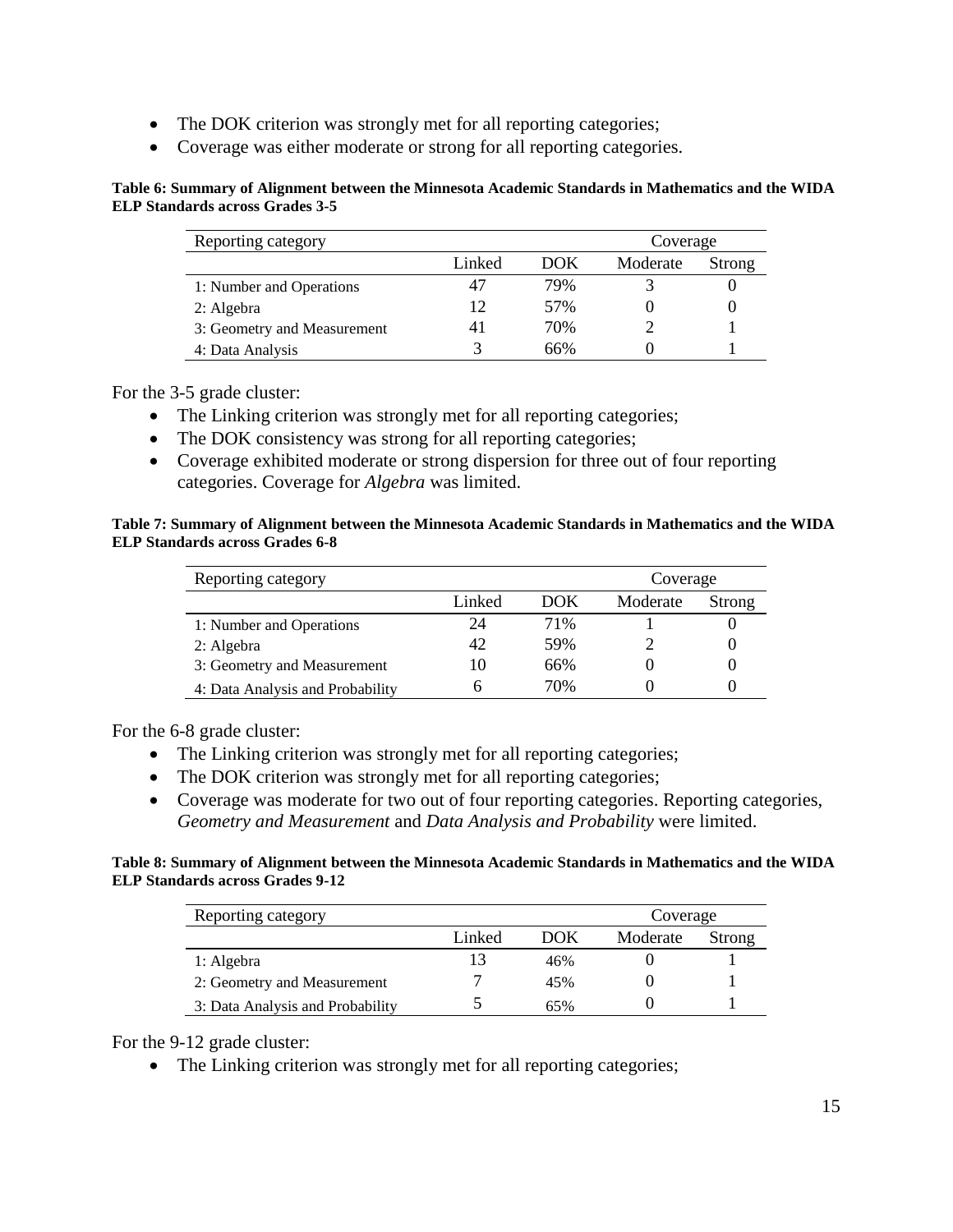- The DOK criterion was strongly met for all reporting categories;
- Coverage was either moderate or strong for all reporting categories.

**Table 6: Summary of Alignment between the Minnesota Academic Standards in Mathematics and the WIDA ELP Standards across Grades 3-5**

| Reporting category | | | Coverage | |
|---|---|---|---|---|
| | Linked | DOK | Moderate | Strong |
| 1: Number and Operations | 47 | 79% | 3 | 0 |
| 2: Algebra | 12 | 57% | 0 | 0 |
| 3: Geometry and Measurement | 41 | 70% | 2 | 1 |
| 4: Data Analysis | 3 | 66% | 0 | 1 |

For the 3-5 grade cluster:

- The Linking criterion was strongly met for all reporting categories;
- The DOK consistency was strong for all reporting categories;
- Coverage exhibited moderate or strong dispersion for three out of four reporting categories. Coverage for *Algebra* was limited.

**Table 7: Summary of Alignment between the Minnesota Academic Standards in Mathematics and the WIDA ELP Standards across Grades 6-8**

| Reporting category | | | Coverage | |
|---|---|---|---|---|
| | Linked | DOK | Moderate | Strong |
| 1: Number and Operations | 24 | 71% | 1 | 0 |
| 2: Algebra | 42 | 59% | 2 | 0 |
| 3: Geometry and Measurement | 10 | 66% | 0 | 0 |
| 4: Data Analysis and Probability | 6 | 70% | 0 | 0 |

For the 6-8 grade cluster:

- The Linking criterion was strongly met for all reporting categories;
- The DOK criterion was strongly met for all reporting categories;
- Coverage was moderate for two out of four reporting categories. Reporting categories, *Geometry and Measurement* and *Data Analysis and Probability* were limited.

**Table 8: Summary of Alignment between the Minnesota Academic Standards in Mathematics and the WIDA ELP Standards across Grades 9-12**

| Reporting category | | | Coverage | |
|---|---|---|---|---|
| | Linked | DOK | Moderate | Strong |
| 1: Algebra | 13 | 46% | 0 | 1 |
| 2: Geometry and Measurement | 7 | 45% | 0 | 1 |
| 3: Data Analysis and Probability | 5 | 65% | 0 | 1 |

For the 9-12 grade cluster:

- The Linking criterion was strongly met for all reporting categories;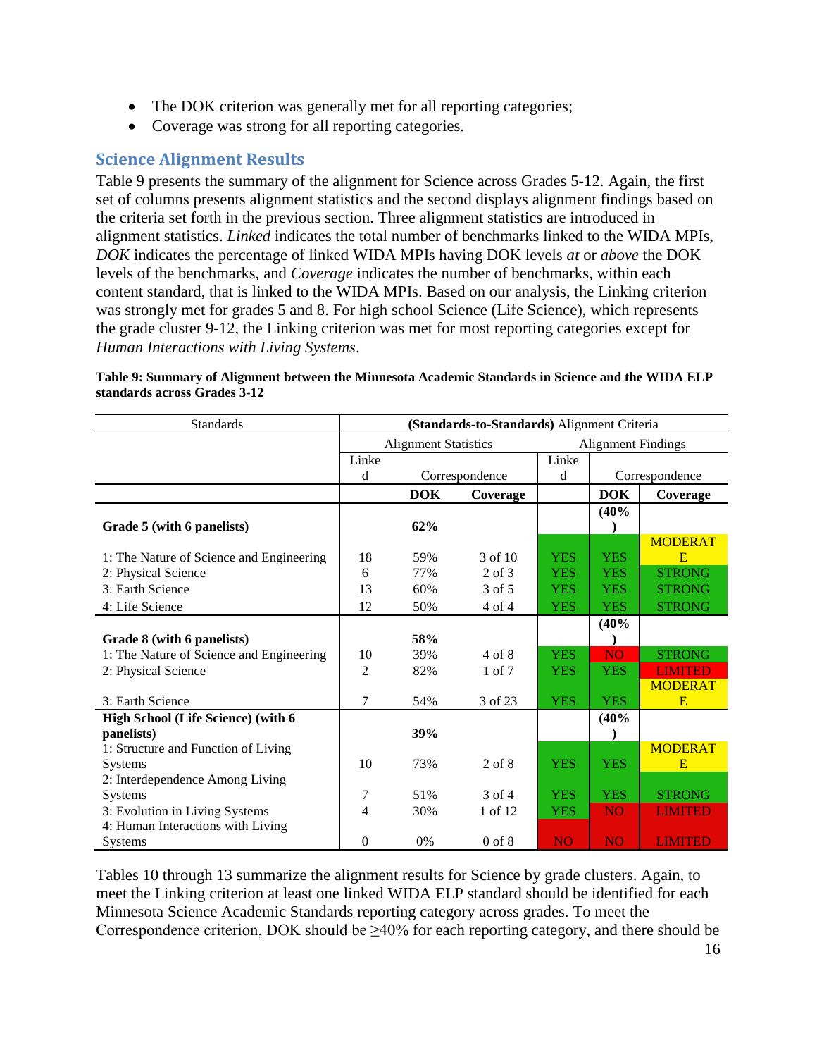- The DOK criterion was generally met for all reporting categories;
- Coverage was strong for all reporting categories.

## Science Alignment Results

Table 9 presents the summary of the alignment for Science across Grades 5-12. Again, the first set of columns presents alignment statistics and the second displays alignment findings based on the criteria set forth in the previous section. Three alignment statistics are introduced in alignment statistics. *Linked* indicates the total number of benchmarks linked to the WIDA MPIs, *DOK* indicates the percentage of linked WIDA MPIs having DOK levels *at* or *above* the DOK levels of the benchmarks, and *Coverage* indicates the number of benchmarks, within each content standard, that is linked to the WIDA MPIs. Based on our analysis, the Linking criterion was strongly met for grades 5 and 8. For high school Science (Life Science), which represents the grade cluster 9-12, the Linking criterion was met for most reporting categories except for *Human Interactions with Living Systems*.

**Table 9: Summary of Alignment between the Minnesota Academic Standards in Science and the WIDA ELP standards across Grades 3-12**

| Standards | (Standards-to-Standards) Alignment Criteria | | | | | |
|---|---|---|---|---|---|---|
| | Alignment Statistics | | | Alignment Findings | | |
| | Linked | Correspondence | | Linked | Correspondence | |
| | | **DOK** | **Coverage** | | **DOK** | **Coverage** |
| **Grade 5 (with 6 panelists)** | | **62%** | | | **(40%)** | |
| 1: The Nature of Science and Engineering | 18 | 59% | 3 of 10 | YES | YES | MODERATE |
| 2: Physical Science | 6 | 77% | 2 of 3 | YES | YES | STRONG |
| 3: Earth Science | 13 | 60% | 3 of 5 | YES | YES | STRONG |
| 4: Life Science | 12 | 50% | 4 of 4 | YES | YES | STRONG |
| **Grade 8 (with 6 panelists)** | | **58%** | | | **(40%)** | |
| 1: The Nature of Science and Engineering | 10 | 39% | 4 of 8 | YES | NO | STRONG |
| 2: Physical Science | 2 | 82% | 1 of 7 | YES | YES | LIMITED |
| 3: Earth Science | 7 | 54% | 3 of 23 | YES | YES | MODERATE |
| **High School (Life Science) (with 6 panelists)** | | **39%** | | | **(40%)** | |
| 1: Structure and Function of Living Systems | 10 | 73% | 2 of 8 | YES | YES | MODERATE |
| 2: Interdependence Among Living Systems | 7 | 51% | 3 of 4 | YES | YES | STRONG |
| 3: Evolution in Living Systems | 4 | 30% | 1 of 12 | YES | NO | LIMITED |
| 4: Human Interactions with Living Systems | 0 | 0% | 0 of 8 | NO | NO | LIMITED |

Tables 10 through 13 summarize the alignment results for Science by grade clusters. Again, to meet the Linking criterion at least one linked WIDA ELP standard should be identified for each Minnesota Science Academic Standards reporting category across grades. To meet the Correspondence criterion, DOK should be ≥40% for each reporting category, and there should be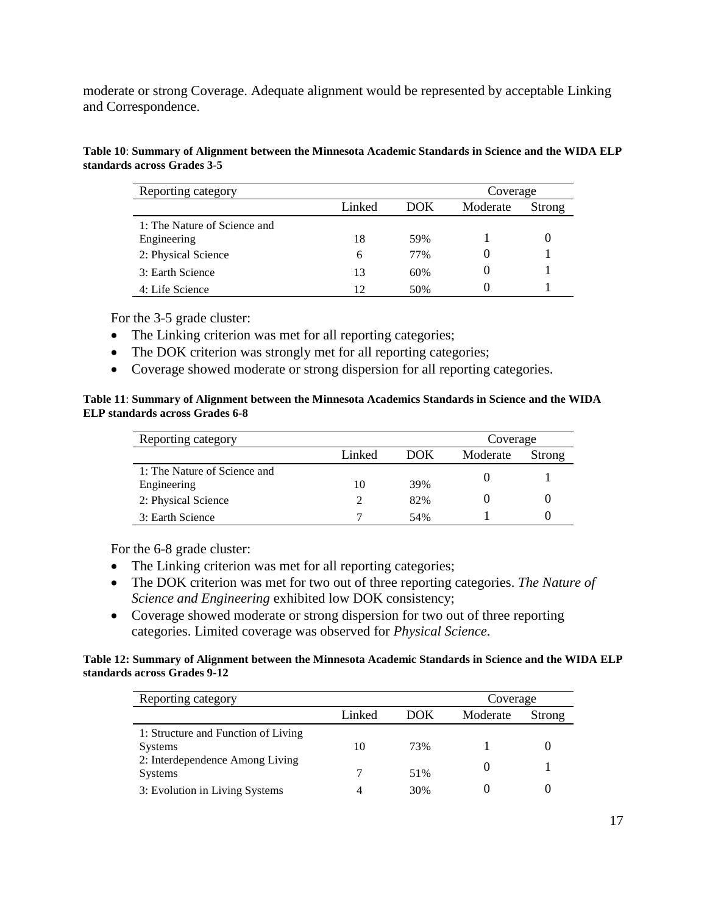moderate or strong Coverage. Adequate alignment would be represented by acceptable Linking and Correspondence.

**Table 10**: **Summary of Alignment between the Minnesota Academic Standards in Science and the WIDA ELP standards across Grades 3-5**

| Reporting category | | | Coverage | |
|---|---|---|---|---|
| | Linked | DOK | Moderate | Strong |
| 1: The Nature of Science and Engineering | 18 | 59% | 1 | 0 |
| 2: Physical Science | 6 | 77% | 0 | 1 |
| 3: Earth Science | 13 | 60% | 0 | 1 |
| 4: Life Science | 12 | 50% | 0 | 1 |

For the 3-5 grade cluster:

- The Linking criterion was met for all reporting categories;
- The DOK criterion was strongly met for all reporting categories;
- Coverage showed moderate or strong dispersion for all reporting categories.

**Table 11**: **Summary of Alignment between the Minnesota Academics Standards in Science and the WIDA ELP standards across Grades 6-8**

| Reporting category | | | Coverage | |
|---|---|---|---|---|
| | Linked | DOK | Moderate | Strong |
| 1: The Nature of Science and Engineering | 10 | 39% | 0 | 1 |
| 2: Physical Science | 2 | 82% | 0 | 0 |
| 3: Earth Science | 7 | 54% | 1 | 0 |

For the 6-8 grade cluster:

- The Linking criterion was met for all reporting categories;
- The DOK criterion was met for two out of three reporting categories. *The Nature of Science and Engineering* exhibited low DOK consistency;
- Coverage showed moderate or strong dispersion for two out of three reporting categories. Limited coverage was observed for *Physical Science*.

**Table 12: Summary of Alignment between the Minnesota Academic Standards in Science and the WIDA ELP standards across Grades 9-12**

| Reporting category | | | Coverage | |
|---|---|---|---|---|
| | Linked | DOK | Moderate | Strong |
| 1: Structure and Function of Living Systems | 10 | 73% | 1 | 0 |
| 2: Interdependence Among Living Systems | 7 | 51% | 0 | 1 |
| 3: Evolution in Living Systems | 4 | 30% | 0 | 0 |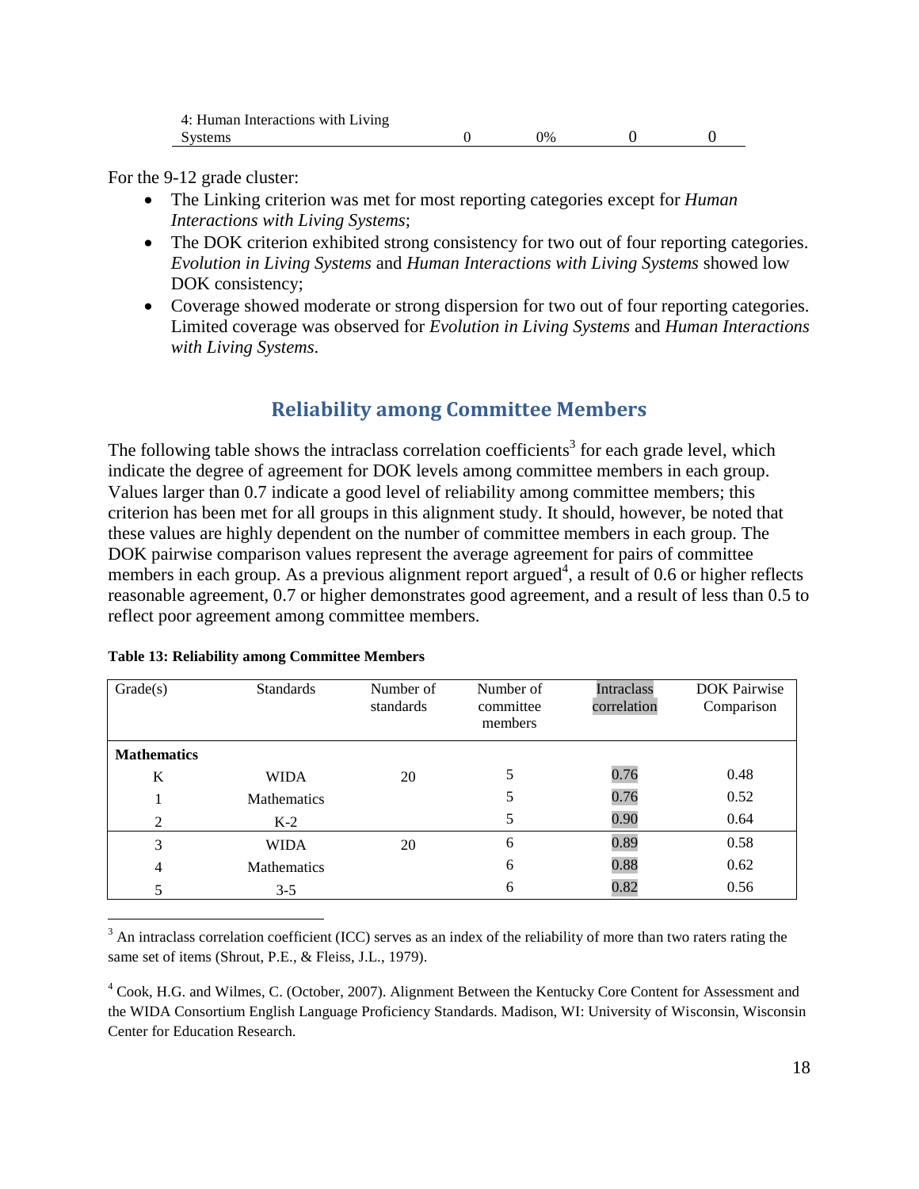| 4: Human Interactions with Living Systems | 0 | 0% | 0 | 0 |
| --- | --- | --- | --- | --- |

For the 9-12 grade cluster:

- The Linking criterion was met for most reporting categories except for *Human Interactions with Living Systems*;
- The DOK criterion exhibited strong consistency for two out of four reporting categories. *Evolution in Living Systems* and *Human Interactions with Living Systems* showed low DOK consistency;
- Coverage showed moderate or strong dispersion for two out of four reporting categories. Limited coverage was observed for *Evolution in Living Systems* and *Human Interactions with Living Systems*.

## Reliability among Committee Members

The following table shows the intraclass correlation coefficients[3] for each grade level, which indicate the degree of agreement for DOK levels among committee members in each group. Values larger than 0.7 indicate a good level of reliability among committee members; this criterion has been met for all groups in this alignment study. It should, however, be noted that these values are highly dependent on the number of committee members in each group. The DOK pairwise comparison values represent the average agreement for pairs of committee members in each group. As a previous alignment report argued[4], a result of 0.6 or higher reflects reasonable agreement, 0.7 or higher demonstrates good agreement, and a result of less than 0.5 to reflect poor agreement among committee members.

**Table 13: Reliability among Committee Members**

| Grade(s) | Standards | Number of standards | Number of committee members | Intraclass correlation | DOK Pairwise Comparison |
| --- | --- | --- | --- | --- | --- |
| **Mathematics** | | | | | |
| K | WIDA | 20 | 5 | 0.76 | 0.48 |
| 1 | Mathematics | | 5 | 0.76 | 0.52 |
| 2 | K-2 | | 5 | 0.90 | 0.64 |
| 3 | WIDA | 20 | 6 | 0.89 | 0.58 |
| 4 | Mathematics | | 6 | 0.88 | 0.62 |
| 5 | 3-5 | | 6 | 0.82 | 0.56 |

[3] An intraclass correlation coefficient (ICC) serves as an index of the reliability of more than two raters rating the same set of items (Shrout, P.E., & Fleiss, J.L., 1979).

[4] Cook, H.G. and Wilmes, C. (October, 2007). Alignment Between the Kentucky Core Content for Assessment and the WIDA Consortium English Language Proficiency Standards. Madison, WI: University of Wisconsin, Wisconsin Center for Education Research.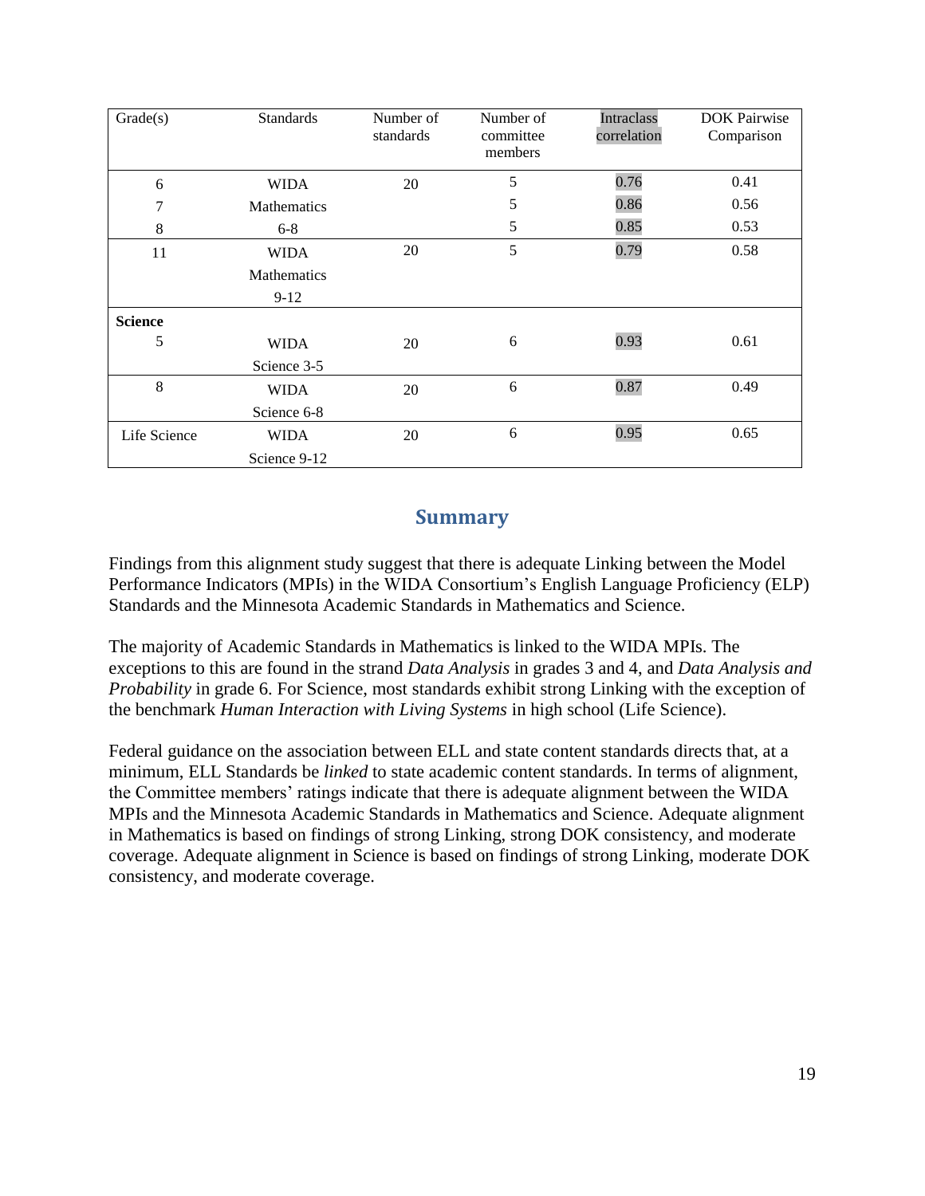| Grade(s) | Standards | Number of standards | Number of committee members | Intraclass correlation | DOK Pairwise Comparison |
|---|---|---|---|---|---|
| 6 | WIDA Mathematics 6-8 | 20 | 5 | 0.76 | 0.41 |
| 7 | | | 5 | 0.86 | 0.56 |
| 8 | | | 5 | 0.85 | 0.53 |
| 11 | WIDA Mathematics 9-12 | 20 | 5 | 0.79 | 0.58 |
| **Science** | | | | | |
| 5 | WIDA Science 3-5 | 20 | 6 | 0.93 | 0.61 |
| 8 | WIDA Science 6-8 | 20 | 6 | 0.87 | 0.49 |
| Life Science | WIDA Science 9-12 | 20 | 6 | 0.95 | 0.65 |

## Summary

Findings from this alignment study suggest that there is adequate Linking between the Model Performance Indicators (MPIs) in the WIDA Consortium's English Language Proficiency (ELP) Standards and the Minnesota Academic Standards in Mathematics and Science.

The majority of Academic Standards in Mathematics is linked to the WIDA MPIs. The exceptions to this are found in the strand *Data Analysis* in grades 3 and 4, and *Data Analysis and Probability* in grade 6. For Science, most standards exhibit strong Linking with the exception of the benchmark *Human Interaction with Living Systems* in high school (Life Science).

Federal guidance on the association between ELL and state content standards directs that, at a minimum, ELL Standards be *linked* to state academic content standards. In terms of alignment, the Committee members' ratings indicate that there is adequate alignment between the WIDA MPIs and the Minnesota Academic Standards in Mathematics and Science. Adequate alignment in Mathematics is based on findings of strong Linking, strong DOK consistency, and moderate coverage. Adequate alignment in Science is based on findings of strong Linking, moderate DOK consistency, and moderate coverage.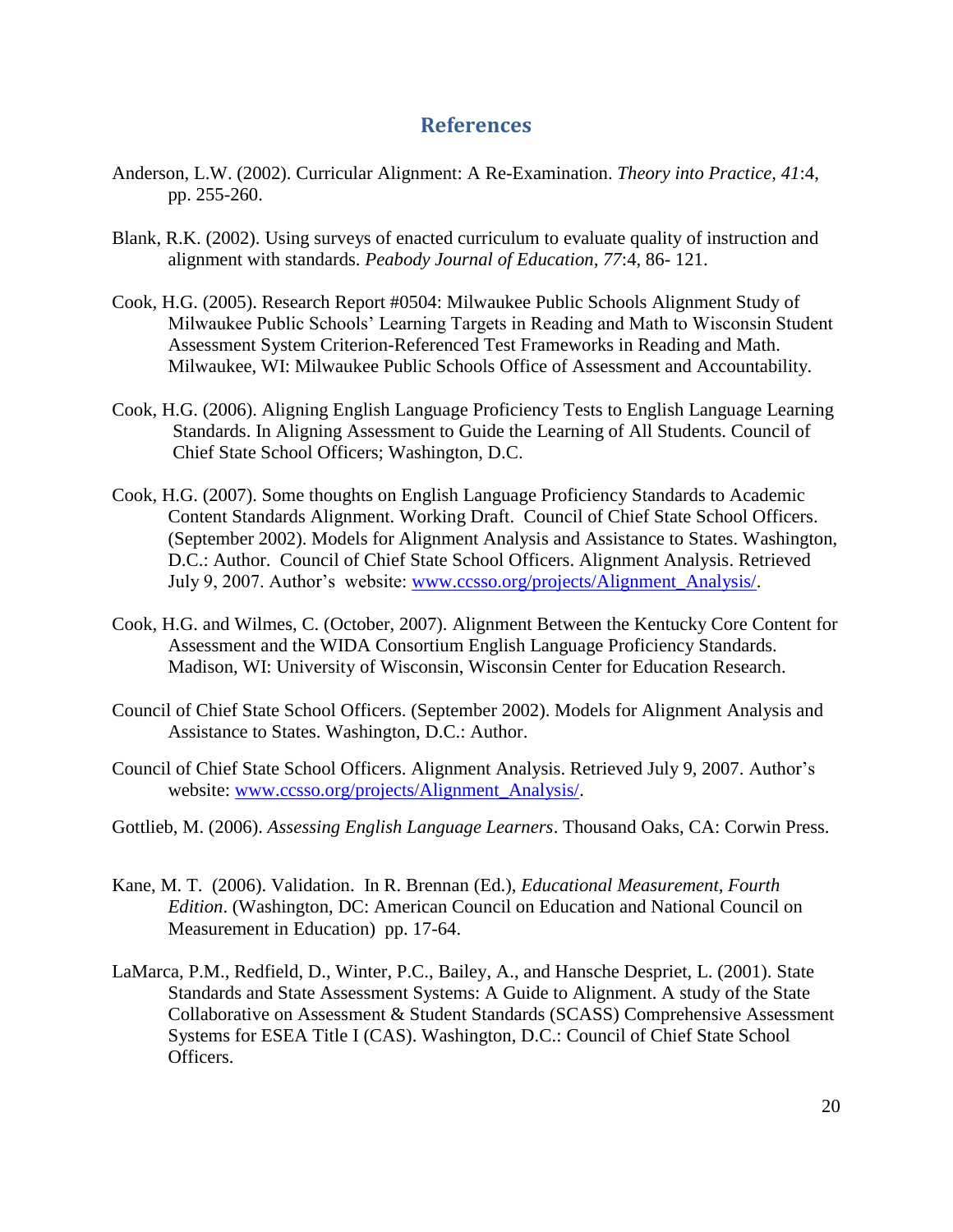## References

Anderson, L.W. (2002). Curricular Alignment: A Re-Examination. *Theory into Practice, 41*:4, pp. 255-260.

Blank, R.K. (2002). Using surveys of enacted curriculum to evaluate quality of instruction and alignment with standards. *Peabody Journal of Education, 77*:4, 86- 121.

Cook, H.G. (2005). Research Report #0504: Milwaukee Public Schools Alignment Study of Milwaukee Public Schools' Learning Targets in Reading and Math to Wisconsin Student Assessment System Criterion-Referenced Test Frameworks in Reading and Math. Milwaukee, WI: Milwaukee Public Schools Office of Assessment and Accountability.

Cook, H.G. (2006). Aligning English Language Proficiency Tests to English Language Learning Standards. In Aligning Assessment to Guide the Learning of All Students. Council of Chief State School Officers; Washington, D.C.

Cook, H.G. (2007). Some thoughts on English Language Proficiency Standards to Academic Content Standards Alignment. Working Draft. Council of Chief State School Officers. (September 2002). Models for Alignment Analysis and Assistance to States. Washington, D.C.: Author. Council of Chief State School Officers. Alignment Analysis. Retrieved July 9, 2007. Author's website: www.ccsso.org/projects/Alignment_Analysis/.

Cook, H.G. and Wilmes, C. (October, 2007). Alignment Between the Kentucky Core Content for Assessment and the WIDA Consortium English Language Proficiency Standards. Madison, WI: University of Wisconsin, Wisconsin Center for Education Research.

Council of Chief State School Officers. (September 2002). Models for Alignment Analysis and Assistance to States. Washington, D.C.: Author.

Council of Chief State School Officers. Alignment Analysis. Retrieved July 9, 2007. Author's website: www.ccsso.org/projects/Alignment_Analysis/.

Gottlieb, M. (2006). *Assessing English Language Learners*. Thousand Oaks, CA: Corwin Press.

Kane, M. T. (2006). Validation. In R. Brennan (Ed.), *Educational Measurement, Fourth Edition*. (Washington, DC: American Council on Education and National Council on Measurement in Education) pp. 17-64.

LaMarca, P.M., Redfield, D., Winter, P.C., Bailey, A., and Hansche Despriet, L. (2001). State Standards and State Assessment Systems: A Guide to Alignment. A study of the State Collaborative on Assessment & Student Standards (SCASS) Comprehensive Assessment Systems for ESEA Title I (CAS). Washington, D.C.: Council of Chief State School Officers.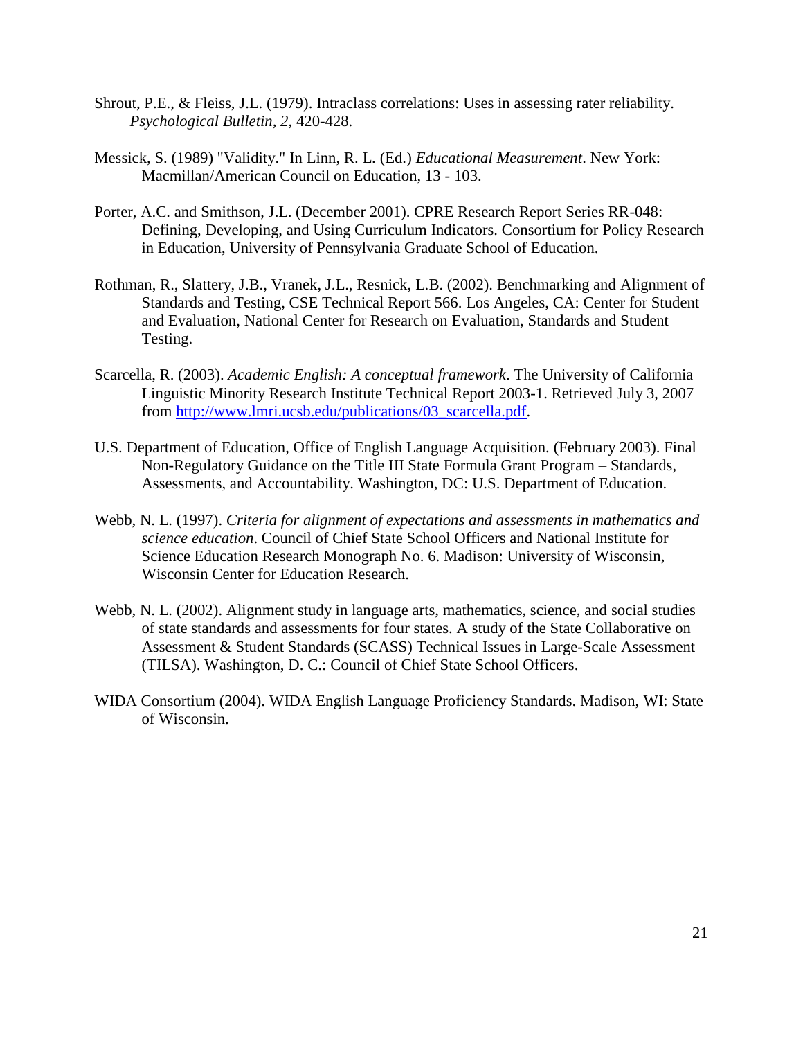Shrout, P.E., & Fleiss, J.L. (1979). Intraclass correlations: Uses in assessing rater reliability. *Psychological Bulletin, 2*, 420-428.

Messick, S. (1989) "Validity." In Linn, R. L. (Ed.) *Educational Measurement*. New York: Macmillan/American Council on Education, 13 - 103.

Porter, A.C. and Smithson, J.L. (December 2001). CPRE Research Report Series RR-048: Defining, Developing, and Using Curriculum Indicators. Consortium for Policy Research in Education, University of Pennsylvania Graduate School of Education.

Rothman, R., Slattery, J.B., Vranek, J.L., Resnick, L.B. (2002). Benchmarking and Alignment of Standards and Testing, CSE Technical Report 566. Los Angeles, CA: Center for Student and Evaluation, National Center for Research on Evaluation, Standards and Student Testing.

Scarcella, R. (2003). *Academic English: A conceptual framework*. The University of California Linguistic Minority Research Institute Technical Report 2003-1. Retrieved July 3, 2007 from [http://www.lmri.ucsb.edu/publications/03_scarcella.pdf](http://www.lmri.ucsb.edu/publications/03_scarcella.pdf).

U.S. Department of Education, Office of English Language Acquisition. (February 2003). Final Non-Regulatory Guidance on the Title III State Formula Grant Program – Standards, Assessments, and Accountability. Washington, DC: U.S. Department of Education.

Webb, N. L. (1997). *Criteria for alignment of expectations and assessments in mathematics and science education*. Council of Chief State School Officers and National Institute for Science Education Research Monograph No. 6. Madison: University of Wisconsin, Wisconsin Center for Education Research.

Webb, N. L. (2002). Alignment study in language arts, mathematics, science, and social studies of state standards and assessments for four states. A study of the State Collaborative on Assessment & Student Standards (SCASS) Technical Issues in Large-Scale Assessment (TILSA). Washington, D. C.: Council of Chief State School Officers.

WIDA Consortium (2004). WIDA English Language Proficiency Standards. Madison, WI: State of Wisconsin.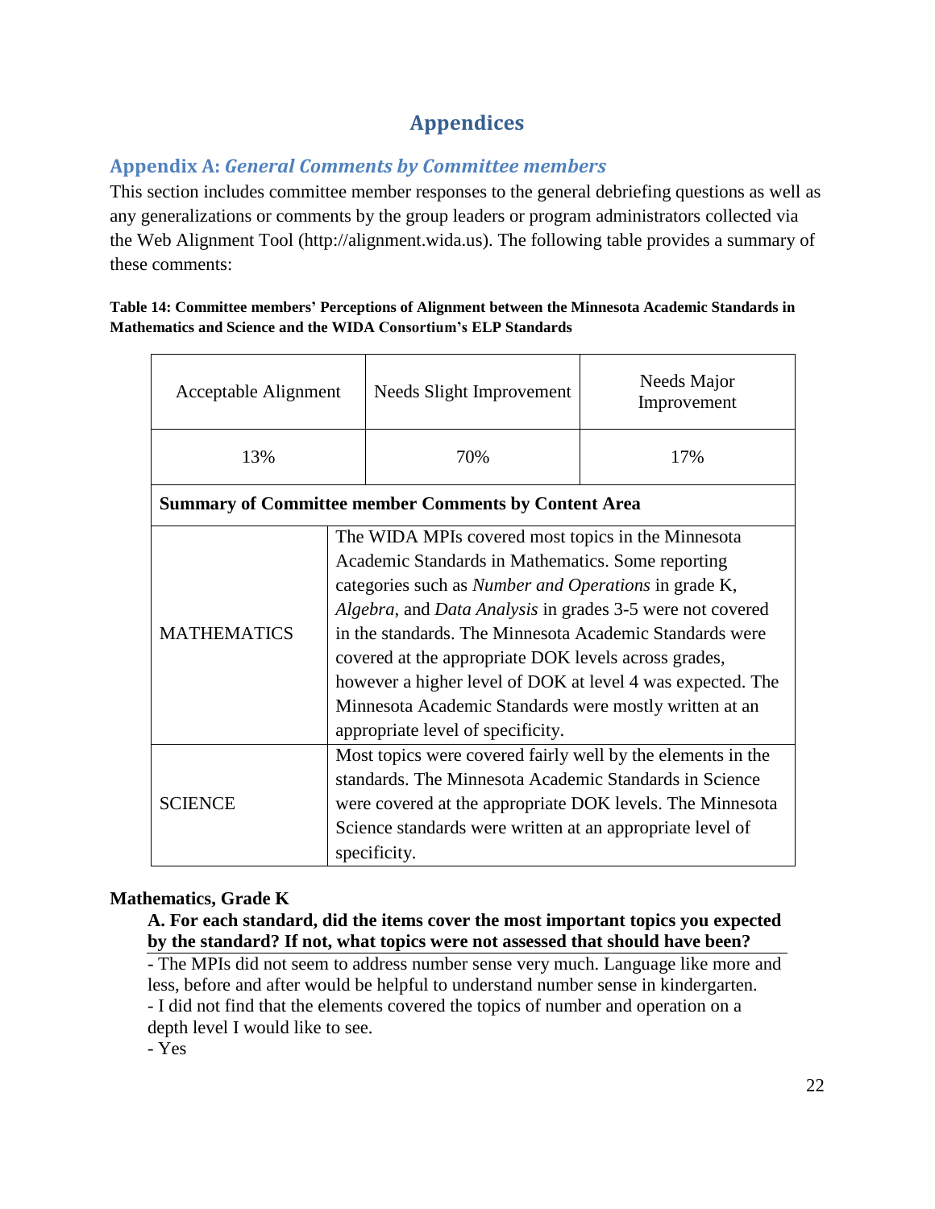# Appendices

## Appendix A: *General Comments by Committee members*

This section includes committee member responses to the general debriefing questions as well as any generalizations or comments by the group leaders or program administrators collected via the Web Alignment Tool (http://alignment.wida.us). The following table provides a summary of these comments:

**Table 14: Committee members' Perceptions of Alignment between the Minnesota Academic Standards in Mathematics and Science and the WIDA Consortium's ELP Standards**

| Acceptable Alignment | Needs Slight Improvement | Needs Major Improvement |
|---|---|---|
| 13% | 70% | 17% |
| **Summary of Committee member Comments by Content Area** | | |
| MATHEMATICS | The WIDA MPIs covered most topics in the Minnesota Academic Standards in Mathematics. Some reporting categories such as *Number and Operations* in grade K, *Algebra*, and *Data Analysis* in grades 3-5 were not covered in the standards. The Minnesota Academic Standards were covered at the appropriate DOK levels across grades, however a higher level of DOK at level 4 was expected. The Minnesota Academic Standards were mostly written at an appropriate level of specificity. | |
| SCIENCE | Most topics were covered fairly well by the elements in the standards. The Minnesota Academic Standards in Science were covered at the appropriate DOK levels. The Minnesota Science standards were written at an appropriate level of specificity. | |

**Mathematics, Grade K**

**A. For each standard, did the items cover the most important topics you expected by the standard? If not, what topics were not assessed that should have been?**

- The MPIs did not seem to address number sense very much. Language like more and less, before and after would be helpful to understand number sense in kindergarten.
- I did not find that the elements covered the topics of number and operation on a depth level I would like to see.
- Yes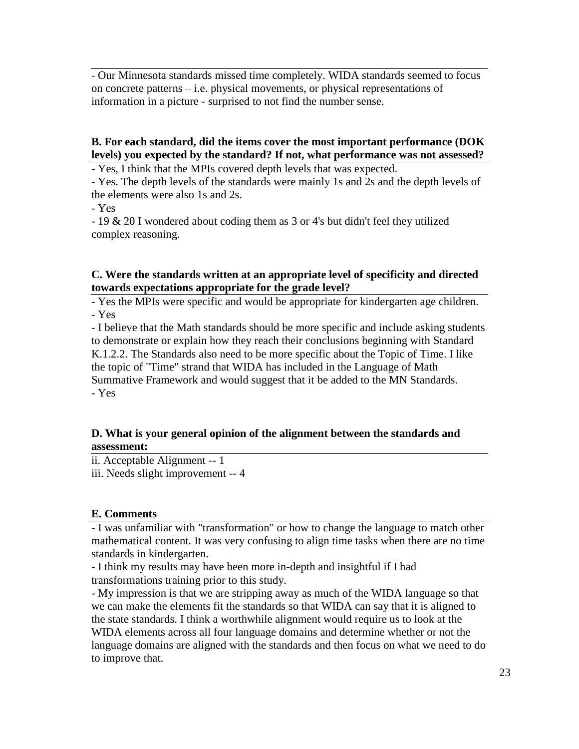- Our Minnesota standards missed time completely. WIDA standards seemed to focus on concrete patterns – i.e. physical movements, or physical representations of information in a picture - surprised to not find the number sense.

**B. For each standard, did the items cover the most important performance (DOK levels) you expected by the standard? If not, what performance was not assessed?**

- Yes, I think that the MPIs covered depth levels that was expected.
- Yes. The depth levels of the standards were mainly 1s and 2s and the depth levels of the elements were also 1s and 2s.
- Yes
- 19 & 20 I wondered about coding them as 3 or 4's but didn't feel they utilized complex reasoning.

**C. Were the standards written at an appropriate level of specificity and directed towards expectations appropriate for the grade level?**

- Yes the MPIs were specific and would be appropriate for kindergarten age children.
- Yes
- I believe that the Math standards should be more specific and include asking students to demonstrate or explain how they reach their conclusions beginning with Standard K.1.2.2. The Standards also need to be more specific about the Topic of Time. I like the topic of "Time" strand that WIDA has included in the Language of Math Summative Framework and would suggest that it be added to the MN Standards.
- Yes

**D. What is your general opinion of the alignment between the standards and assessment:**

ii. Acceptable Alignment -- 1
iii. Needs slight improvement -- 4

**E. Comments**

- I was unfamiliar with "transformation" or how to change the language to match other mathematical content. It was very confusing to align time tasks when there are no time standards in kindergarten.
- I think my results may have been more in-depth and insightful if I had transformations training prior to this study.
- My impression is that we are stripping away as much of the WIDA language so that we can make the elements fit the standards so that WIDA can say that it is aligned to the state standards. I think a worthwhile alignment would require us to look at the WIDA elements across all four language domains and determine whether or not the language domains are aligned with the standards and then focus on what we need to do to improve that.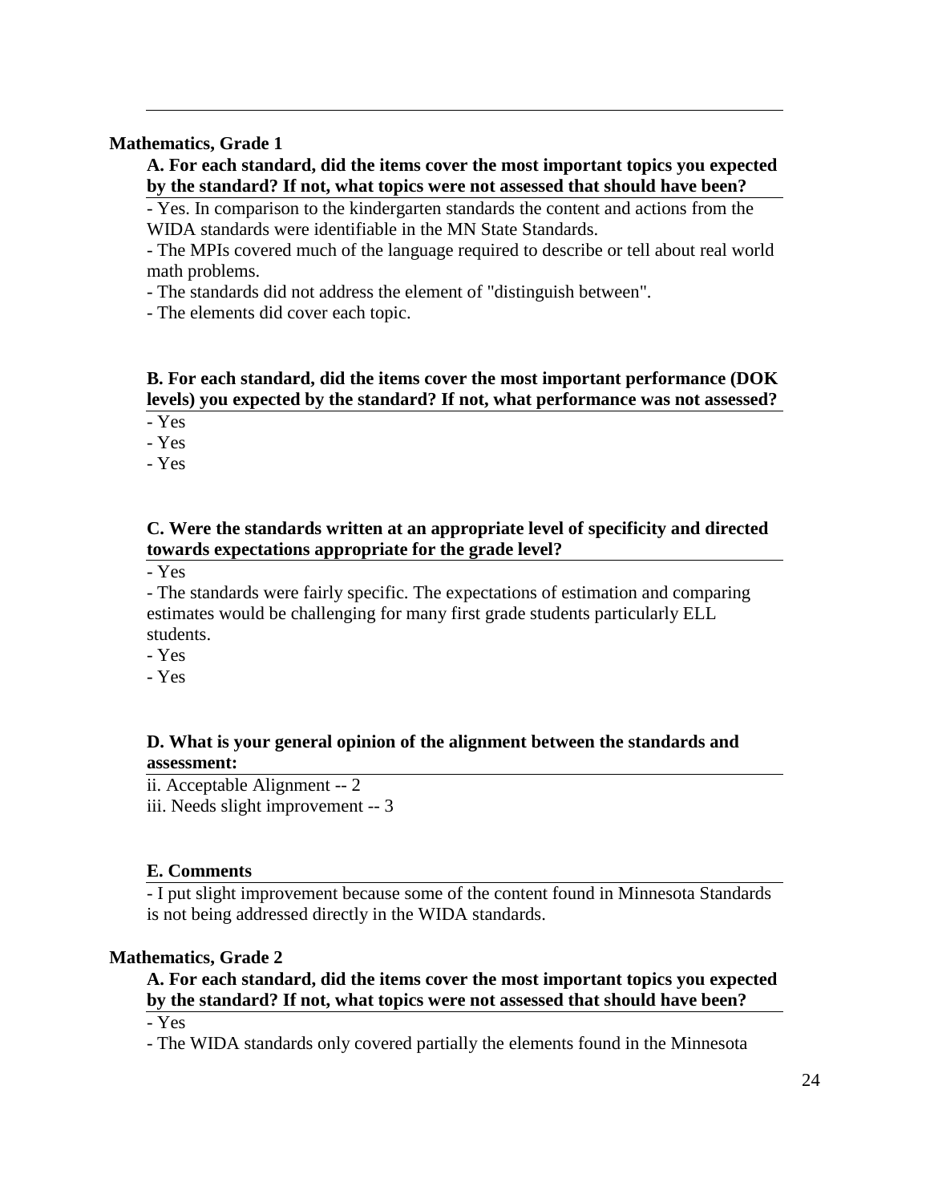**Mathematics, Grade 1**

**A. For each standard, did the items cover the most important topics you expected by the standard? If not, what topics were not assessed that should have been?**

- Yes. In comparison to the kindergarten standards the content and actions from the WIDA standards were identifiable in the MN State Standards.
- The MPIs covered much of the language required to describe or tell about real world math problems.
- The standards did not address the element of "distinguish between".
- The elements did cover each topic.

**B. For each standard, did the items cover the most important performance (DOK levels) you expected by the standard? If not, what performance was not assessed?**

- Yes
- Yes
- Yes

**C. Were the standards written at an appropriate level of specificity and directed towards expectations appropriate for the grade level?**

- Yes
- The standards were fairly specific. The expectations of estimation and comparing estimates would be challenging for many first grade students particularly ELL students.
- Yes
- Yes

**D. What is your general opinion of the alignment between the standards and assessment:**

ii. Acceptable Alignment -- 2
iii. Needs slight improvement -- 3

**E. Comments**

- I put slight improvement because some of the content found in Minnesota Standards is not being addressed directly in the WIDA standards.

**Mathematics, Grade 2**

**A. For each standard, did the items cover the most important topics you expected by the standard? If not, what topics were not assessed that should have been?**

- Yes
- The WIDA standards only covered partially the elements found in the Minnesota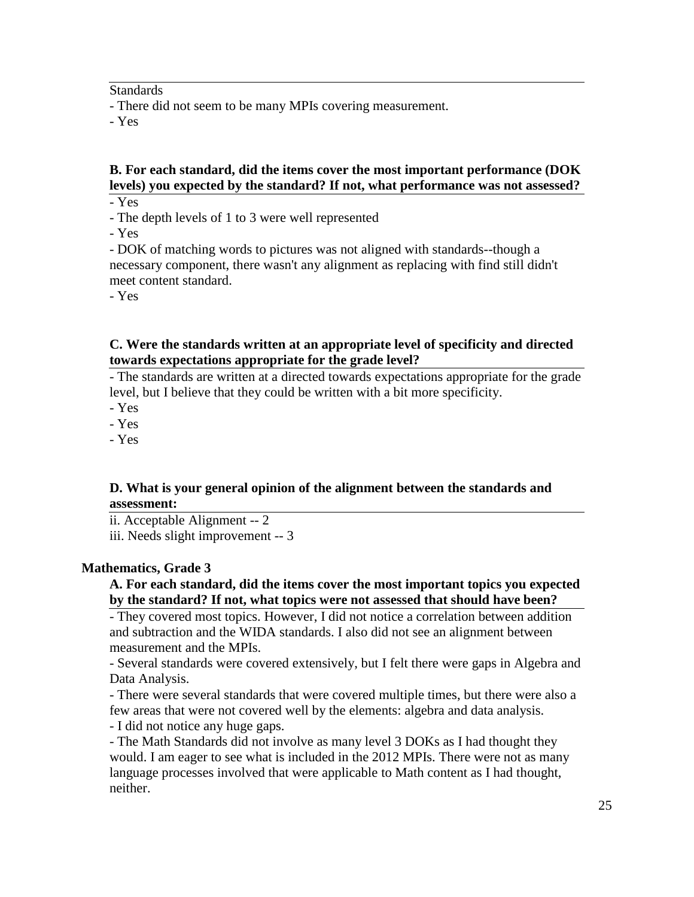Standards

- There did not seem to be many MPIs covering measurement.
- Yes

**B. For each standard, did the items cover the most important performance (DOK levels) you expected by the standard? If not, what performance was not assessed?**

- Yes
- The depth levels of 1 to 3 were well represented
- Yes
- DOK of matching words to pictures was not aligned with standards--though a necessary component, there wasn't any alignment as replacing with find still didn't meet content standard.
- Yes

**C. Were the standards written at an appropriate level of specificity and directed towards expectations appropriate for the grade level?**

- The standards are written at a directed towards expectations appropriate for the grade level, but I believe that they could be written with a bit more specificity.
- Yes
- Yes
- Yes

**D. What is your general opinion of the alignment between the standards and assessment:**

ii. Acceptable Alignment -- 2
iii. Needs slight improvement -- 3

### Mathematics, Grade 3

**A. For each standard, did the items cover the most important topics you expected by the standard? If not, what topics were not assessed that should have been?**

- They covered most topics. However, I did not notice a correlation between addition and subtraction and the WIDA standards. I also did not see an alignment between measurement and the MPIs.
- Several standards were covered extensively, but I felt there were gaps in Algebra and Data Analysis.
- There were several standards that were covered multiple times, but there were also a few areas that were not covered well by the elements: algebra and data analysis.
- I did not notice any huge gaps.
- The Math Standards did not involve as many level 3 DOKs as I had thought they would. I am eager to see what is included in the 2012 MPIs. There were not as many language processes involved that were applicable to Math content as I had thought, neither.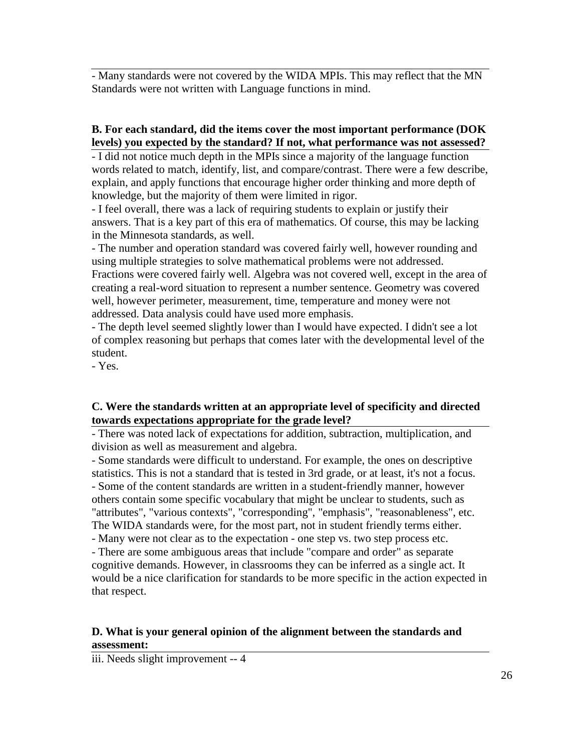- Many standards were not covered by the WIDA MPIs. This may reflect that the MN Standards were not written with Language functions in mind.

**B. For each standard, did the items cover the most important performance (DOK levels) you expected by the standard? If not, what performance was not assessed?**

- I did not notice much depth in the MPIs since a majority of the language function words related to match, identify, list, and compare/contrast. There were a few describe, explain, and apply functions that encourage higher order thinking and more depth of knowledge, but the majority of them were limited in rigor.
- I feel overall, there was a lack of requiring students to explain or justify their answers. That is a key part of this era of mathematics. Of course, this may be lacking in the Minnesota standards, as well.
- The number and operation standard was covered fairly well, however rounding and using multiple strategies to solve mathematical problems were not addressed. Fractions were covered fairly well. Algebra was not covered well, except in the area of creating a real-word situation to represent a number sentence. Geometry was covered well, however perimeter, measurement, time, temperature and money were not addressed. Data analysis could have used more emphasis.
- The depth level seemed slightly lower than I would have expected. I didn't see a lot of complex reasoning but perhaps that comes later with the developmental level of the student.
- Yes.

**C. Were the standards written at an appropriate level of specificity and directed towards expectations appropriate for the grade level?**

- There was noted lack of expectations for addition, subtraction, multiplication, and division as well as measurement and algebra.
- Some standards were difficult to understand. For example, the ones on descriptive statistics. This is not a standard that is tested in 3rd grade, or at least, it's not a focus.
- Some of the content standards are written in a student-friendly manner, however others contain some specific vocabulary that might be unclear to students, such as "attributes", "various contexts", "corresponding", "emphasis", "reasonableness", etc. The WIDA standards were, for the most part, not in student friendly terms either.
- Many were not clear as to the expectation - one step vs. two step process etc.
- There are some ambiguous areas that include "compare and order" as separate cognitive demands. However, in classrooms they can be inferred as a single act. It would be a nice clarification for standards to be more specific in the action expected in that respect.

**D. What is your general opinion of the alignment between the standards and assessment:**

iii. Needs slight improvement -- 4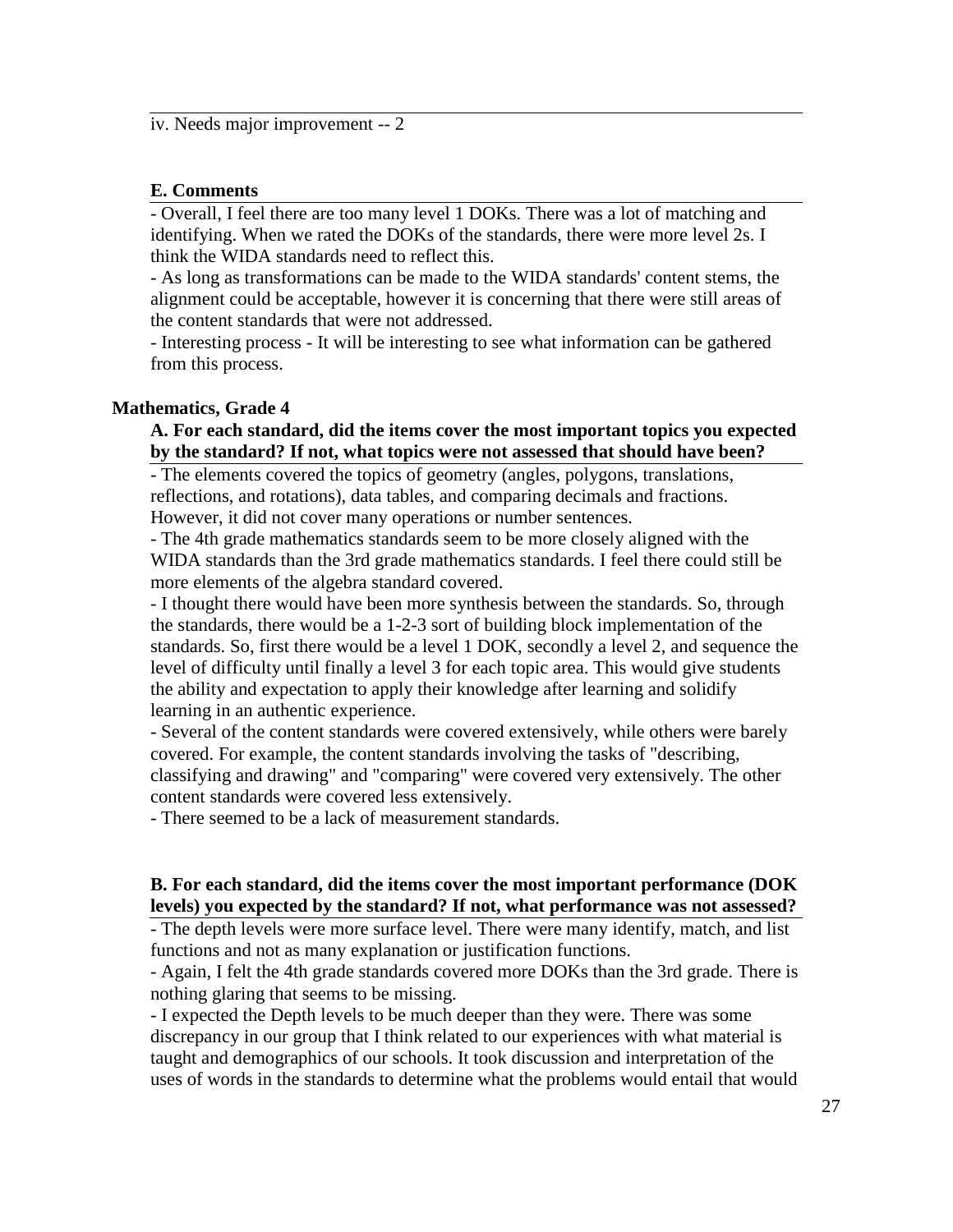iv. Needs major improvement -- 2

**E. Comments**

- Overall, I feel there are too many level 1 DOKs. There was a lot of matching and identifying. When we rated the DOKs of the standards, there were more level 2s. I think the WIDA standards need to reflect this.
- As long as transformations can be made to the WIDA standards' content stems, the alignment could be acceptable, however it is concerning that there were still areas of the content standards that were not addressed.
- Interesting process - It will be interesting to see what information can be gathered from this process.

**Mathematics, Grade 4**

**A. For each standard, did the items cover the most important topics you expected by the standard? If not, what topics were not assessed that should have been?**

- The elements covered the topics of geometry (angles, polygons, translations, reflections, and rotations), data tables, and comparing decimals and fractions. However, it did not cover many operations or number sentences.
- The 4th grade mathematics standards seem to be more closely aligned with the WIDA standards than the 3rd grade mathematics standards. I feel there could still be more elements of the algebra standard covered.
- I thought there would have been more synthesis between the standards. So, through the standards, there would be a 1-2-3 sort of building block implementation of the standards. So, first there would be a level 1 DOK, secondly a level 2, and sequence the level of difficulty until finally a level 3 for each topic area. This would give students the ability and expectation to apply their knowledge after learning and solidify learning in an authentic experience.
- Several of the content standards were covered extensively, while others were barely covered. For example, the content standards involving the tasks of "describing, classifying and drawing" and "comparing" were covered very extensively. The other content standards were covered less extensively.
- There seemed to be a lack of measurement standards.

**B. For each standard, did the items cover the most important performance (DOK levels) you expected by the standard? If not, what performance was not assessed?**

- The depth levels were more surface level. There were many identify, match, and list functions and not as many explanation or justification functions.
- Again, I felt the 4th grade standards covered more DOKs than the 3rd grade. There is nothing glaring that seems to be missing.
- I expected the Depth levels to be much deeper than they were. There was some discrepancy in our group that I think related to our experiences with what material is taught and demographics of our schools. It took discussion and interpretation of the uses of words in the standards to determine what the problems would entail that would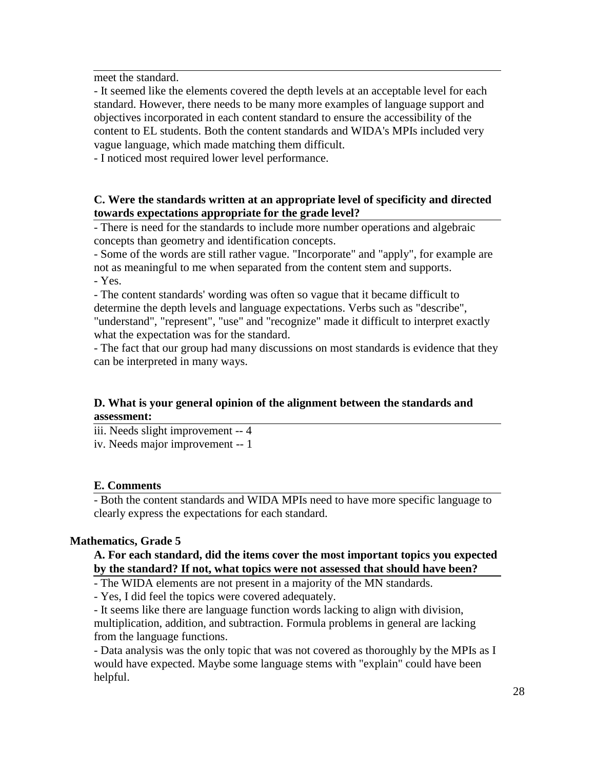meet the standard.

- It seemed like the elements covered the depth levels at an acceptable level for each standard. However, there needs to be many more examples of language support and objectives incorporated in each content standard to ensure the accessibility of the content to EL students. Both the content standards and WIDA's MPIs included very vague language, which made matching them difficult.
- I noticed most required lower level performance.

**C. Were the standards written at an appropriate level of specificity and directed towards expectations appropriate for the grade level?**

- There is need for the standards to include more number operations and algebraic concepts than geometry and identification concepts.
- Some of the words are still rather vague. "Incorporate" and "apply", for example are not as meaningful to me when separated from the content stem and supports.
- Yes.
- The content standards' wording was often so vague that it became difficult to determine the depth levels and language expectations. Verbs such as "describe", "understand", "represent", "use" and "recognize" made it difficult to interpret exactly what the expectation was for the standard.
- The fact that our group had many discussions on most standards is evidence that they can be interpreted in many ways.

**D. What is your general opinion of the alignment between the standards and assessment:**

iii. Needs slight improvement -- 4

iv. Needs major improvement -- 1

**E. Comments**

- Both the content standards and WIDA MPIs need to have more specific language to clearly express the expectations for each standard.

### Mathematics, Grade 5

**A. For each standard, did the items cover the most important topics you expected by the standard? If not, what topics were not assessed that should have been?**

- The WIDA elements are not present in a majority of the MN standards.
- Yes, I did feel the topics were covered adequately.
- It seems like there are language function words lacking to align with division, multiplication, addition, and subtraction. Formula problems in general are lacking from the language functions.
- Data analysis was the only topic that was not covered as thoroughly by the MPIs as I would have expected. Maybe some language stems with "explain" could have been helpful.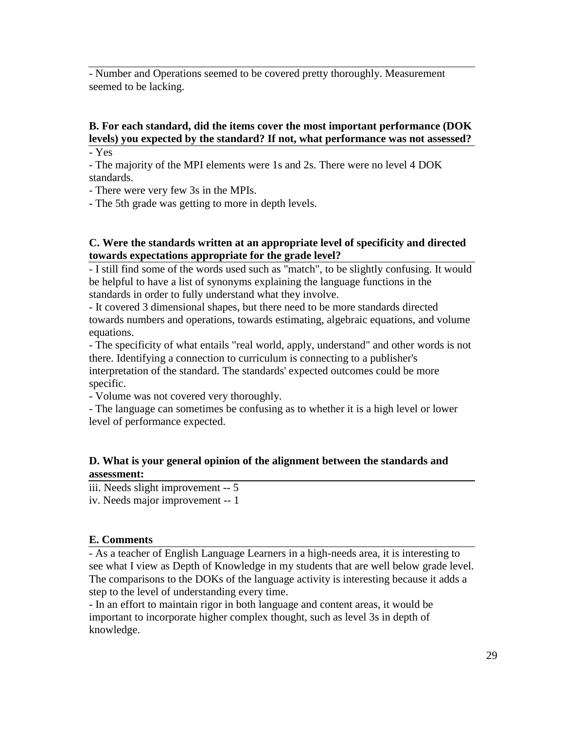- Number and Operations seemed to be covered pretty thoroughly. Measurement seemed to be lacking.

**B. For each standard, did the items cover the most important performance (DOK levels) you expected by the standard? If not, what performance was not assessed?**

- Yes
- The majority of the MPI elements were 1s and 2s. There were no level 4 DOK standards.
- There were very few 3s in the MPIs.
- The 5th grade was getting to more in depth levels.

**C. Were the standards written at an appropriate level of specificity and directed towards expectations appropriate for the grade level?**

- I still find some of the words used such as "match", to be slightly confusing. It would be helpful to have a list of synonyms explaining the language functions in the standards in order to fully understand what they involve.
- It covered 3 dimensional shapes, but there need to be more standards directed towards numbers and operations, towards estimating, algebraic equations, and volume equations.
- The specificity of what entails "real world, apply, understand" and other words is not there. Identifying a connection to curriculum is connecting to a publisher's interpretation of the standard. The standards' expected outcomes could be more specific.
- Volume was not covered very thoroughly.
- The language can sometimes be confusing as to whether it is a high level or lower level of performance expected.

**D. What is your general opinion of the alignment between the standards and assessment:**

iii. Needs slight improvement -- 5
iv. Needs major improvement -- 1

**E. Comments**

- As a teacher of English Language Learners in a high-needs area, it is interesting to see what I view as Depth of Knowledge in my students that are well below grade level. The comparisons to the DOKs of the language activity is interesting because it adds a step to the level of understanding every time.
- In an effort to maintain rigor in both language and content areas, it would be important to incorporate higher complex thought, such as level 3s in depth of knowledge.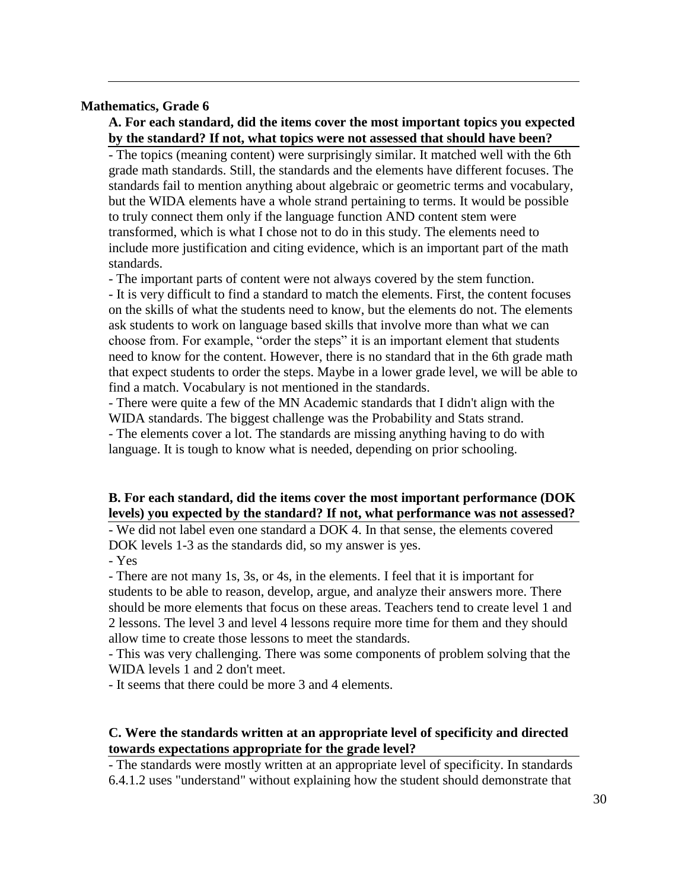**Mathematics, Grade 6**

**A. For each standard, did the items cover the most important topics you expected by the standard? If not, what topics were not assessed that should have been?**

- The topics (meaning content) were surprisingly similar. It matched well with the 6th grade math standards. Still, the standards and the elements have different focuses. The standards fail to mention anything about algebraic or geometric terms and vocabulary, but the WIDA elements have a whole strand pertaining to terms. It would be possible to truly connect them only if the language function AND content stem were transformed, which is what I chose not to do in this study. The elements need to include more justification and citing evidence, which is an important part of the math standards.
- The important parts of content were not always covered by the stem function.
- It is very difficult to find a standard to match the elements. First, the content focuses on the skills of what the students need to know, but the elements do not. The elements ask students to work on language based skills that involve more than what we can choose from. For example, "order the steps" it is an important element that students need to know for the content. However, there is no standard that in the 6th grade math that expect students to order the steps. Maybe in a lower grade level, we will be able to find a match. Vocabulary is not mentioned in the standards.
- There were quite a few of the MN Academic standards that I didn't align with the WIDA standards. The biggest challenge was the Probability and Stats strand.
- The elements cover a lot. The standards are missing anything having to do with language. It is tough to know what is needed, depending on prior schooling.

**B. For each standard, did the items cover the most important performance (DOK levels) you expected by the standard? If not, what performance was not assessed?**

- We did not label even one standard a DOK 4. In that sense, the elements covered DOK levels 1-3 as the standards did, so my answer is yes.
- Yes
- There are not many 1s, 3s, or 4s, in the elements. I feel that it is important for students to be able to reason, develop, argue, and analyze their answers more. There should be more elements that focus on these areas. Teachers tend to create level 1 and 2 lessons. The level 3 and level 4 lessons require more time for them and they should allow time to create those lessons to meet the standards.
- This was very challenging. There was some components of problem solving that the WIDA levels 1 and 2 don't meet.
- It seems that there could be more 3 and 4 elements.

**C. Were the standards written at an appropriate level of specificity and directed towards expectations appropriate for the grade level?**

- The standards were mostly written at an appropriate level of specificity. In standards 6.4.1.2 uses "understand" without explaining how the student should demonstrate that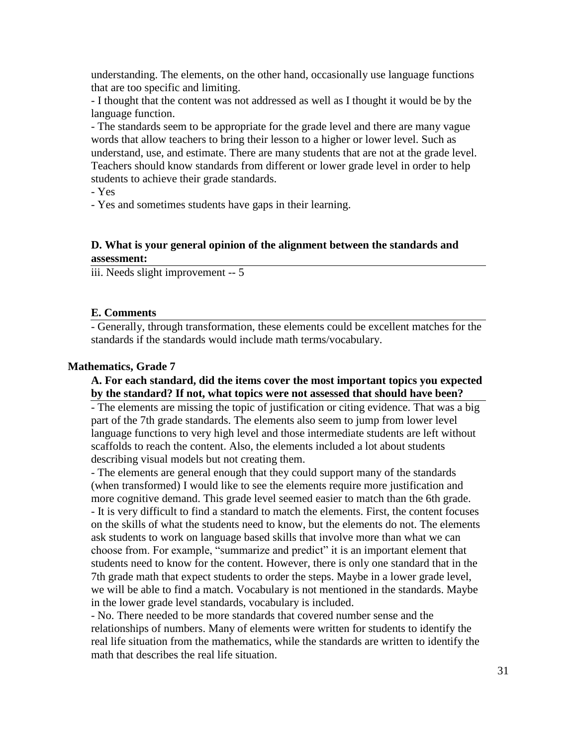understanding. The elements, on the other hand, occasionally use language functions that are too specific and limiting.

- I thought that the content was not addressed as well as I thought it would be by the language function.
- The standards seem to be appropriate for the grade level and there are many vague words that allow teachers to bring their lesson to a higher or lower level. Such as understand, use, and estimate. There are many students that are not at the grade level. Teachers should know standards from different or lower grade level in order to help students to achieve their grade standards.
- Yes
- Yes and sometimes students have gaps in their learning.

**D. What is your general opinion of the alignment between the standards and assessment:**

iii. Needs slight improvement -- 5

**E. Comments**

- Generally, through transformation, these elements could be excellent matches for the standards if the standards would include math terms/vocabulary.

**Mathematics, Grade 7**

**A. For each standard, did the items cover the most important topics you expected by the standard? If not, what topics were not assessed that should have been?**

- The elements are missing the topic of justification or citing evidence. That was a big part of the 7th grade standards. The elements also seem to jump from lower level language functions to very high level and those intermediate students are left without scaffolds to reach the content. Also, the elements included a lot about students describing visual models but not creating them.
- The elements are general enough that they could support many of the standards (when transformed) I would like to see the elements require more justification and more cognitive demand. This grade level seemed easier to match than the 6th grade.
- It is very difficult to find a standard to match the elements. First, the content focuses on the skills of what the students need to know, but the elements do not. The elements ask students to work on language based skills that involve more than what we can choose from. For example, "summarize and predict" it is an important element that students need to know for the content. However, there is only one standard that in the 7th grade math that expect students to order the steps. Maybe in a lower grade level, we will be able to find a match. Vocabulary is not mentioned in the standards. Maybe in the lower grade level standards, vocabulary is included.
- No. There needed to be more standards that covered number sense and the relationships of numbers. Many of elements were written for students to identify the real life situation from the mathematics, while the standards are written to identify the math that describes the real life situation.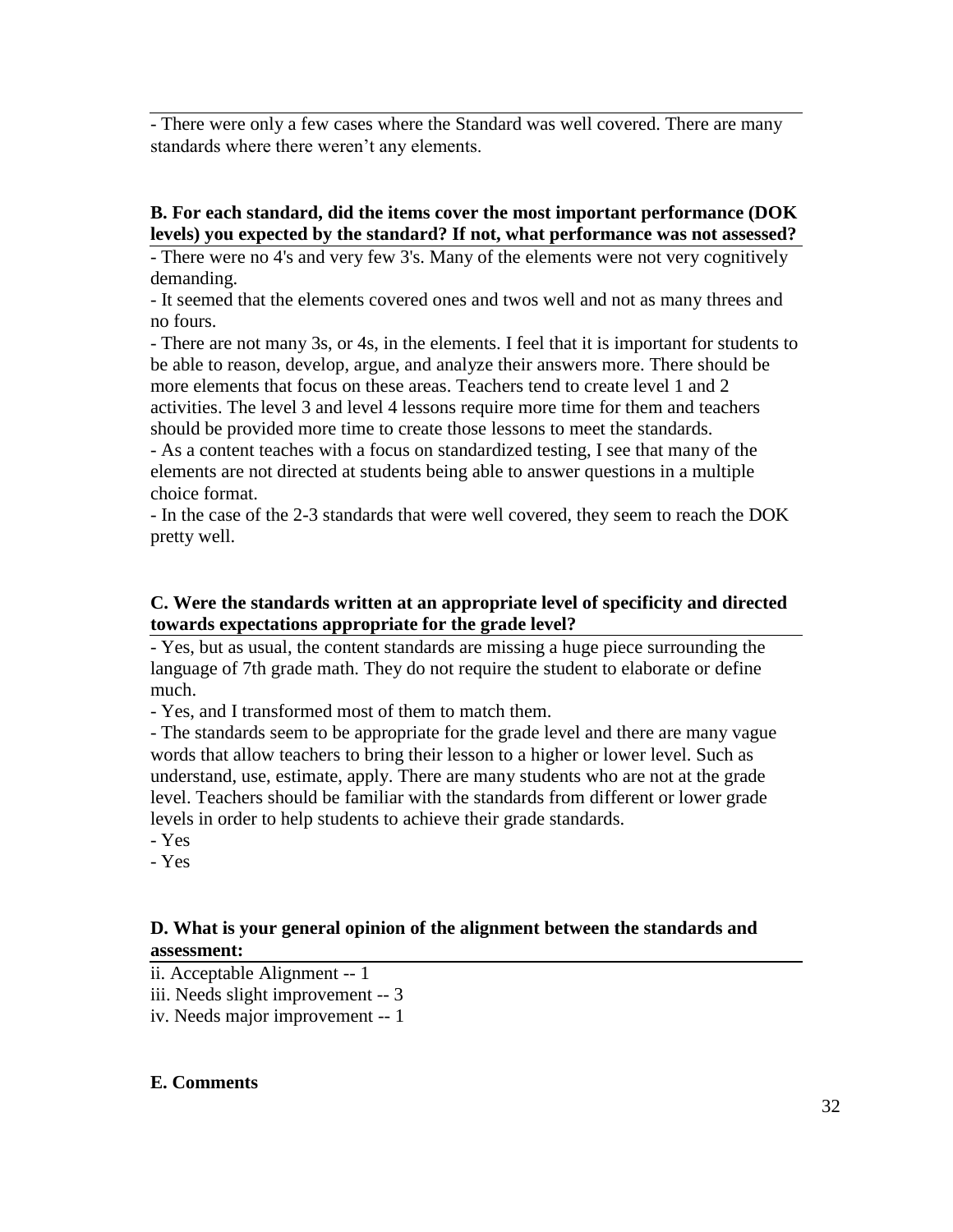- There were only a few cases where the Standard was well covered. There are many standards where there weren't any elements.

**B. For each standard, did the items cover the most important performance (DOK levels) you expected by the standard? If not, what performance was not assessed?**

- There were no 4's and very few 3's. Many of the elements were not very cognitively demanding.
- It seemed that the elements covered ones and twos well and not as many threes and no fours.
- There are not many 3s, or 4s, in the elements. I feel that it is important for students to be able to reason, develop, argue, and analyze their answers more. There should be more elements that focus on these areas. Teachers tend to create level 1 and 2 activities. The level 3 and level 4 lessons require more time for them and teachers should be provided more time to create those lessons to meet the standards.
- As a content teaches with a focus on standardized testing, I see that many of the elements are not directed at students being able to answer questions in a multiple choice format.
- In the case of the 2-3 standards that were well covered, they seem to reach the DOK pretty well.

**C. Were the standards written at an appropriate level of specificity and directed towards expectations appropriate for the grade level?**

- Yes, but as usual, the content standards are missing a huge piece surrounding the language of 7th grade math. They do not require the student to elaborate or define much.
- Yes, and I transformed most of them to match them.
- The standards seem to be appropriate for the grade level and there are many vague words that allow teachers to bring their lesson to a higher or lower level. Such as understand, use, estimate, apply. There are many students who are not at the grade level. Teachers should be familiar with the standards from different or lower grade levels in order to help students to achieve their grade standards.
- Yes
- Yes

**D. What is your general opinion of the alignment between the standards and assessment:**

ii. Acceptable Alignment -- 1
iii. Needs slight improvement -- 3
iv. Needs major improvement -- 1

**E. Comments**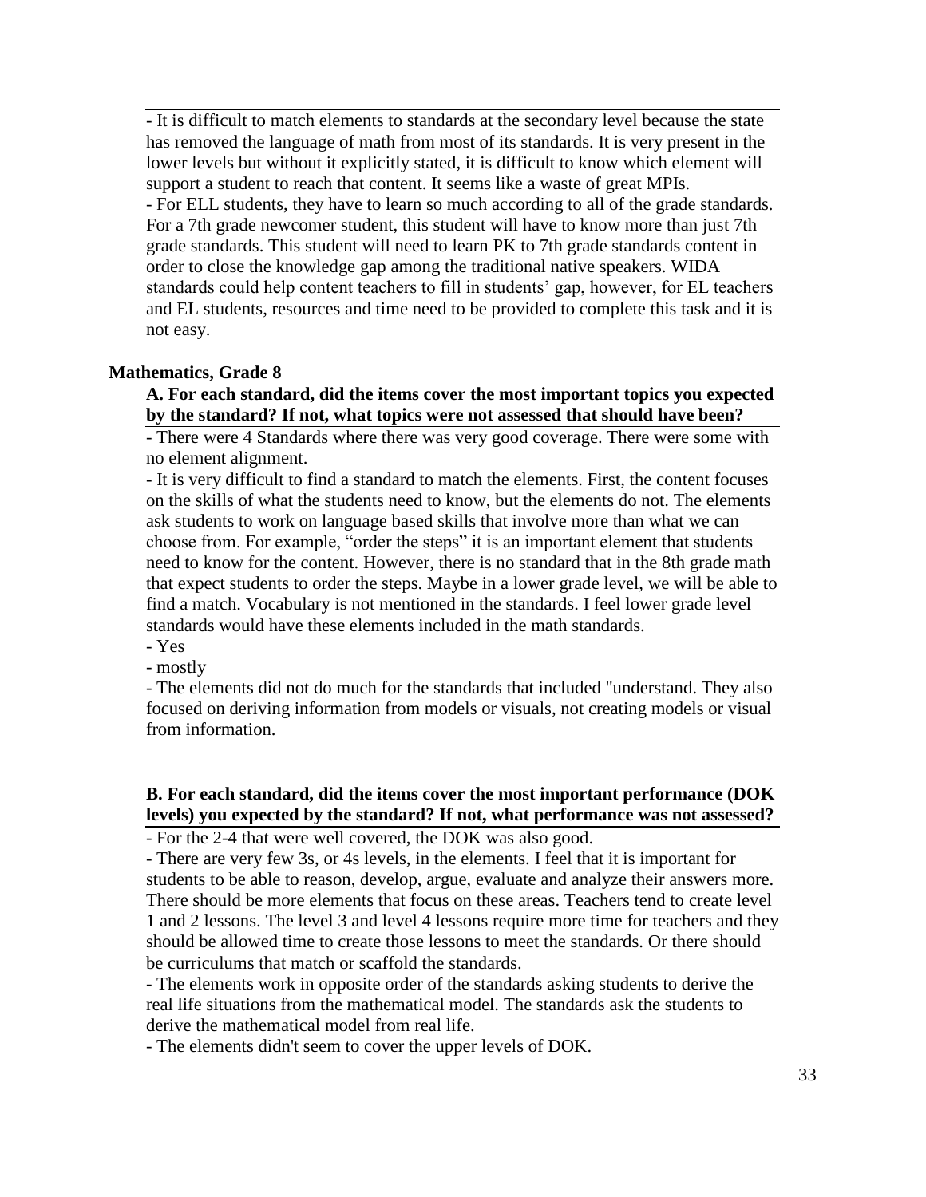- It is difficult to match elements to standards at the secondary level because the state has removed the language of math from most of its standards. It is very present in the lower levels but without it explicitly stated, it is difficult to know which element will support a student to reach that content. It seems like a waste of great MPIs.
- For ELL students, they have to learn so much according to all of the grade standards. For a 7th grade newcomer student, this student will have to know more than just 7th grade standards. This student will need to learn PK to 7th grade standards content in order to close the knowledge gap among the traditional native speakers. WIDA standards could help content teachers to fill in students' gap, however, for EL teachers and EL students, resources and time need to be provided to complete this task and it is not easy.

**Mathematics, Grade 8**

**A. For each standard, did the items cover the most important topics you expected by the standard? If not, what topics were not assessed that should have been?**

- There were 4 Standards where there was very good coverage. There were some with no element alignment.
- It is very difficult to find a standard to match the elements. First, the content focuses on the skills of what the students need to know, but the elements do not. The elements ask students to work on language based skills that involve more than what we can choose from. For example, "order the steps" it is an important element that students need to know for the content. However, there is no standard that in the 8th grade math that expect students to order the steps. Maybe in a lower grade level, we will be able to find a match. Vocabulary is not mentioned in the standards. I feel lower grade level standards would have these elements included in the math standards.
- Yes
- mostly
- The elements did not do much for the standards that included "understand. They also focused on deriving information from models or visuals, not creating models or visual from information.

**B. For each standard, did the items cover the most important performance (DOK levels) you expected by the standard? If not, what performance was not assessed?**

- For the 2-4 that were well covered, the DOK was also good.
- There are very few 3s, or 4s levels, in the elements. I feel that it is important for students to be able to reason, develop, argue, evaluate and analyze their answers more. There should be more elements that focus on these areas. Teachers tend to create level 1 and 2 lessons. The level 3 and level 4 lessons require more time for teachers and they should be allowed time to create those lessons to meet the standards. Or there should be curriculums that match or scaffold the standards.
- The elements work in opposite order of the standards asking students to derive the real life situations from the mathematical model. The standards ask the students to derive the mathematical model from real life.
- The elements didn't seem to cover the upper levels of DOK.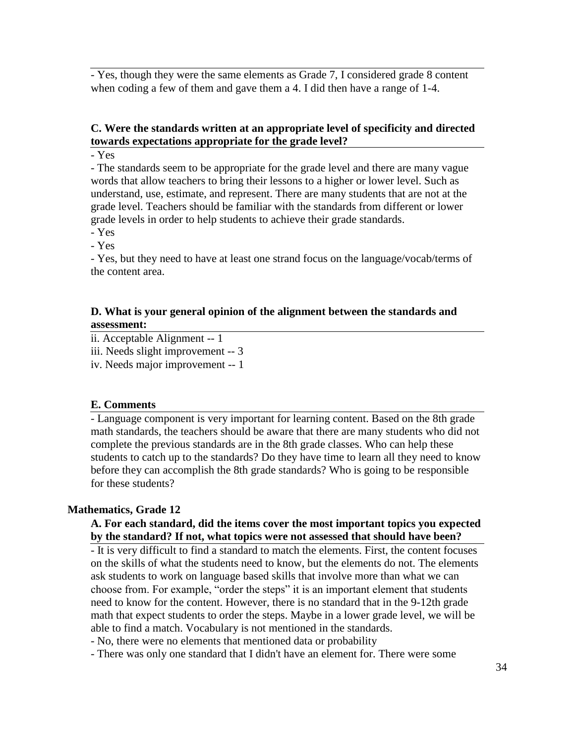- Yes, though they were the same elements as Grade 7, I considered grade 8 content when coding a few of them and gave them a 4. I did then have a range of 1-4.

**C. Were the standards written at an appropriate level of specificity and directed towards expectations appropriate for the grade level?**

- Yes
- The standards seem to be appropriate for the grade level and there are many vague words that allow teachers to bring their lessons to a higher or lower level. Such as understand, use, estimate, and represent. There are many students that are not at the grade level. Teachers should be familiar with the standards from different or lower grade levels in order to help students to achieve their grade standards.
- Yes
- Yes
- Yes, but they need to have at least one strand focus on the language/vocab/terms of the content area.

**D. What is your general opinion of the alignment between the standards and assessment:**

ii. Acceptable Alignment -- 1
iii. Needs slight improvement -- 3
iv. Needs major improvement -- 1

**E. Comments**

- Language component is very important for learning content. Based on the 8th grade math standards, the teachers should be aware that there are many students who did not complete the previous standards are in the 8th grade classes. Who can help these students to catch up to the standards? Do they have time to learn all they need to know before they can accomplish the 8th grade standards? Who is going to be responsible for these students?

### Mathematics, Grade 12

**A. For each standard, did the items cover the most important topics you expected by the standard? If not, what topics were not assessed that should have been?**

- It is very difficult to find a standard to match the elements. First, the content focuses on the skills of what the students need to know, but the elements do not. The elements ask students to work on language based skills that involve more than what we can choose from. For example, "order the steps" it is an important element that students need to know for the content. However, there is no standard that in the 9-12th grade math that expect students to order the steps. Maybe in a lower grade level, we will be able to find a match. Vocabulary is not mentioned in the standards.
- No, there were no elements that mentioned data or probability
- There was only one standard that I didn't have an element for. There were some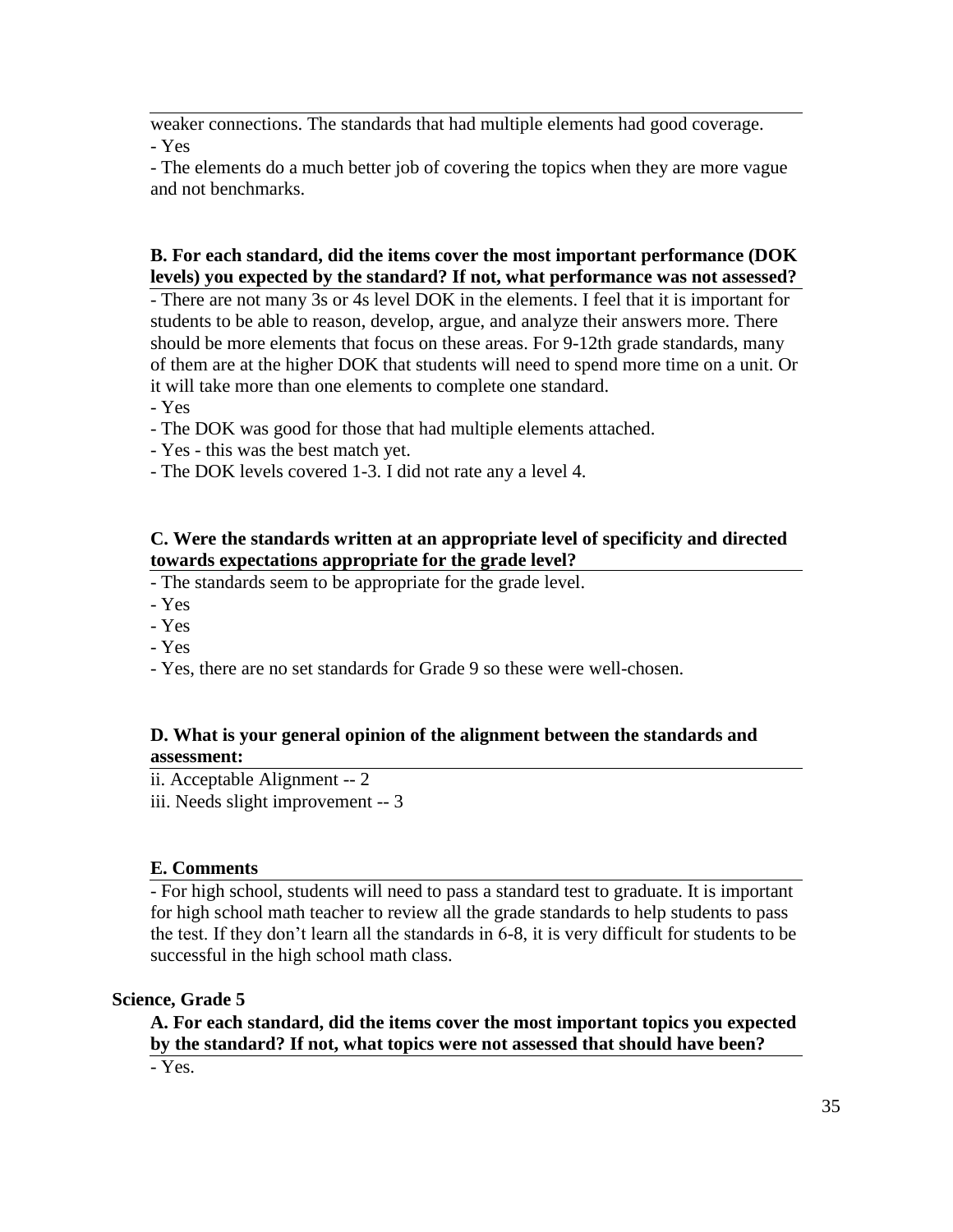weaker connections. The standards that had multiple elements had good coverage.
- Yes
- The elements do a much better job of covering the topics when they are more vague and not benchmarks.

**B. For each standard, did the items cover the most important performance (DOK levels) you expected by the standard? If not, what performance was not assessed?**

- There are not many 3s or 4s level DOK in the elements. I feel that it is important for students to be able to reason, develop, argue, and analyze their answers more. There should be more elements that focus on these areas. For 9-12th grade standards, many of them are at the higher DOK that students will need to spend more time on a unit. Or it will take more than one elements to complete one standard.
- Yes
- The DOK was good for those that had multiple elements attached.
- Yes - this was the best match yet.
- The DOK levels covered 1-3. I did not rate any a level 4.

**C. Were the standards written at an appropriate level of specificity and directed towards expectations appropriate for the grade level?**

- The standards seem to be appropriate for the grade level.
- Yes
- Yes
- Yes
- Yes, there are no set standards for Grade 9 so these were well-chosen.

**D. What is your general opinion of the alignment between the standards and assessment:**

ii. Acceptable Alignment -- 2
iii. Needs slight improvement -- 3

**E. Comments**

- For high school, students will need to pass a standard test to graduate. It is important for high school math teacher to review all the grade standards to help students to pass the test. If they don't learn all the standards in 6-8, it is very difficult for students to be successful in the high school math class.

**Science, Grade 5**

**A. For each standard, did the items cover the most important topics you expected by the standard? If not, what topics were not assessed that should have been?**

- Yes.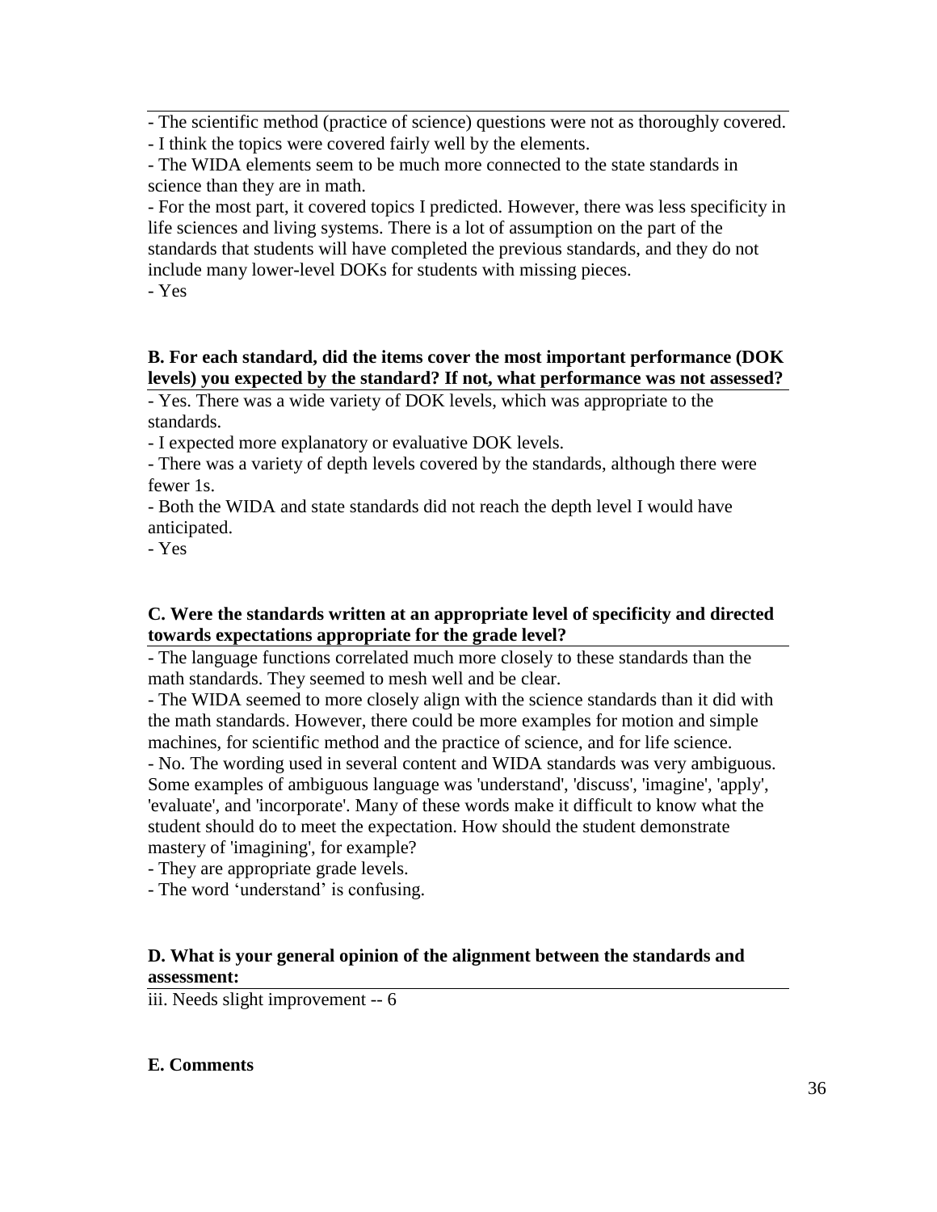- The scientific method (practice of science) questions were not as thoroughly covered.
- I think the topics were covered fairly well by the elements.
- The WIDA elements seem to be much more connected to the state standards in science than they are in math.
- For the most part, it covered topics I predicted. However, there was less specificity in life sciences and living systems. There is a lot of assumption on the part of the standards that students will have completed the previous standards, and they do not include many lower-level DOKs for students with missing pieces.
- Yes

**B. For each standard, did the items cover the most important performance (DOK levels) you expected by the standard? If not, what performance was not assessed?**

- Yes. There was a wide variety of DOK levels, which was appropriate to the standards.
- I expected more explanatory or evaluative DOK levels.
- There was a variety of depth levels covered by the standards, although there were fewer 1s.
- Both the WIDA and state standards did not reach the depth level I would have anticipated.
- Yes

**C. Were the standards written at an appropriate level of specificity and directed towards expectations appropriate for the grade level?**

- The language functions correlated much more closely to these standards than the math standards. They seemed to mesh well and be clear.
- The WIDA seemed to more closely align with the science standards than it did with the math standards. However, there could be more examples for motion and simple machines, for scientific method and the practice of science, and for life science.
- No. The wording used in several content and WIDA standards was very ambiguous. Some examples of ambiguous language was 'understand', 'discuss', 'imagine', 'apply', 'evaluate', and 'incorporate'. Many of these words make it difficult to know what the student should do to meet the expectation. How should the student demonstrate mastery of 'imagining', for example?
- They are appropriate grade levels.
- The word 'understand' is confusing.

**D. What is your general opinion of the alignment between the standards and assessment:**

iii. Needs slight improvement -- 6

**E. Comments**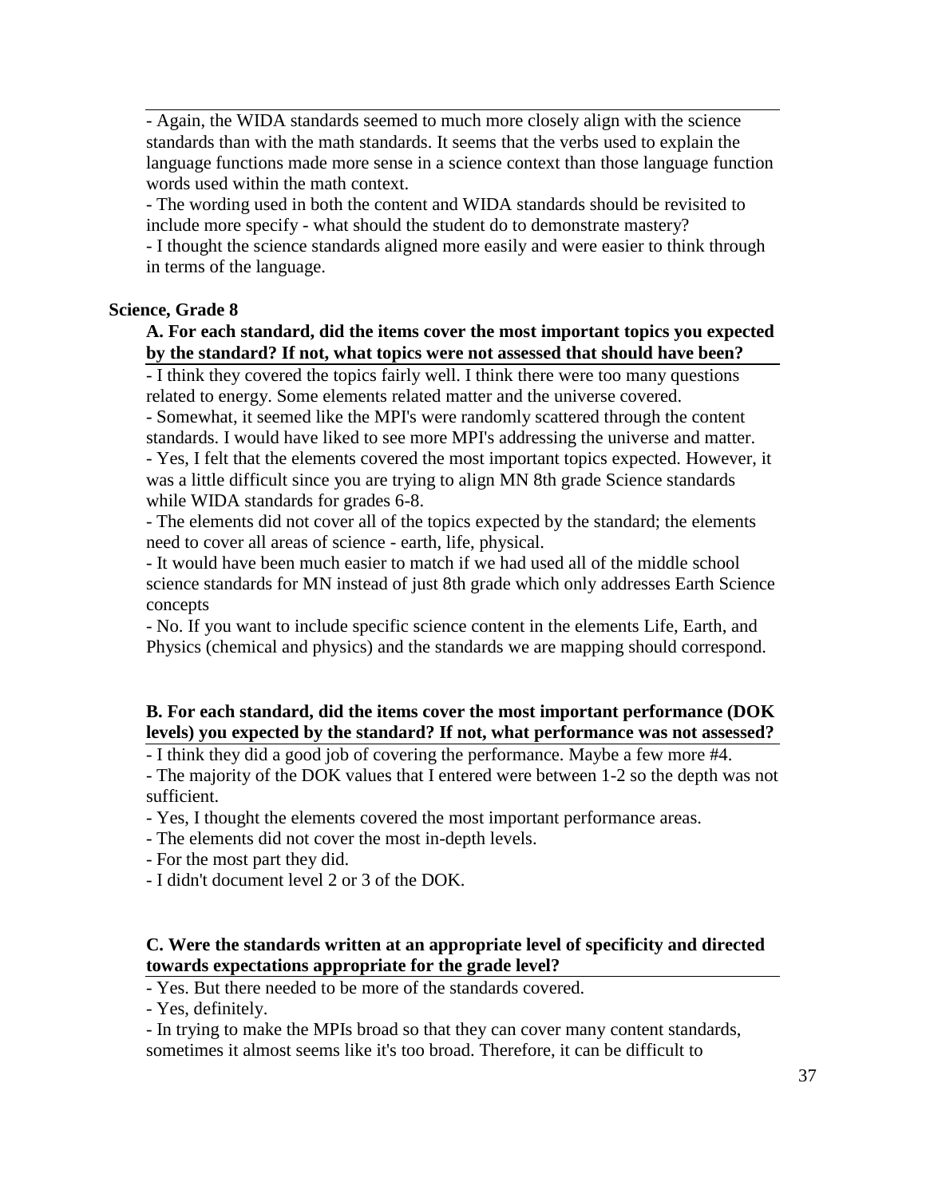- Again, the WIDA standards seemed to much more closely align with the science standards than with the math standards. It seems that the verbs used to explain the language functions made more sense in a science context than those language function words used within the math context.

- The wording used in both the content and WIDA standards should be revisited to include more specify - what should the student do to demonstrate mastery?

- I thought the science standards aligned more easily and were easier to think through in terms of the language.

**Science, Grade 8**

**A. For each standard, did the items cover the most important topics you expected by the standard? If not, what topics were not assessed that should have been?**

- I think they covered the topics fairly well. I think there were too many questions related to energy. Some elements related matter and the universe covered.

- Somewhat, it seemed like the MPI's were randomly scattered through the content standards. I would have liked to see more MPI's addressing the universe and matter.

- Yes, I felt that the elements covered the most important topics expected. However, it was a little difficult since you are trying to align MN 8th grade Science standards while WIDA standards for grades 6-8.

- The elements did not cover all of the topics expected by the standard; the elements need to cover all areas of science - earth, life, physical.

- It would have been much easier to match if we had used all of the middle school science standards for MN instead of just 8th grade which only addresses Earth Science concepts

- No. If you want to include specific science content in the elements Life, Earth, and Physics (chemical and physics) and the standards we are mapping should correspond.

**B. For each standard, did the items cover the most important performance (DOK levels) you expected by the standard? If not, what performance was not assessed?**

- I think they did a good job of covering the performance. Maybe a few more #4.

- The majority of the DOK values that I entered were between 1-2 so the depth was not sufficient.

- Yes, I thought the elements covered the most important performance areas.

- The elements did not cover the most in-depth levels.

- For the most part they did.

- I didn't document level 2 or 3 of the DOK.

**C. Were the standards written at an appropriate level of specificity and directed towards expectations appropriate for the grade level?**

- Yes. But there needed to be more of the standards covered.

- Yes, definitely.

- In trying to make the MPIs broad so that they can cover many content standards, sometimes it almost seems like it's too broad. Therefore, it can be difficult to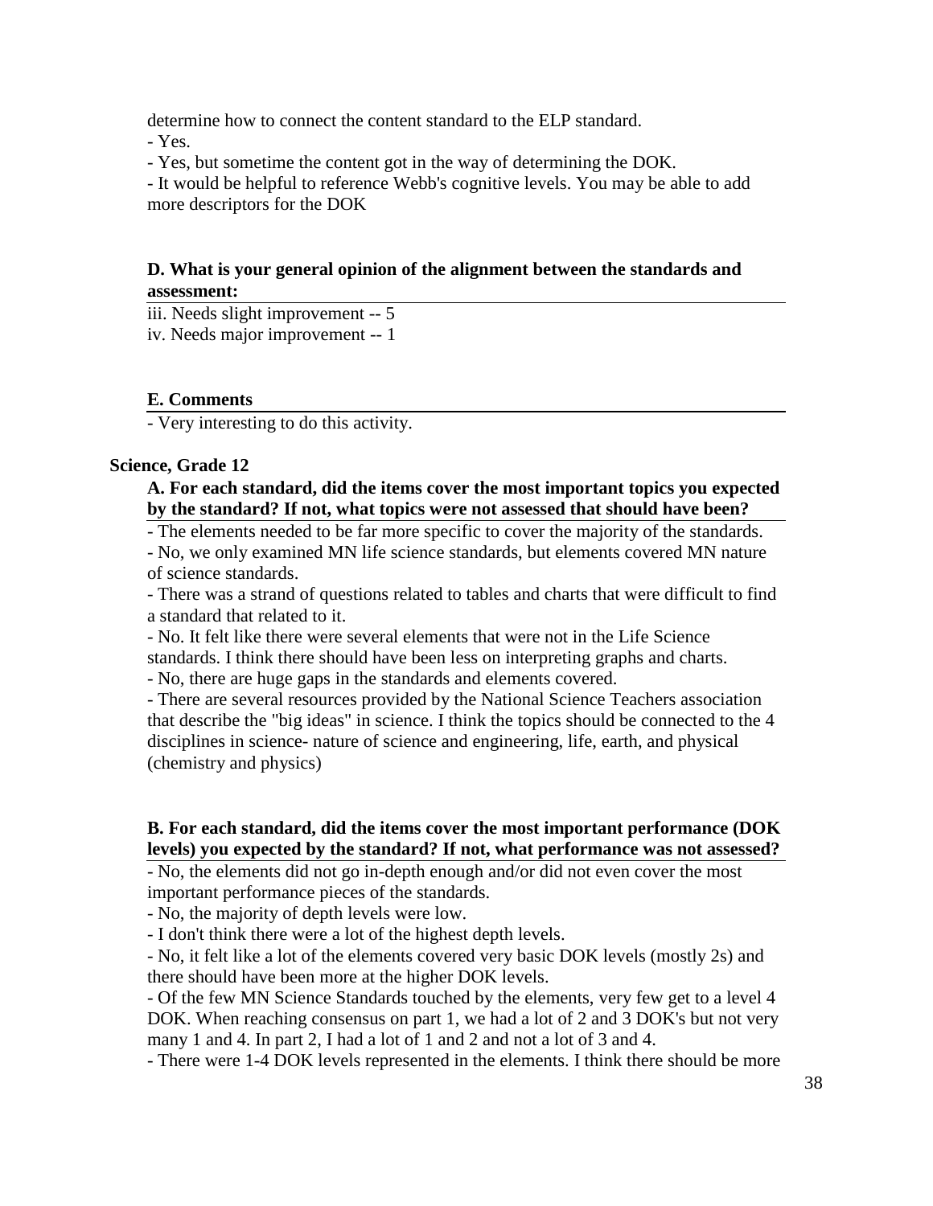determine how to connect the content standard to the ELP standard.

- Yes.
- Yes, but sometime the content got in the way of determining the DOK.
- It would be helpful to reference Webb's cognitive levels. You may be able to add more descriptors for the DOK

**D. What is your general opinion of the alignment between the standards and assessment:**

iii. Needs slight improvement -- 5
iv. Needs major improvement -- 1

**E. Comments**

- Very interesting to do this activity.

### Science, Grade 12

**A. For each standard, did the items cover the most important topics you expected by the standard? If not, what topics were not assessed that should have been?**

- The elements needed to be far more specific to cover the majority of the standards.
- No, we only examined MN life science standards, but elements covered MN nature of science standards.
- There was a strand of questions related to tables and charts that were difficult to find a standard that related to it.
- No. It felt like there were several elements that were not in the Life Science standards. I think there should have been less on interpreting graphs and charts.
- No, there are huge gaps in the standards and elements covered.
- There are several resources provided by the National Science Teachers association that describe the "big ideas" in science. I think the topics should be connected to the 4 disciplines in science- nature of science and engineering, life, earth, and physical (chemistry and physics)

**B. For each standard, did the items cover the most important performance (DOK levels) you expected by the standard? If not, what performance was not assessed?**

- No, the elements did not go in-depth enough and/or did not even cover the most important performance pieces of the standards.
- No, the majority of depth levels were low.
- I don't think there were a lot of the highest depth levels.
- No, it felt like a lot of the elements covered very basic DOK levels (mostly 2s) and there should have been more at the higher DOK levels.
- Of the few MN Science Standards touched by the elements, very few get to a level 4 DOK. When reaching consensus on part 1, we had a lot of 2 and 3 DOK's but not very many 1 and 4. In part 2, I had a lot of 1 and 2 and not a lot of 3 and 4.
- There were 1-4 DOK levels represented in the elements. I think there should be more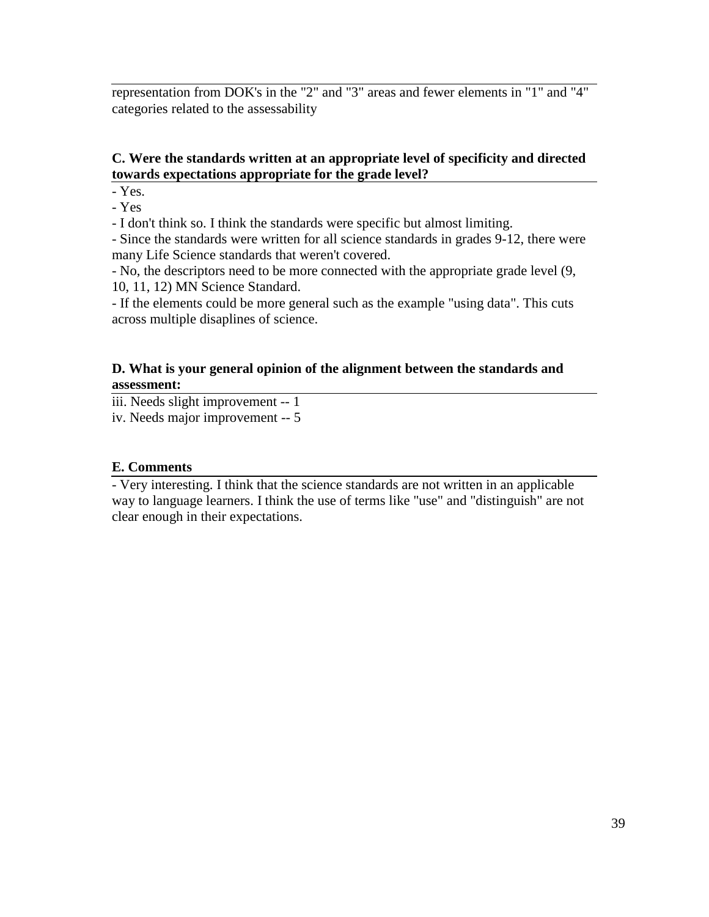representation from DOK's in the "2" and "3" areas and fewer elements in "1" and "4" categories related to the assessability

**C. Were the standards written at an appropriate level of specificity and directed towards expectations appropriate for the grade level?**

- Yes.
- Yes
- I don't think so. I think the standards were specific but almost limiting.
- Since the standards were written for all science standards in grades 9-12, there were many Life Science standards that weren't covered.
- No, the descriptors need to be more connected with the appropriate grade level (9, 10, 11, 12) MN Science Standard.
- If the elements could be more general such as the example "using data". This cuts across multiple disaplines of science.

**D. What is your general opinion of the alignment between the standards and assessment:**

iii. Needs slight improvement -- 1
iv. Needs major improvement -- 5

**E. Comments**

- Very interesting. I think that the science standards are not written in an applicable way to language learners. I think the use of terms like "use" and "distinguish" are not clear enough in their expectations.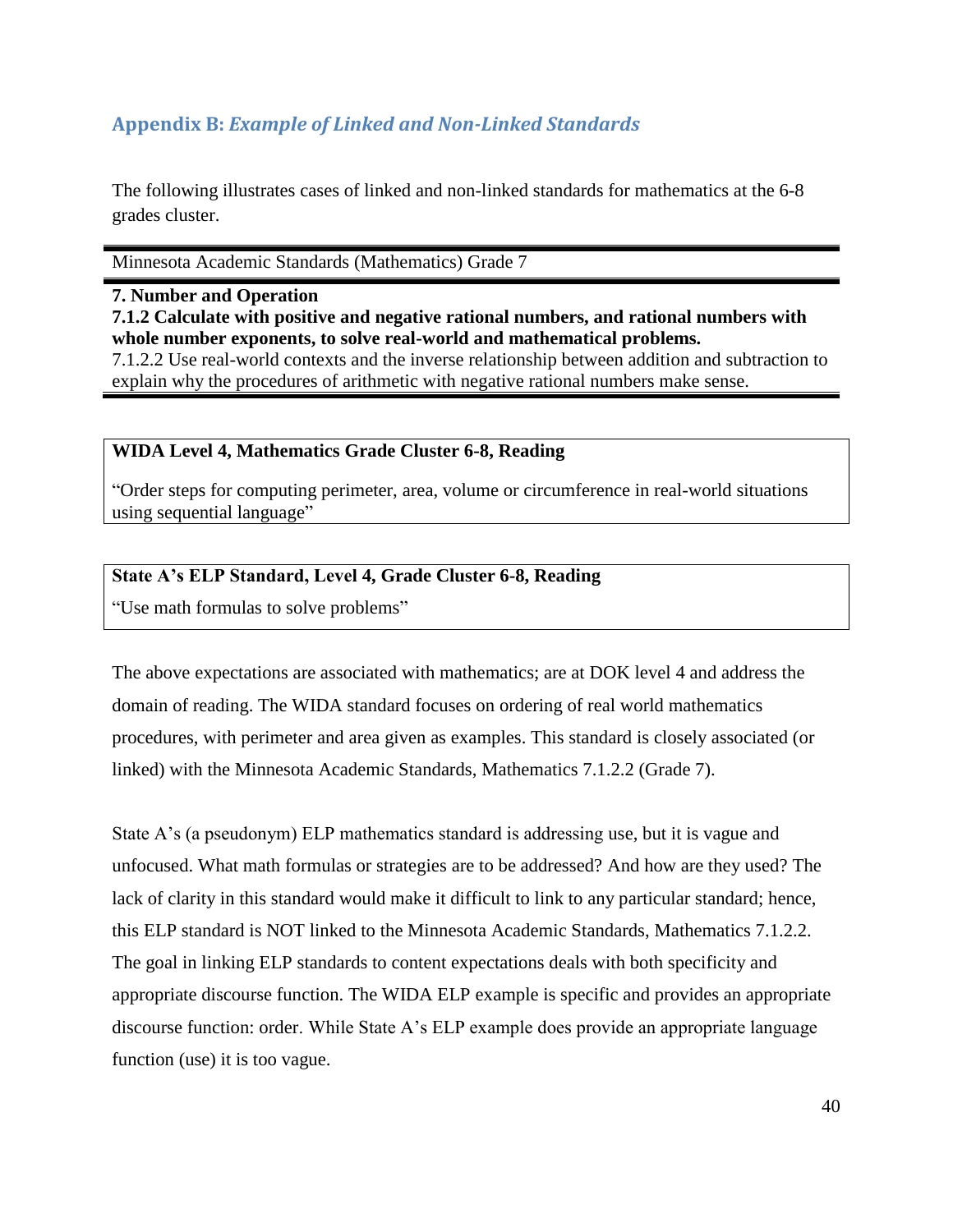## Appendix B: *Example of Linked and Non-Linked Standards*

The following illustrates cases of linked and non-linked standards for mathematics at the 6-8 grades cluster.

Minnesota Academic Standards (Mathematics) Grade 7

**7. Number and Operation**
**7.1.2 Calculate with positive and negative rational numbers, and rational numbers with whole number exponents, to solve real-world and mathematical problems.**
7.1.2.2 Use real-world contexts and the inverse relationship between addition and subtraction to explain why the procedures of arithmetic with negative rational numbers make sense.

**WIDA Level 4, Mathematics Grade Cluster 6-8, Reading**

"Order steps for computing perimeter, area, volume or circumference in real-world situations using sequential language"

**State A's ELP Standard, Level 4, Grade Cluster 6-8, Reading**

"Use math formulas to solve problems"

The above expectations are associated with mathematics; are at DOK level 4 and address the domain of reading. The WIDA standard focuses on ordering of real world mathematics procedures, with perimeter and area given as examples. This standard is closely associated (or linked) with the Minnesota Academic Standards, Mathematics 7.1.2.2 (Grade 7).

State A's (a pseudonym) ELP mathematics standard is addressing use, but it is vague and unfocused. What math formulas or strategies are to be addressed? And how are they used? The lack of clarity in this standard would make it difficult to link to any particular standard; hence, this ELP standard is NOT linked to the Minnesota Academic Standards, Mathematics 7.1.2.2. The goal in linking ELP standards to content expectations deals with both specificity and appropriate discourse function. The WIDA ELP example is specific and provides an appropriate discourse function: order. While State A's ELP example does provide an appropriate language function (use) it is too vague.